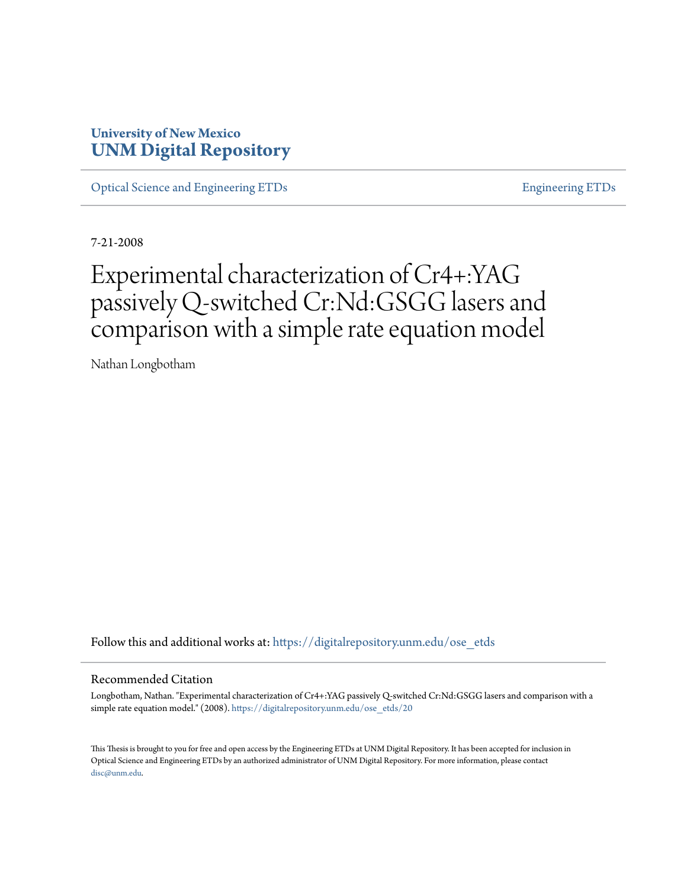**University of New Mexico**
**UNM Digital Repository**

Optical Science and Engineering ETDs | Engineering ETDs

7-21-2008

# Experimental characterization of Cr4+:YAG passively Q-switched Cr:Nd:GSGG lasers and comparison with a simple rate equation model

Nathan Longbotham

Follow this and additional works at: https://digitalrepository.unm.edu/ose_etds

## Recommended Citation

Longbotham, Nathan. "Experimental characterization of Cr4+:YAG passively Q-switched Cr:Nd:GSGG lasers and comparison with a simple rate equation model." (2008). https://digitalrepository.unm.edu/ose_etds/20

This Thesis is brought to you for free and open access by the Engineering ETDs at UNM Digital Repository. It has been accepted for inclusion in Optical Science and Engineering ETDs by an authorized administrator of UNM Digital Repository. For more information, please contact disc@unm.edu.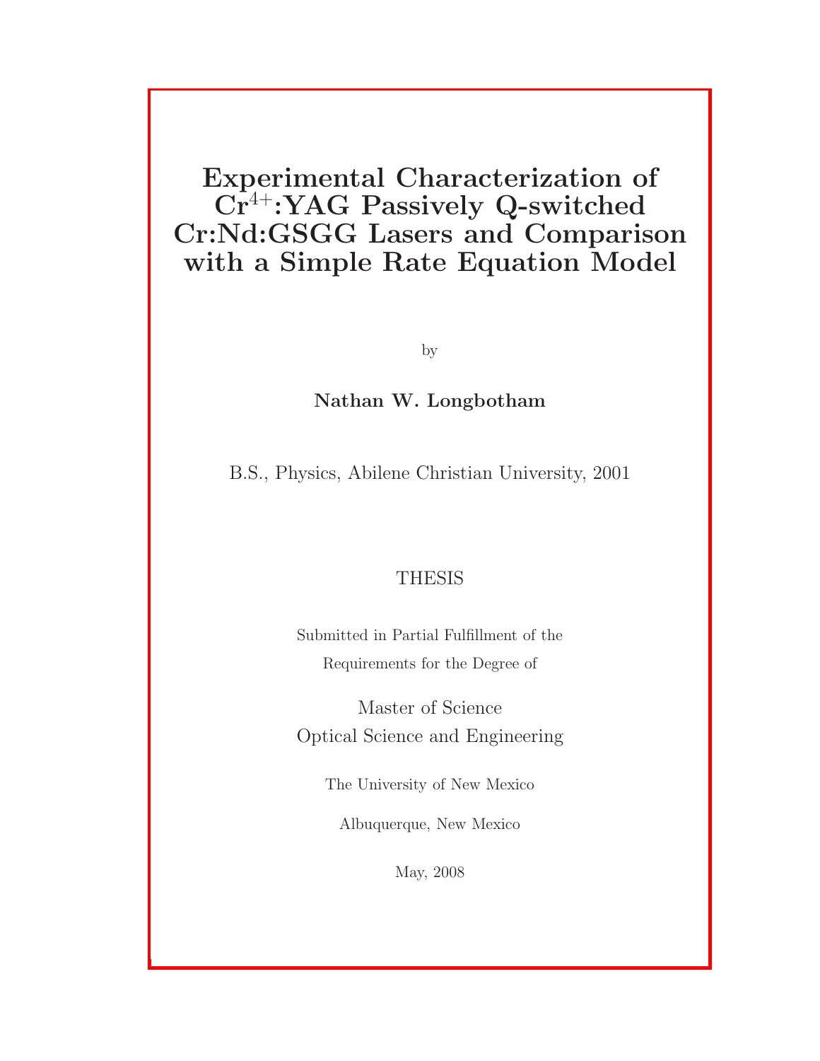# Experimental Characterization of $Cr^{4+}$:YAG Passively Q-switched Cr:Nd:GSGG Lasers and Comparison with a Simple Rate Equation Model

by

**Nathan W. Longbotham**

B.S., Physics, Abilene Christian University, 2001

THESIS

Submitted in Partial Fulfillment of the Requirements for the Degree of

Master of Science
Optical Science and Engineering

The University of New Mexico

Albuquerque, New Mexico

May, 2008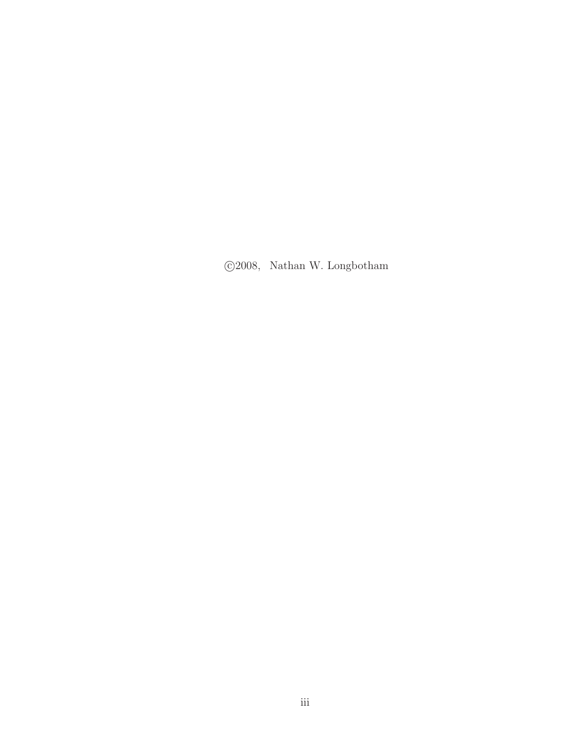©2008, Nathan W. Longbotham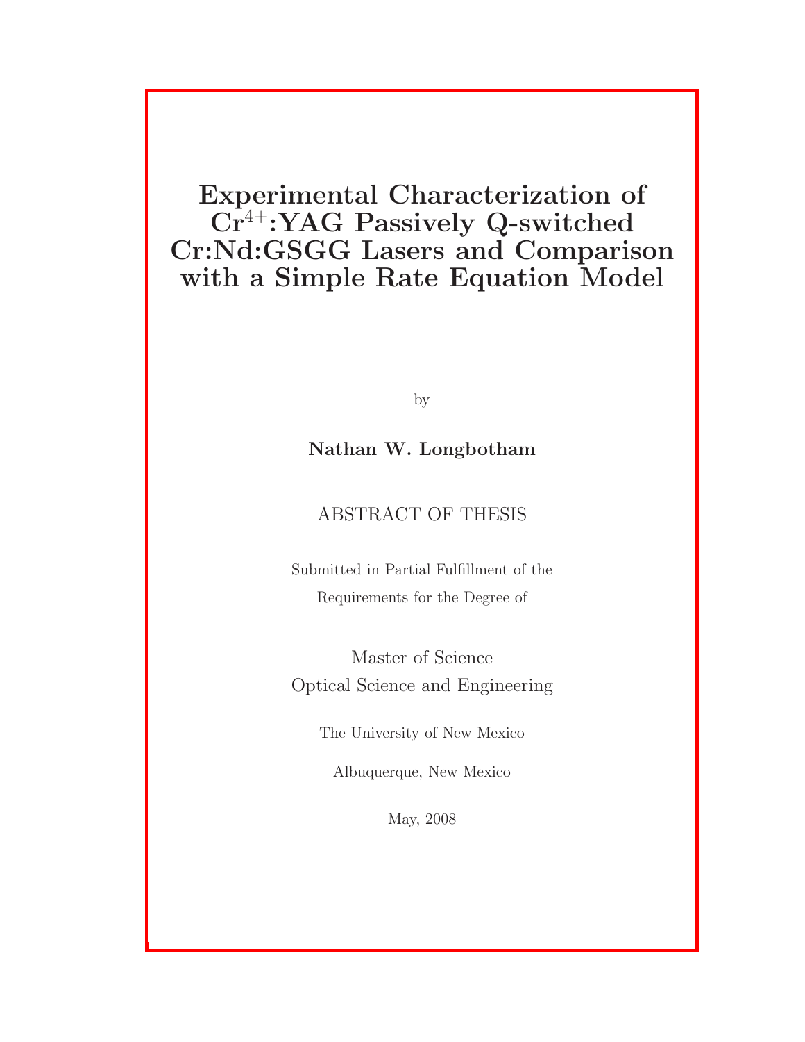# Experimental Characterization of $Cr^{4+}$:YAG Passively Q-switched Cr:Nd:GSGG Lasers and Comparison with a Simple Rate Equation Model

by

**Nathan W. Longbotham**

ABSTRACT OF THESIS

Submitted in Partial Fulfillment of the Requirements for the Degree of

Master of Science
Optical Science and Engineering

The University of New Mexico

Albuquerque, New Mexico

May, 2008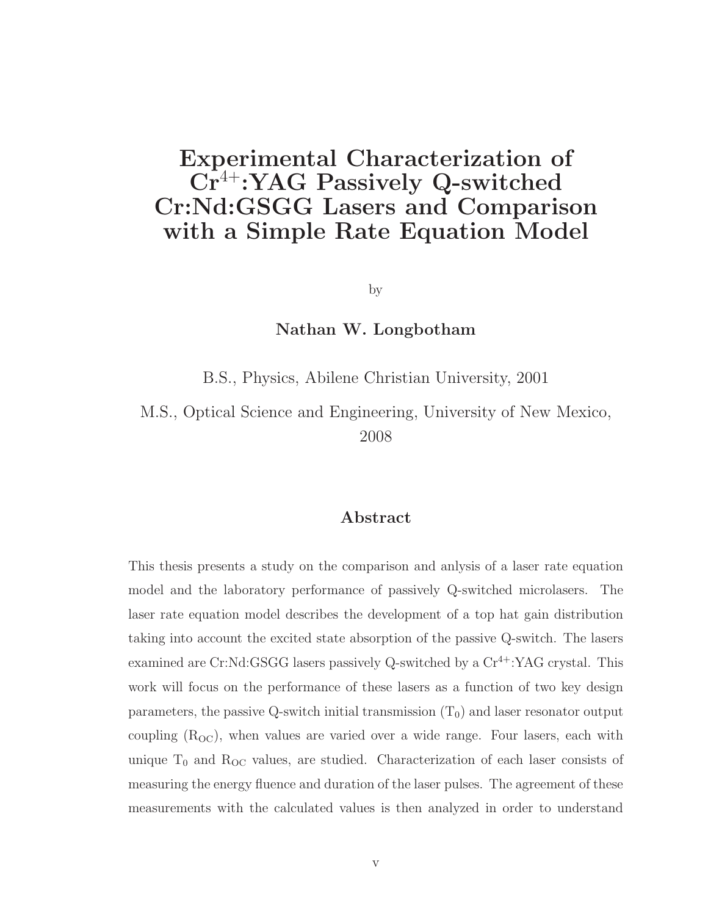# Experimental Characterization of $Cr^{4+}$:YAG Passively Q-switched Cr:Nd:GSGG Lasers and Comparison with a Simple Rate Equation Model

by

**Nathan W. Longbotham**

B.S., Physics, Abilene Christian University, 2001

M.S., Optical Science and Engineering, University of New Mexico, 2008

## Abstract

This thesis presents a study on the comparison and anlysis of a laser rate equation model and the laboratory performance of passively Q-switched microlasers. The laser rate equation model describes the development of a top hat gain distribution taking into account the excited state absorption of the passive Q-switch. The lasers examined are Cr:Nd:GSGG lasers passively Q-switched by a $Cr^{4+}$:YAG crystal. This work will focus on the performance of these lasers as a function of two key design parameters, the passive Q-switch initial transmission ($T_0$) and laser resonator output coupling ($R_{OC}$), when values are varied over a wide range. Four lasers, each with unique $T_0$ and $R_{OC}$ values, are studied. Characterization of each laser consists of measuring the energy fluence and duration of the laser pulses. The agreement of these measurements with the calculated values is then analyzed in order to understand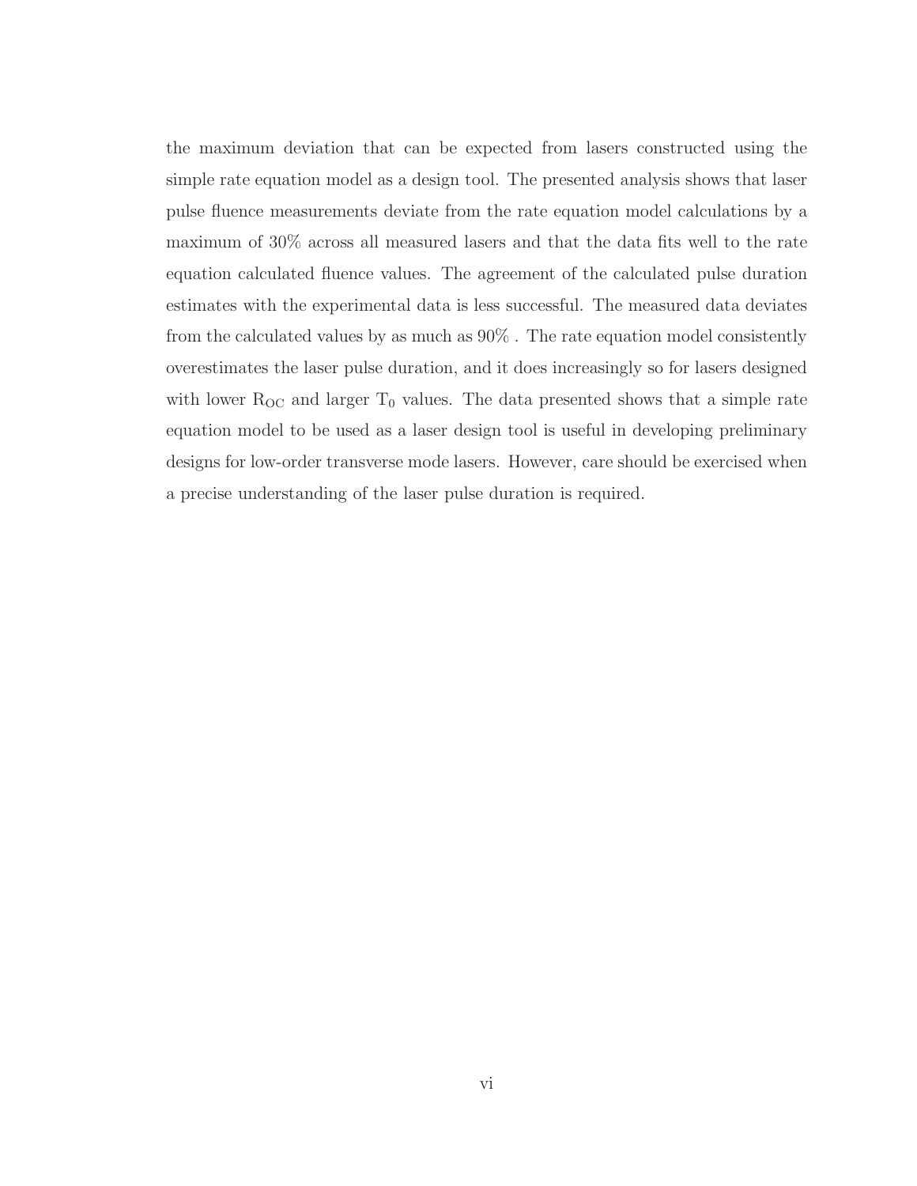the maximum deviation that can be expected from lasers constructed using the simple rate equation model as a design tool. The presented analysis shows that laser pulse fluence measurements deviate from the rate equation model calculations by a maximum of 30% across all measured lasers and that the data fits well to the rate equation calculated fluence values. The agreement of the calculated pulse duration estimates with the experimental data is less successful. The measured data deviates from the calculated values by as much as 90% . The rate equation model consistently overestimates the laser pulse duration, and it does increasingly so for lasers designed with lower $R_{OC}$ and larger $T_0$ values. The data presented shows that a simple rate equation model to be used as a laser design tool is useful in developing preliminary designs for low-order transverse mode lasers. However, care should be exercised when a precise understanding of the laser pulse duration is required.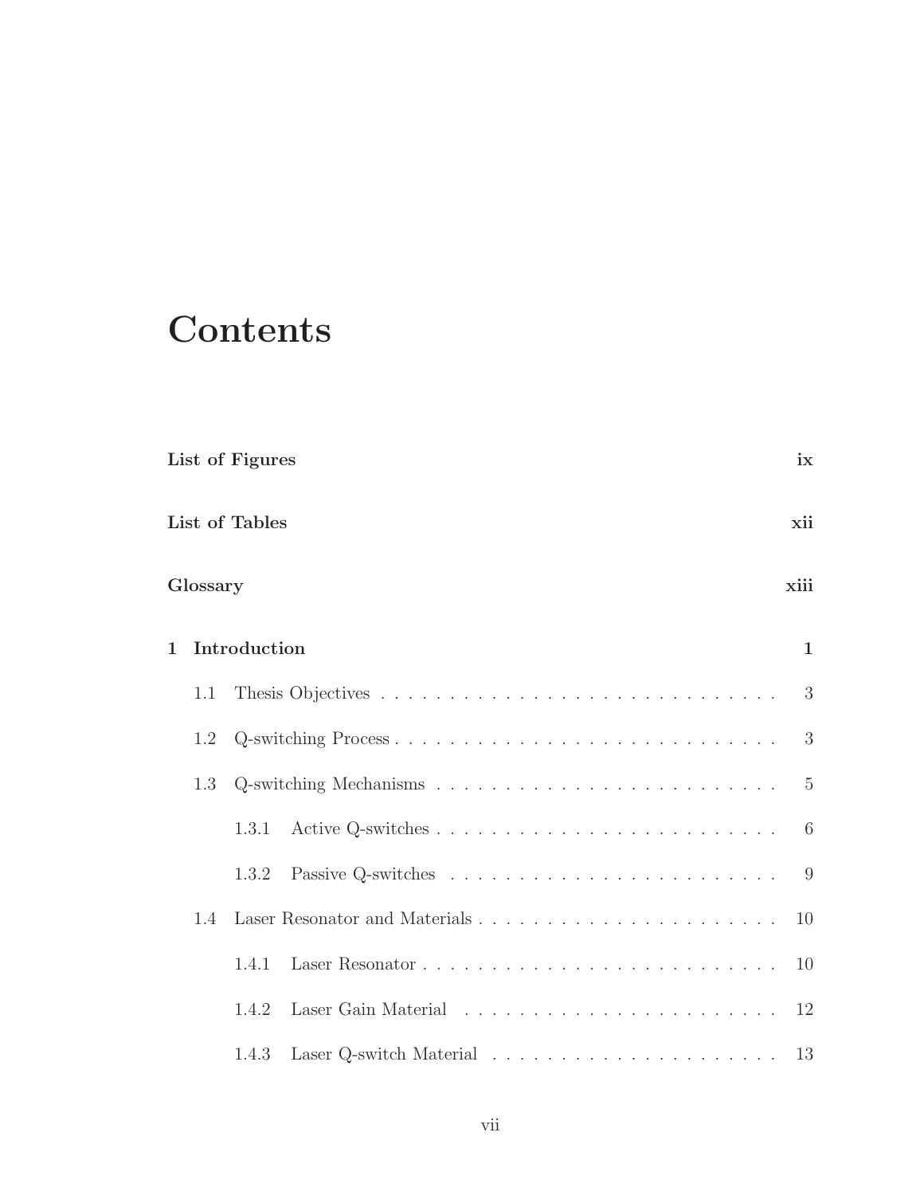# Contents

**List of Figures** **ix**

**List of Tables** **xii**

**Glossary** **xiii**

**1 Introduction** **1**

- 1.1 Thesis Objectives . . . . . . . . . . . . . . . . . . . . . . . . . . . . . 3
- 1.2 Q-switching Process . . . . . . . . . . . . . . . . . . . . . . . . . . . . 3
- 1.3 Q-switching Mechanisms . . . . . . . . . . . . . . . . . . . . . . . . . 5
  - 1.3.1 Active Q-switches . . . . . . . . . . . . . . . . . . . . . . . . . 6
  - 1.3.2 Passive Q-switches . . . . . . . . . . . . . . . . . . . . . . . . 9
- 1.4 Laser Resonator and Materials . . . . . . . . . . . . . . . . . . . . . . 10
  - 1.4.1 Laser Resonator . . . . . . . . . . . . . . . . . . . . . . . . . . 10
  - 1.4.2 Laser Gain Material . . . . . . . . . . . . . . . . . . . . . . . 12
  - 1.4.3 Laser Q-switch Material . . . . . . . . . . . . . . . . . . . . . 13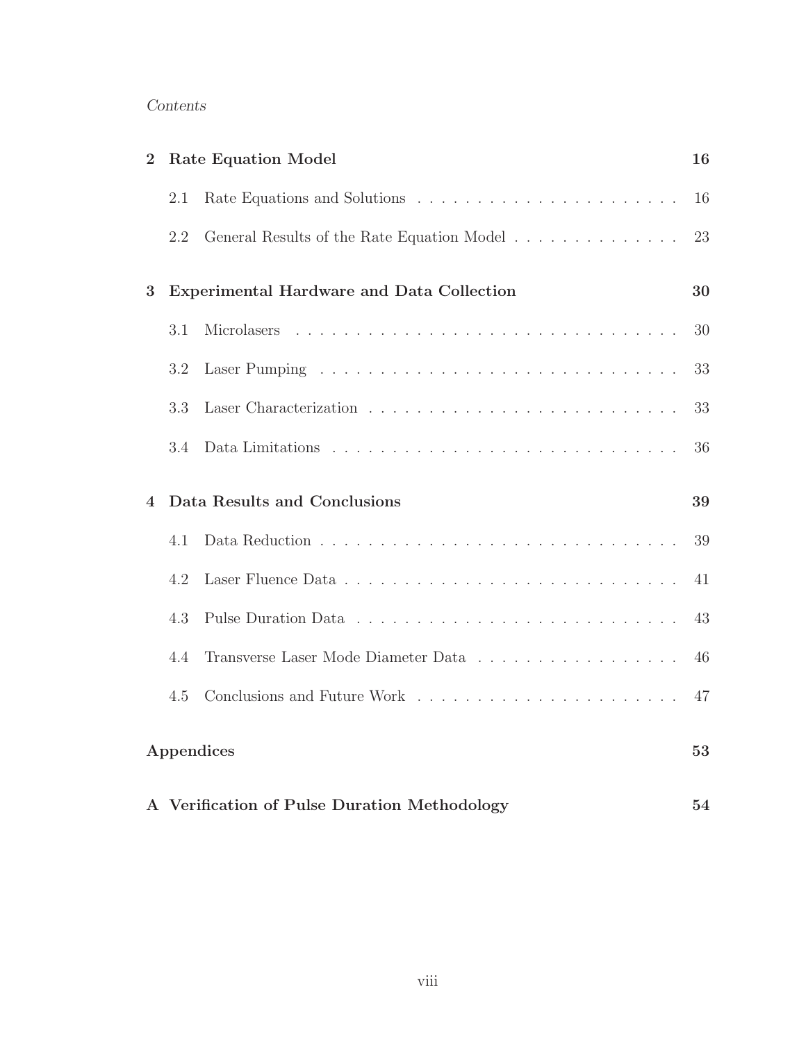| | | |
|---|---|---|
| **2** | **Rate Equation Model** | **16** |
| 2.1 | Rate Equations and Solutions | 16 |
| 2.2 | General Results of the Rate Equation Model | 23 |
| **3** | **Experimental Hardware and Data Collection** | **30** |
| 3.1 | Microlasers | 30 |
| 3.2 | Laser Pumping | 33 |
| 3.3 | Laser Characterization | 33 |
| 3.4 | Data Limitations | 36 |
| **4** | **Data Results and Conclusions** | **39** |
| 4.1 | Data Reduction | 39 |
| 4.2 | Laser Fluence Data | 41 |
| 4.3 | Pulse Duration Data | 43 |
| 4.4 | Transverse Laser Mode Diameter Data | 46 |
| 4.5 | Conclusions and Future Work | 47 |
| | **Appendices** | **53** |
| **A** | **Verification of Pulse Duration Methodology** | **54** |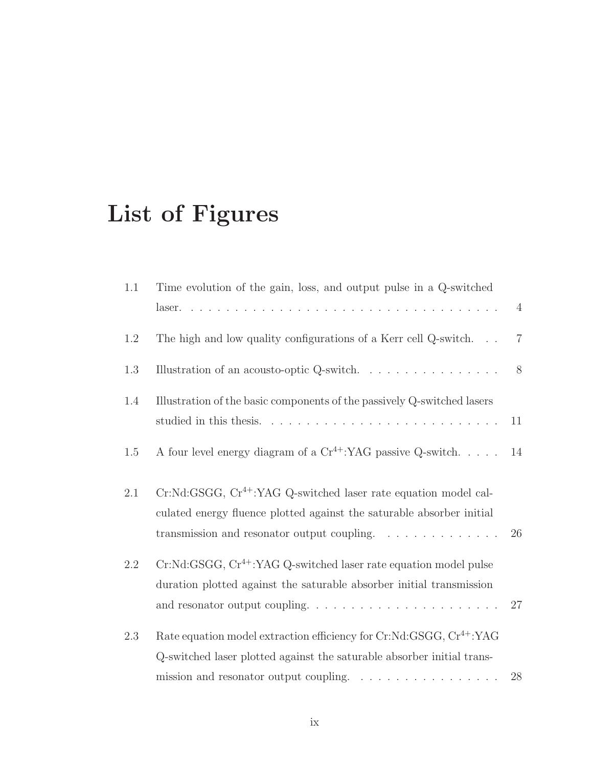# List of Figures

| | | |
|---|---|---|
| 1.1 | Time evolution of the gain, loss, and output pulse in a Q-switched laser. | 4 |
| 1.2 | The high and low quality configurations of a Kerr cell Q-switch. | 7 |
| 1.3 | Illustration of an acousto-optic Q-switch. | 8 |
| 1.4 | Illustration of the basic components of the passively Q-switched lasers studied in this thesis. | 11 |
| 1.5 | A four level energy diagram of a $Cr^{4+}$:YAG passive Q-switch. | 14 |
| 2.1 | Cr:Nd:GSGG, $Cr^{4+}$:YAG Q-switched laser rate equation model calculated energy fluence plotted against the saturable absorber initial transmission and resonator output coupling. | 26 |
| 2.2 | Cr:Nd:GSGG, $Cr^{4+}$:YAG Q-switched laser rate equation model pulse duration plotted against the saturable absorber initial transmission and resonator output coupling. | 27 |
| 2.3 | Rate equation model extraction efficiency for Cr:Nd:GSGG, $Cr^{4+}$:YAG Q-switched laser plotted against the saturable absorber initial transmission and resonator output coupling. | 28 |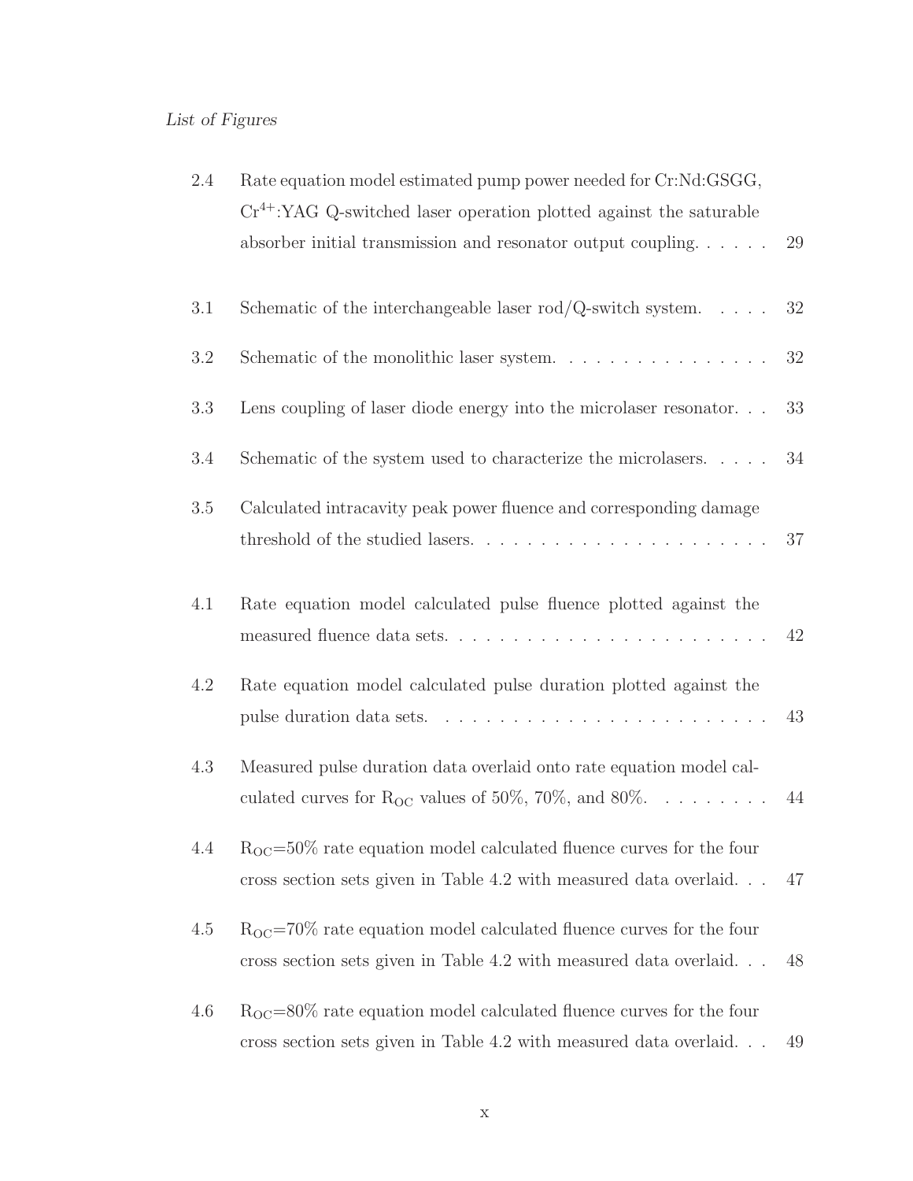| | | |
|---|---|---|
| 2.4 | Rate equation model estimated pump power needed for Cr:Nd:GSGG, $Cr^{4+}$:YAG Q-switched laser operation plotted against the saturable absorber initial transmission and resonator output coupling. | 29 |
| 3.1 | Schematic of the interchangeable laser rod/Q-switch system. | 32 |
| 3.2 | Schematic of the monolithic laser system. | 32 |
| 3.3 | Lens coupling of laser diode energy into the microlaser resonator. | 33 |
| 3.4 | Schematic of the system used to characterize the microlasers. | 34 |
| 3.5 | Calculated intracavity peak power fluence and corresponding damage threshold of the studied lasers. | 37 |
| 4.1 | Rate equation model calculated pulse fluence plotted against the measured fluence data sets. | 42 |
| 4.2 | Rate equation model calculated pulse duration plotted against the pulse duration data sets. | 43 |
| 4.3 | Measured pulse duration data overlaid onto rate equation model calculated curves for $R_{OC}$ values of 50%, 70%, and 80%. | 44 |
| 4.4 | $R_{OC}$=50% rate equation model calculated fluence curves for the four cross section sets given in Table 4.2 with measured data overlaid. | 47 |
| 4.5 | $R_{OC}$=70% rate equation model calculated fluence curves for the four cross section sets given in Table 4.2 with measured data overlaid. | 48 |
| 4.6 | $R_{OC}$=80% rate equation model calculated fluence curves for the four cross section sets given in Table 4.2 with measured data overlaid. | 49 |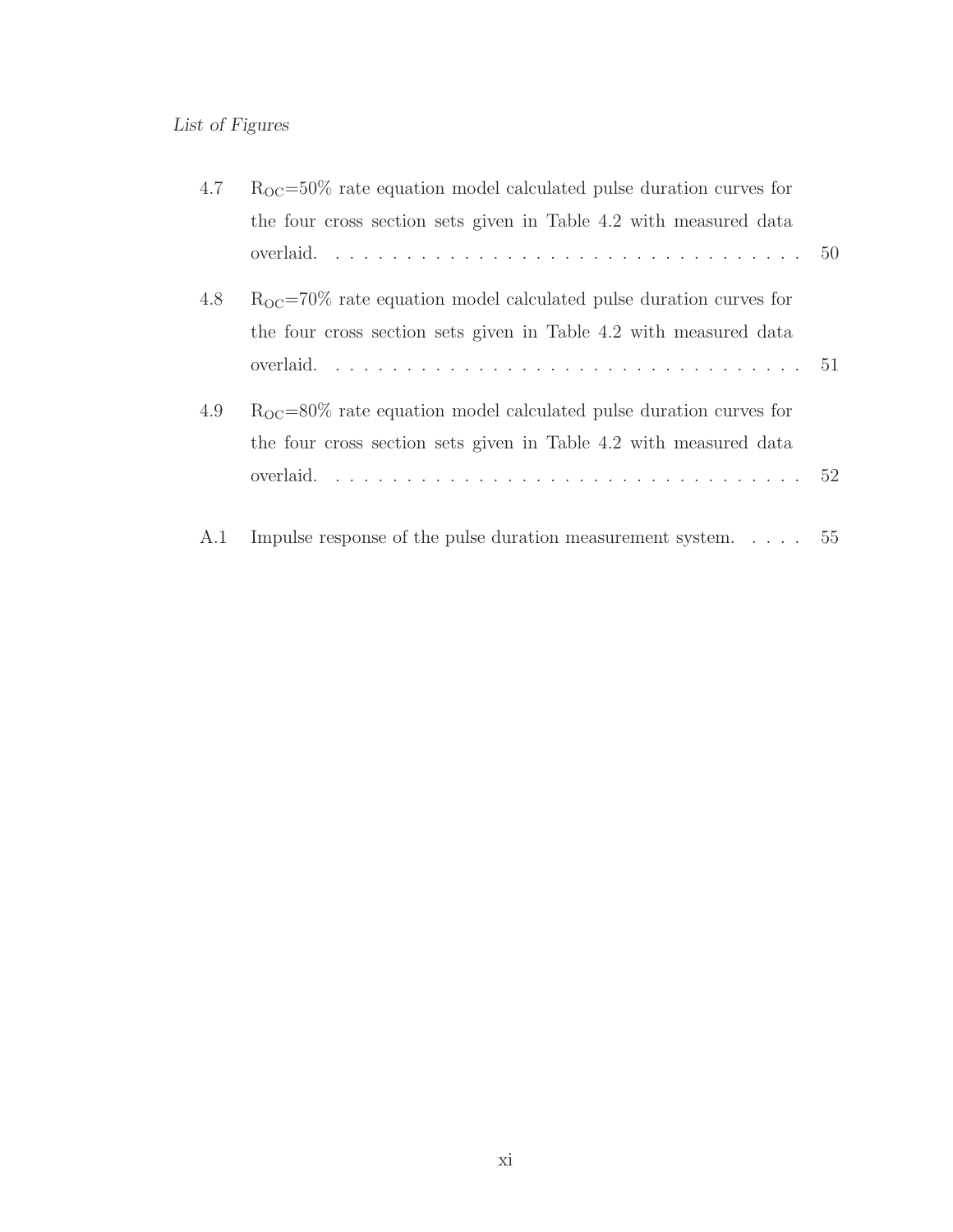| | | |
|---|---|---|
| 4.7 | $R_{OC}$=50% rate equation model calculated pulse duration curves for the four cross section sets given in Table 4.2 with measured data overlaid. | 50 |
| 4.8 | $R_{OC}$=70% rate equation model calculated pulse duration curves for the four cross section sets given in Table 4.2 with measured data overlaid. | 51 |
| 4.9 | $R_{OC}$=80% rate equation model calculated pulse duration curves for the four cross section sets given in Table 4.2 with measured data overlaid. | 52 |
| A.1 | Impulse response of the pulse duration measurement system. | 55 |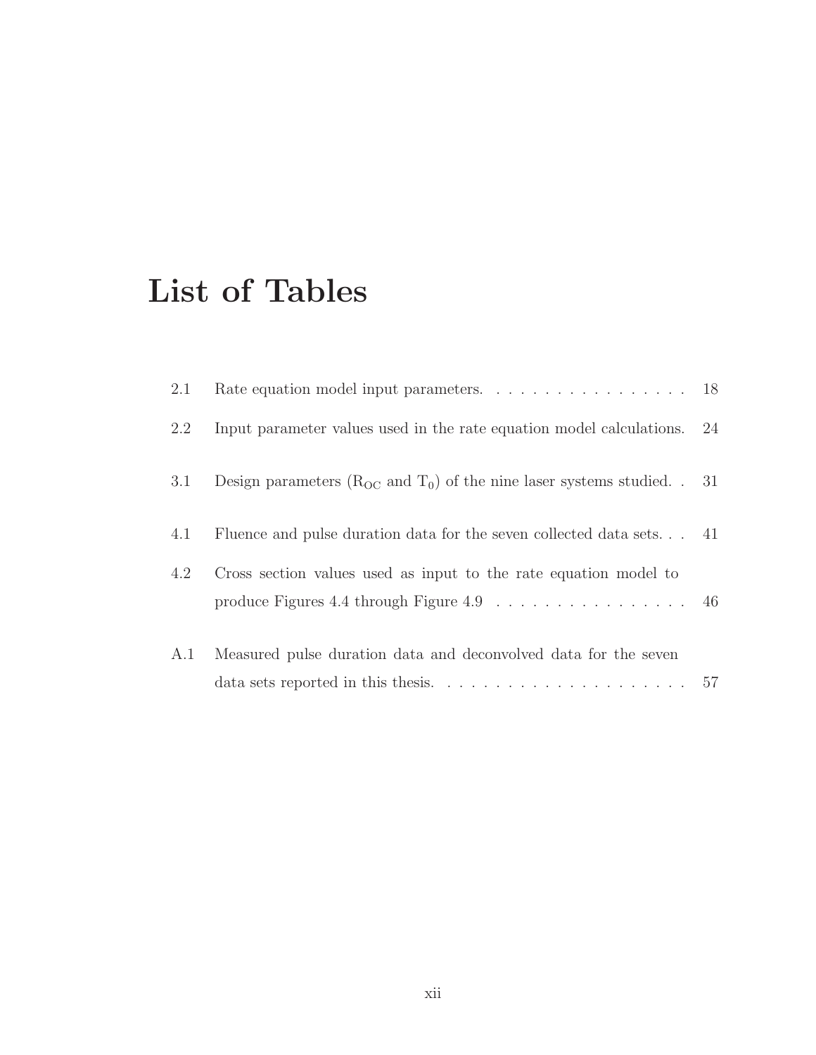# List of Tables

| | | |
|---|---|---|
| 2.1 | Rate equation model input parameters. | 18 |
| 2.2 | Input parameter values used in the rate equation model calculations. | 24 |
| 3.1 | Design parameters ($R_{OC}$ and $T_0$) of the nine laser systems studied. | 31 |
| 4.1 | Fluence and pulse duration data for the seven collected data sets. | 41 |
| 4.2 | Cross section values used as input to the rate equation model to produce Figures 4.4 through Figure 4.9 | 46 |
| A.1 | Measured pulse duration data and deconvolved data for the seven data sets reported in this thesis. | 57 |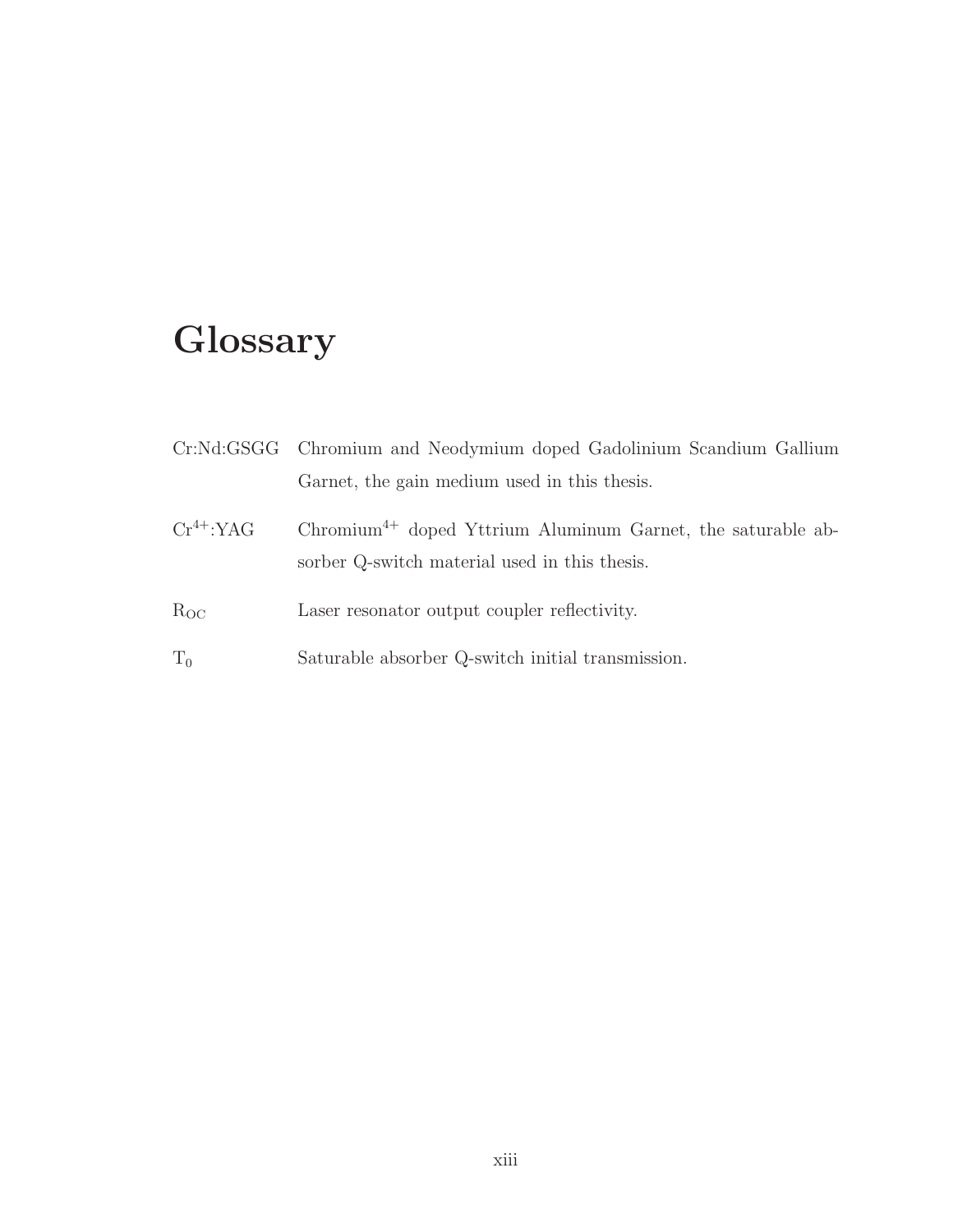# Glossary

**Cr:Nd:GSGG** Chromium and Neodymium doped Gadolinium Scandium Gallium Garnet, the gain medium used in this thesis.

**$Cr^{4+}$:YAG** Chromium$^{4+}$ doped Yttrium Aluminum Garnet, the saturable absorber Q-switch material used in this thesis.

**$R_{OC}$** Laser resonator output coupler reflectivity.

**$T_0$** Saturable absorber Q-switch initial transmission.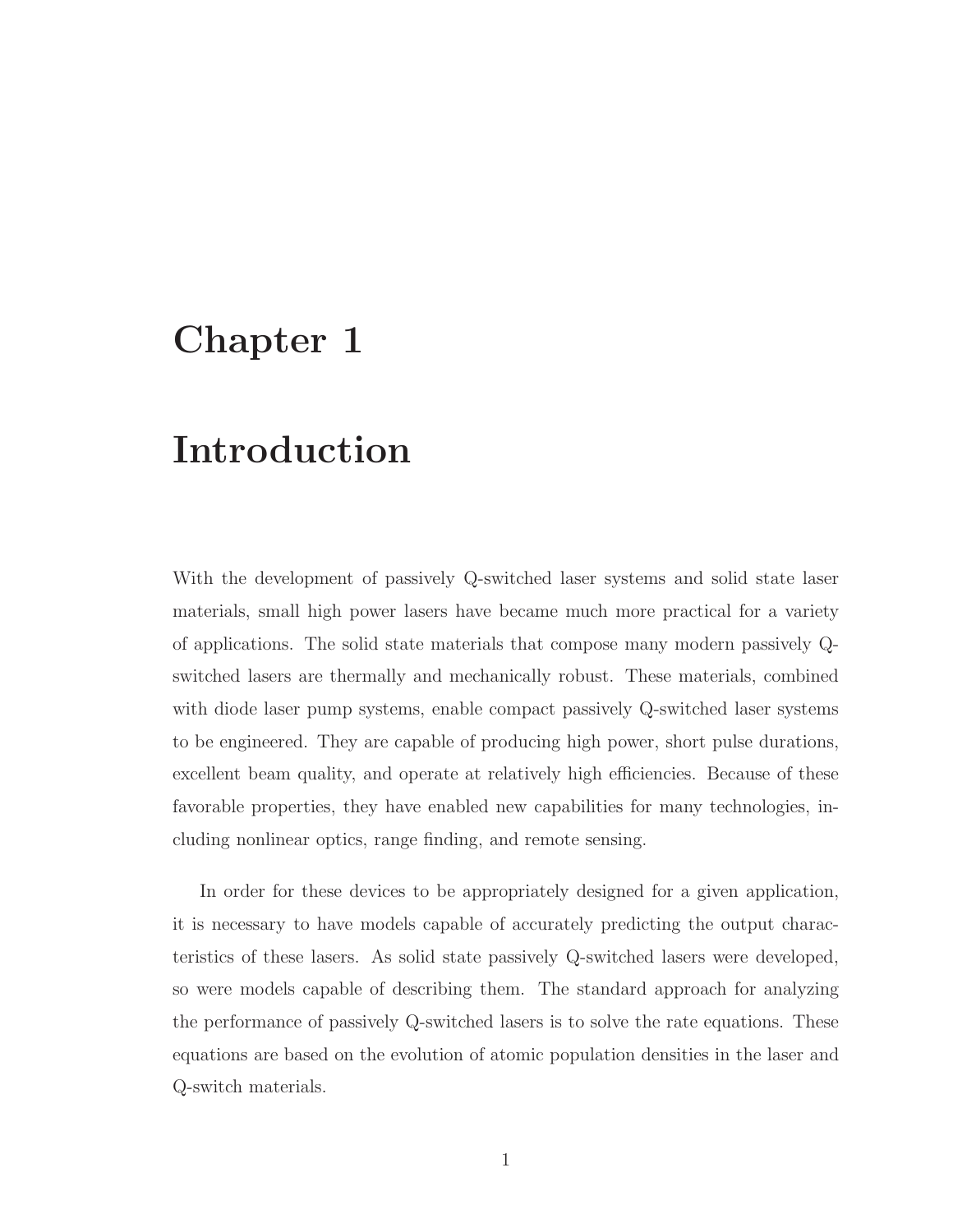# Chapter 1

# Introduction

With the development of passively Q-switched laser systems and solid state laser materials, small high power lasers have became much more practical for a variety of applications. The solid state materials that compose many modern passively Q-switched lasers are thermally and mechanically robust. These materials, combined with diode laser pump systems, enable compact passively Q-switched laser systems to be engineered. They are capable of producing high power, short pulse durations, excellent beam quality, and operate at relatively high efficiencies. Because of these favorable properties, they have enabled new capabilities for many technologies, including nonlinear optics, range finding, and remote sensing.

In order for these devices to be appropriately designed for a given application, it is necessary to have models capable of accurately predicting the output characteristics of these lasers. As solid state passively Q-switched lasers were developed, so were models capable of describing them. The standard approach for analyzing the performance of passively Q-switched lasers is to solve the rate equations. These equations are based on the evolution of atomic population densities in the laser and Q-switch materials.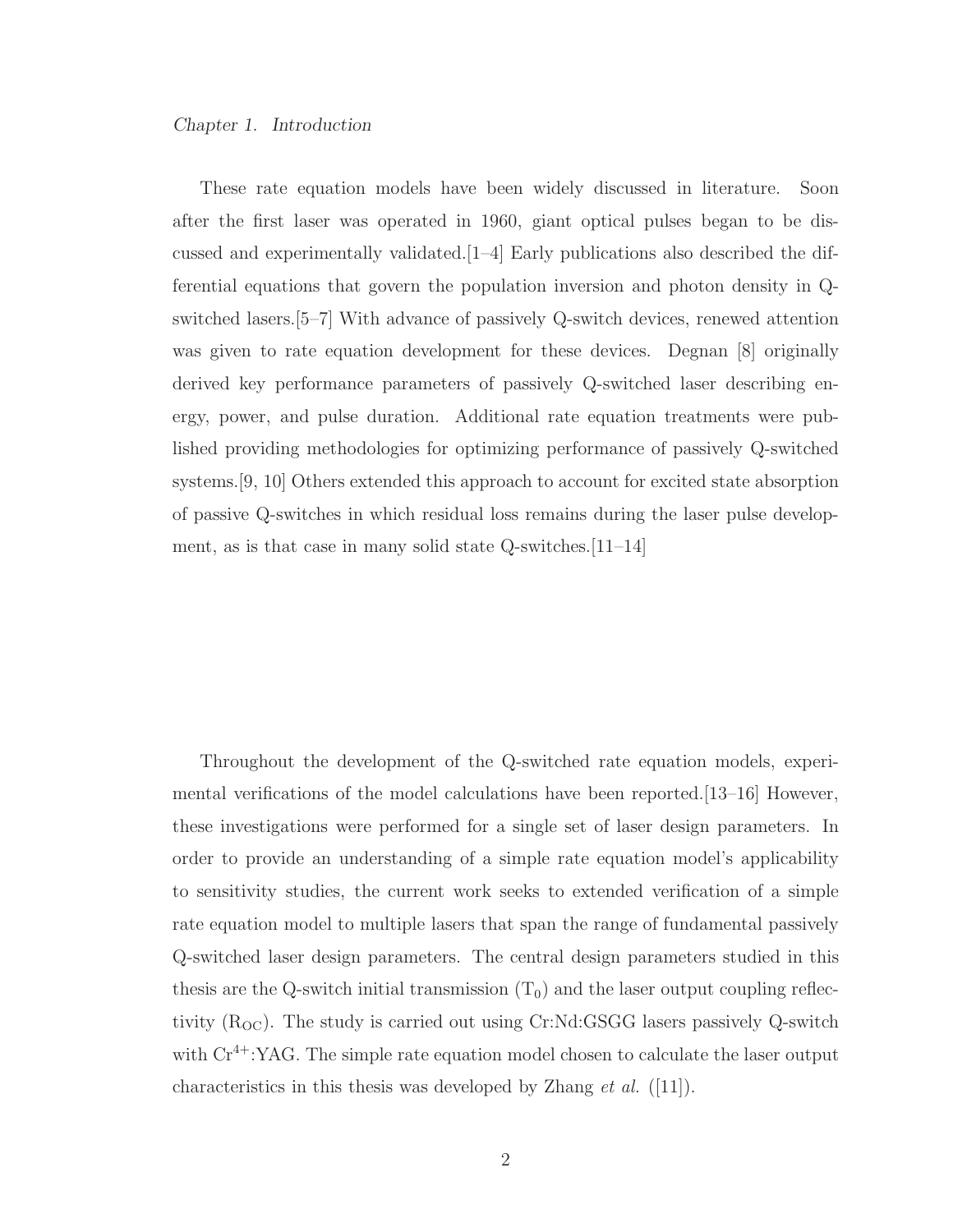These rate equation models have been widely discussed in literature. Soon after the first laser was operated in 1960, giant optical pulses began to be discussed and experimentally validated.[1–4] Early publications also described the differential equations that govern the population inversion and photon density in Q-switched lasers.[5–7] With advance of passively Q-switch devices, renewed attention was given to rate equation development for these devices. Degnan [8] originally derived key performance parameters of passively Q-switched laser describing energy, power, and pulse duration. Additional rate equation treatments were published providing methodologies for optimizing performance of passively Q-switched systems.[9, 10] Others extended this approach to account for excited state absorption of passive Q-switches in which residual loss remains during the laser pulse development, as is that case in many solid state Q-switches.[11–14]

Throughout the development of the Q-switched rate equation models, experimental verifications of the model calculations have been reported.[13–16] However, these investigations were performed for a single set of laser design parameters. In order to provide an understanding of a simple rate equation model's applicability to sensitivity studies, the current work seeks to extended verification of a simple rate equation model to multiple lasers that span the range of fundamental passively Q-switched laser design parameters. The central design parameters studied in this thesis are the Q-switch initial transmission ($T_0$) and the laser output coupling reflectivity ($R_{OC}$). The study is carried out using Cr:Nd:GSGG lasers passively Q-switch with $Cr^{4+}$:YAG. The simple rate equation model chosen to calculate the laser output characteristics in this thesis was developed by Zhang *et al.* ([11]).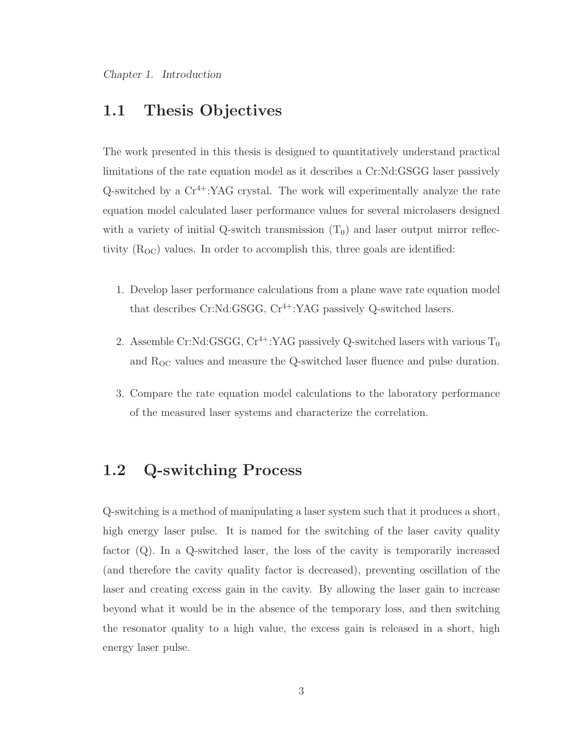## 1.1 Thesis Objectives

The work presented in this thesis is designed to quantitatively understand practical limitations of the rate equation model as it describes a Cr:Nd:GSGG laser passively Q-switched by a $Cr^{4+}$:YAG crystal. The work will experimentally analyze the rate equation model calculated laser performance values for several microlasers designed with a variety of initial Q-switch transmission ($T_0$) and laser output mirror reflectivity ($R_{OC}$) values. In order to accomplish this, three goals are identified:

1. Develop laser performance calculations from a plane wave rate equation model that describes Cr:Nd:GSGG, $Cr^{4+}$:YAG passively Q-switched lasers.

2. Assemble Cr:Nd:GSGG, $Cr^{4+}$:YAG passively Q-switched lasers with various $T_0$ and $R_{OC}$ values and measure the Q-switched laser fluence and pulse duration.

3. Compare the rate equation model calculations to the laboratory performance of the measured laser systems and characterize the correlation.

## 1.2 Q-switching Process

Q-switching is a method of manipulating a laser system such that it produces a short, high energy laser pulse. It is named for the switching of the laser cavity quality factor (Q). In a Q-switched laser, the loss of the cavity is temporarily increased (and therefore the cavity quality factor is decreased), preventing oscillation of the laser and creating excess gain in the cavity. By allowing the laser gain to increase beyond what it would be in the absence of the temporary loss, and then switching the resonator quality to a high value, the excess gain is released in a short, high energy laser pulse.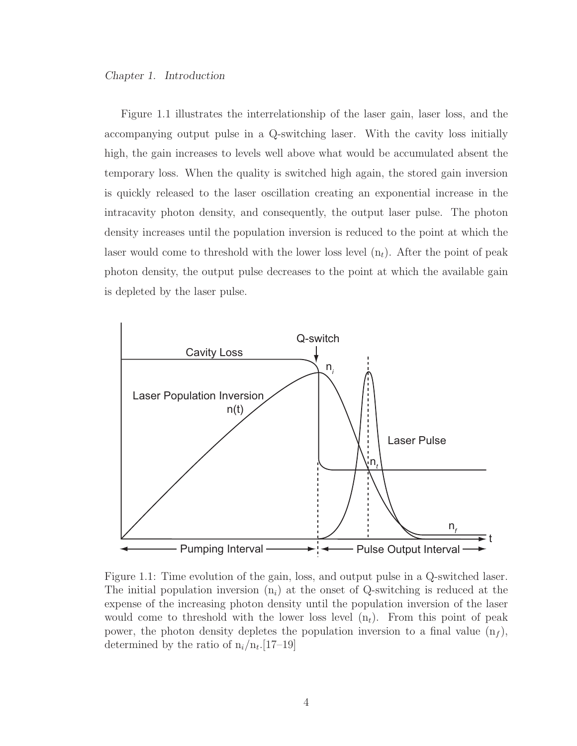Figure 1.1 illustrates the interrelationship of the laser gain, laser loss, and the accompanying output pulse in a Q-switching laser. With the cavity loss initially high, the gain increases to levels well above what would be accumulated absent the temporary loss. When the quality is switched high again, the stored gain inversion is quickly released to the laser oscillation creating an exponential increase in the intracavity photon density, and consequently, the output laser pulse. The photon density increases until the population inversion is reduced to the point at which the laser would come to threshold with the lower loss level ($n_t$). After the point of peak photon density, the output pulse decreases to the point at which the available gain is depleted by the laser pulse.

Figure 1.1: Time evolution of the gain, loss, and output pulse in a Q-switched laser. The initial population inversion ($n_i$) at the onset of Q-switching is reduced at the expense of the increasing photon density until the population inversion of the laser would come to threshold with the lower loss level ($n_t$). From this point of peak power, the photon density depletes the population inversion to a final value ($n_f$), determined by the ratio of $n_i/n_t$.[17–19]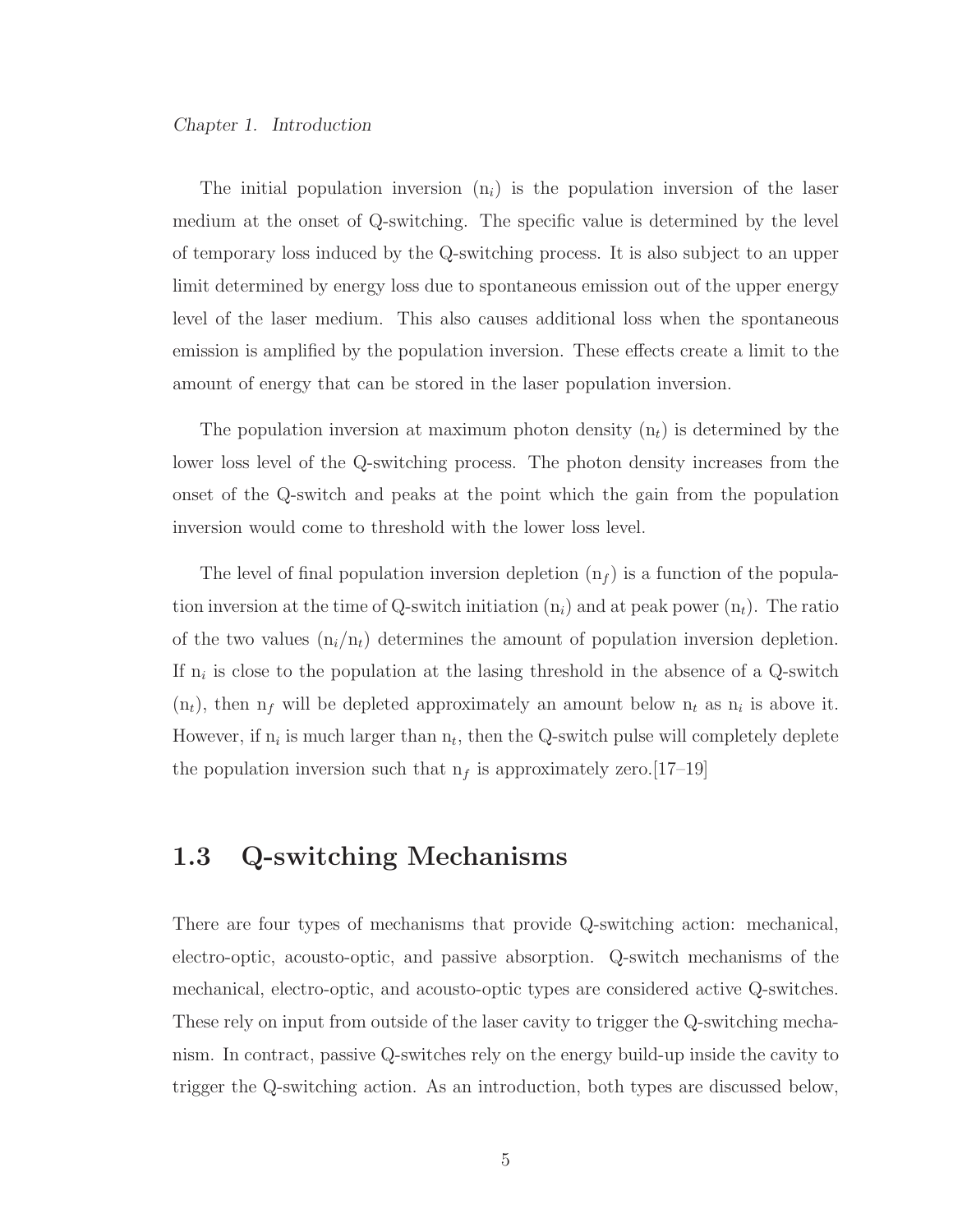The initial population inversion ($n_i$) is the population inversion of the laser medium at the onset of Q-switching. The specific value is determined by the level of temporary loss induced by the Q-switching process. It is also subject to an upper limit determined by energy loss due to spontaneous emission out of the upper energy level of the laser medium. This also causes additional loss when the spontaneous emission is amplified by the population inversion. These effects create a limit to the amount of energy that can be stored in the laser population inversion.

The population inversion at maximum photon density ($n_t$) is determined by the lower loss level of the Q-switching process. The photon density increases from the onset of the Q-switch and peaks at the point which the gain from the population inversion would come to threshold with the lower loss level.

The level of final population inversion depletion ($n_f$) is a function of the population inversion at the time of Q-switch initiation ($n_i$) and at peak power ($n_t$). The ratio of the two values ($n_i/n_t$) determines the amount of population inversion depletion. If $n_i$ is close to the population at the lasing threshold in the absence of a Q-switch ($n_t$), then $n_f$ will be depleted approximately an amount below $n_t$ as $n_i$ is above it. However, if $n_i$ is much larger than $n_t$, then the Q-switch pulse will completely deplete the population inversion such that $n_f$ is approximately zero.[17–19]

## 1.3 Q-switching Mechanisms

There are four types of mechanisms that provide Q-switching action: mechanical, electro-optic, acousto-optic, and passive absorption. Q-switch mechanisms of the mechanical, electro-optic, and acousto-optic types are considered active Q-switches. These rely on input from outside of the laser cavity to trigger the Q-switching mechanism. In contract, passive Q-switches rely on the energy build-up inside the cavity to trigger the Q-switching action. As an introduction, both types are discussed below,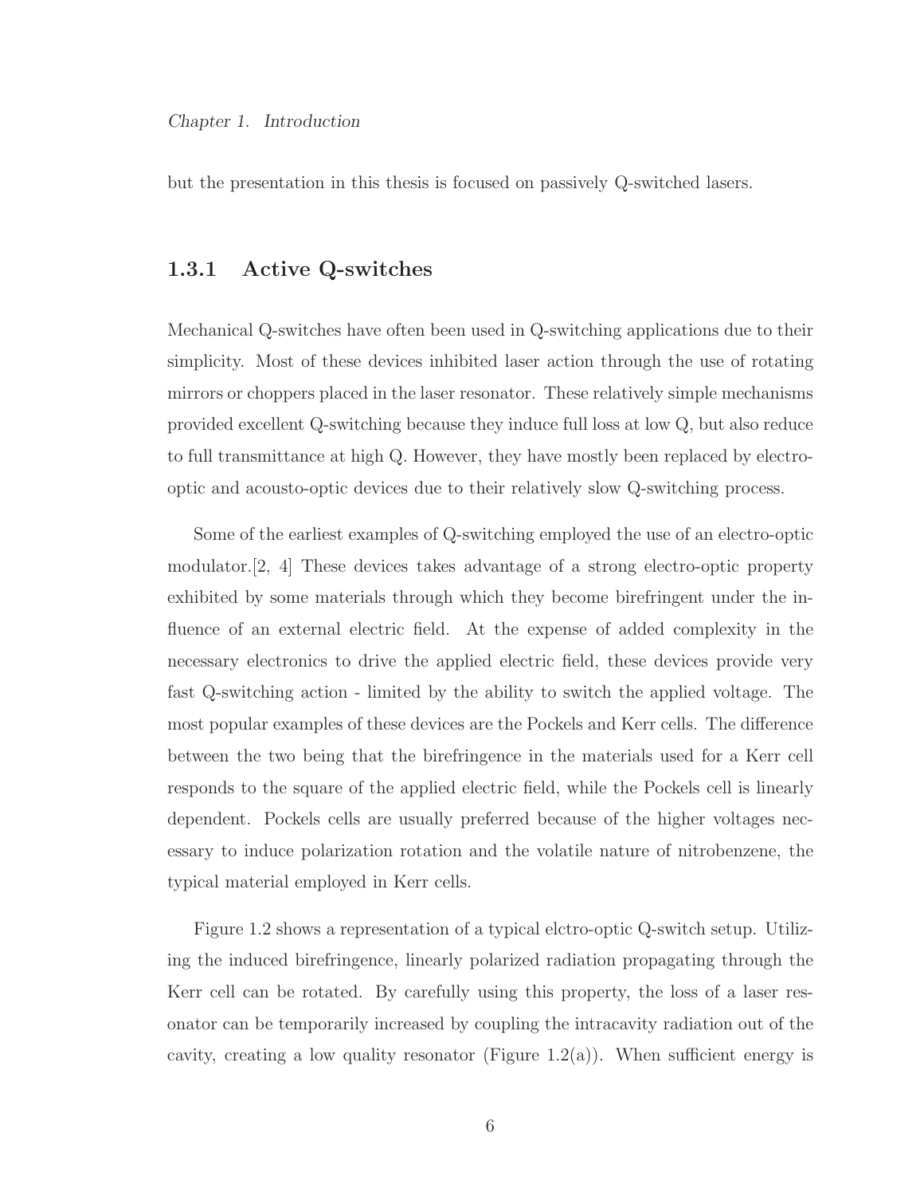but the presentation in this thesis is focused on passively Q-switched lasers.

### 1.3.1 Active Q-switches

Mechanical Q-switches have often been used in Q-switching applications due to their simplicity. Most of these devices inhibited laser action through the use of rotating mirrors or choppers placed in the laser resonator. These relatively simple mechanisms provided excellent Q-switching because they induce full loss at low Q, but also reduce to full transmittance at high Q. However, they have mostly been replaced by electro-optic and acousto-optic devices due to their relatively slow Q-switching process.

Some of the earliest examples of Q-switching employed the use of an electro-optic modulator.[2, 4] These devices takes advantage of a strong electro-optic property exhibited by some materials through which they become birefringent under the influence of an external electric field. At the expense of added complexity in the necessary electronics to drive the applied electric field, these devices provide very fast Q-switching action - limited by the ability to switch the applied voltage. The most popular examples of these devices are the Pockels and Kerr cells. The difference between the two being that the birefringence in the materials used for a Kerr cell responds to the square of the applied electric field, while the Pockels cell is linearly dependent. Pockels cells are usually preferred because of the higher voltages necessary to induce polarization rotation and the volatile nature of nitrobenzene, the typical material employed in Kerr cells.

Figure 1.2 shows a representation of a typical elctro-optic Q-switch setup. Utilizing the induced birefringence, linearly polarized radiation propagating through the Kerr cell can be rotated. By carefully using this property, the loss of a laser resonator can be temporarily increased by coupling the intracavity radiation out of the cavity, creating a low quality resonator (Figure 1.2(a)). When sufficient energy is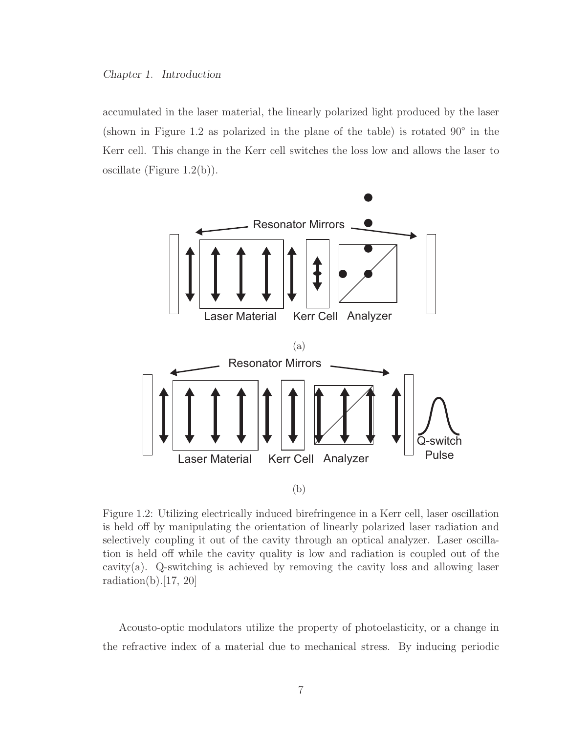accumulated in the laser material, the linearly polarized light produced by the laser (shown in Figure 1.2 as polarized in the plane of the table) is rotated 90° in the Kerr cell. This change in the Kerr cell switches the loss low and allows the laser to oscillate (Figure 1.2(b)).

Figure 1.2: Utilizing electrically induced birefringence in a Kerr cell, laser oscillation is held off by manipulating the orientation of linearly polarized laser radiation and selectively coupling it out of the cavity through an optical analyzer. Laser oscillation is held off while the cavity quality is low and radiation is coupled out of the cavity(a). Q-switching is achieved by removing the cavity loss and allowing laser radiation(b).[17, 20]

Acousto-optic modulators utilize the property of photoelasticity, or a change in the refractive index of a material due to mechanical stress. By inducing periodic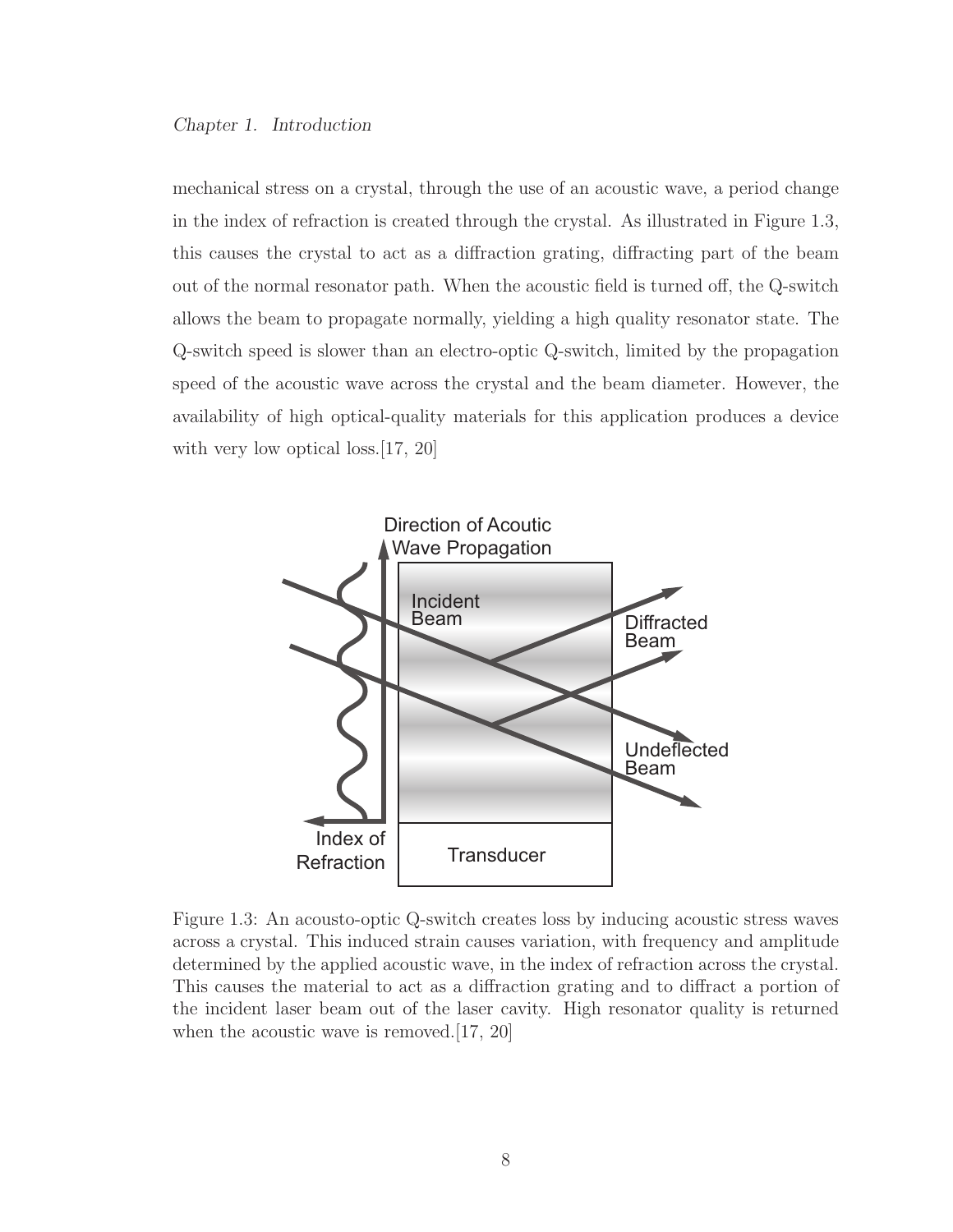mechanical stress on a crystal, through the use of an acoustic wave, a period change in the index of refraction is created through the crystal. As illustrated in Figure 1.3, this causes the crystal to act as a diffraction grating, diffracting part of the beam out of the normal resonator path. When the acoustic field is turned off, the Q-switch allows the beam to propagate normally, yielding a high quality resonator state. The Q-switch speed is slower than an electro-optic Q-switch, limited by the propagation speed of the acoustic wave across the crystal and the beam diameter. However, the availability of high optical-quality materials for this application produces a device with very low optical loss.[17, 20]

Figure 1.3: An acousto-optic Q-switch creates loss by inducing acoustic stress waves across a crystal. This induced strain causes variation, with frequency and amplitude determined by the applied acoustic wave, in the index of refraction across the crystal. This causes the material to act as a diffraction grating and to diffract a portion of the incident laser beam out of the laser cavity. High resonator quality is returned when the acoustic wave is removed.[17, 20]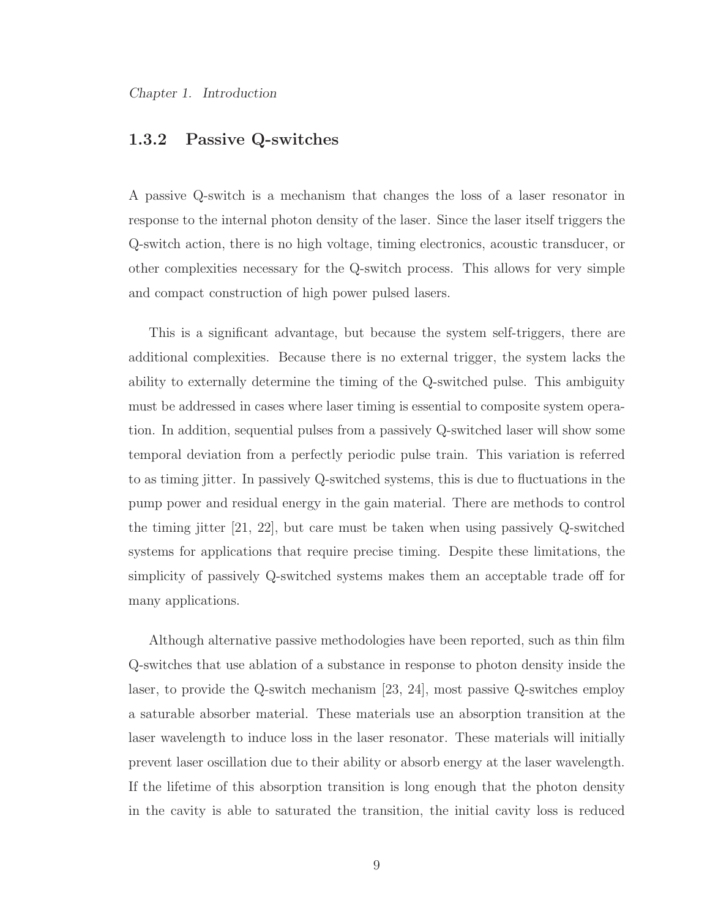### 1.3.2 Passive Q-switches

A passive Q-switch is a mechanism that changes the loss of a laser resonator in response to the internal photon density of the laser. Since the laser itself triggers the Q-switch action, there is no high voltage, timing electronics, acoustic transducer, or other complexities necessary for the Q-switch process. This allows for very simple and compact construction of high power pulsed lasers.

This is a significant advantage, but because the system self-triggers, there are additional complexities. Because there is no external trigger, the system lacks the ability to externally determine the timing of the Q-switched pulse. This ambiguity must be addressed in cases where laser timing is essential to composite system operation. In addition, sequential pulses from a passively Q-switched laser will show some temporal deviation from a perfectly periodic pulse train. This variation is referred to as timing jitter. In passively Q-switched systems, this is due to fluctuations in the pump power and residual energy in the gain material. There are methods to control the timing jitter [21, 22], but care must be taken when using passively Q-switched systems for applications that require precise timing. Despite these limitations, the simplicity of passively Q-switched systems makes them an acceptable trade off for many applications.

Although alternative passive methodologies have been reported, such as thin film Q-switches that use ablation of a substance in response to photon density inside the laser, to provide the Q-switch mechanism [23, 24], most passive Q-switches employ a saturable absorber material. These materials use an absorption transition at the laser wavelength to induce loss in the laser resonator. These materials will initially prevent laser oscillation due to their ability or absorb energy at the laser wavelength. If the lifetime of this absorption transition is long enough that the photon density in the cavity is able to saturated the transition, the initial cavity loss is reduced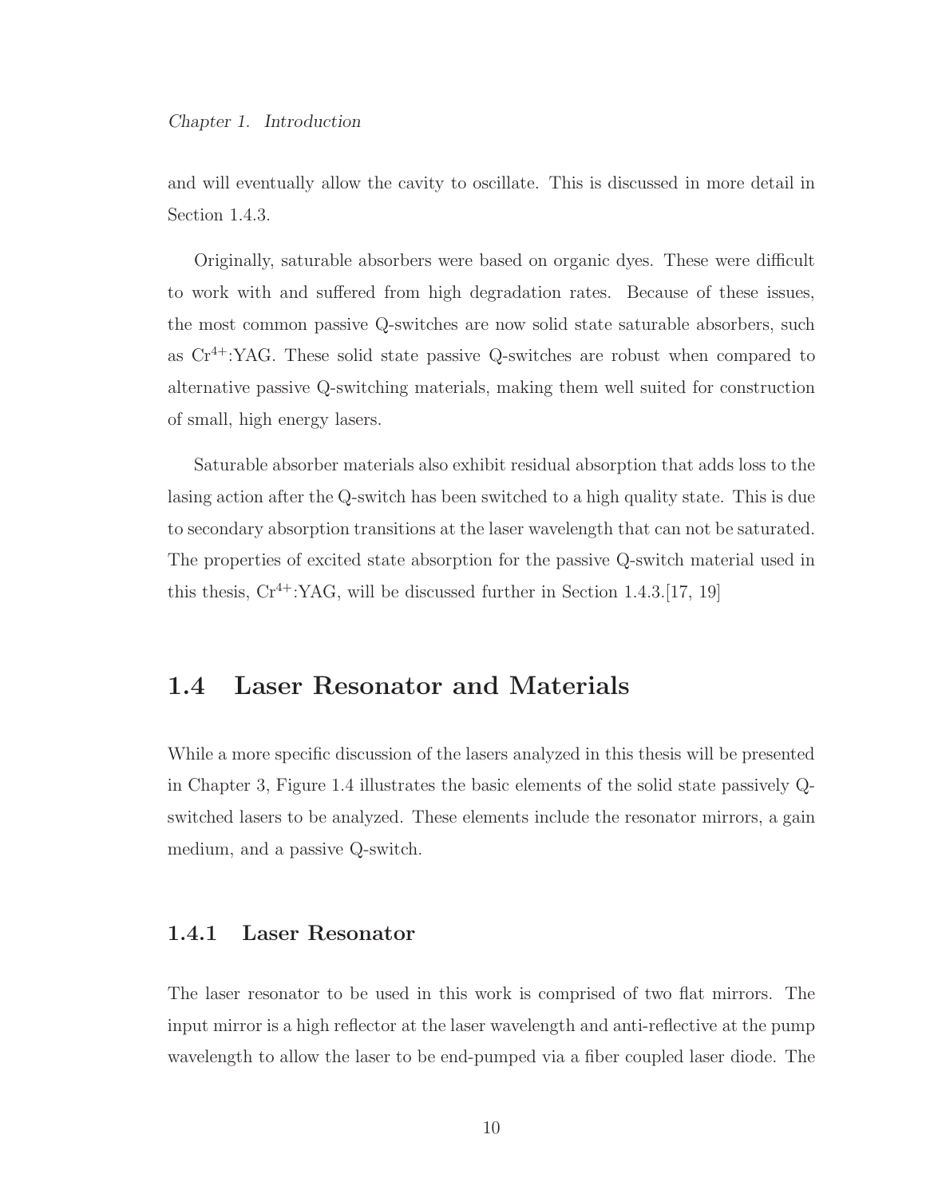and will eventually allow the cavity to oscillate. This is discussed in more detail in Section 1.4.3.

Originally, saturable absorbers were based on organic dyes. These were difficult to work with and suffered from high degradation rates. Because of these issues, the most common passive Q-switches are now solid state saturable absorbers, such as $Cr^{4+}$:YAG. These solid state passive Q-switches are robust when compared to alternative passive Q-switching materials, making them well suited for construction of small, high energy lasers.

Saturable absorber materials also exhibit residual absorption that adds loss to the lasing action after the Q-switch has been switched to a high quality state. This is due to secondary absorption transitions at the laser wavelength that can not be saturated. The properties of excited state absorption for the passive Q-switch material used in this thesis, $Cr^{4+}$:YAG, will be discussed further in Section 1.4.3.[17, 19]

## 1.4 Laser Resonator and Materials

While a more specific discussion of the lasers analyzed in this thesis will be presented in Chapter 3, Figure 1.4 illustrates the basic elements of the solid state passively Q-switched lasers to be analyzed. These elements include the resonator mirrors, a gain medium, and a passive Q-switch.

### 1.4.1 Laser Resonator

The laser resonator to be used in this work is comprised of two flat mirrors. The input mirror is a high reflector at the laser wavelength and anti-reflective at the pump wavelength to allow the laser to be end-pumped via a fiber coupled laser diode. The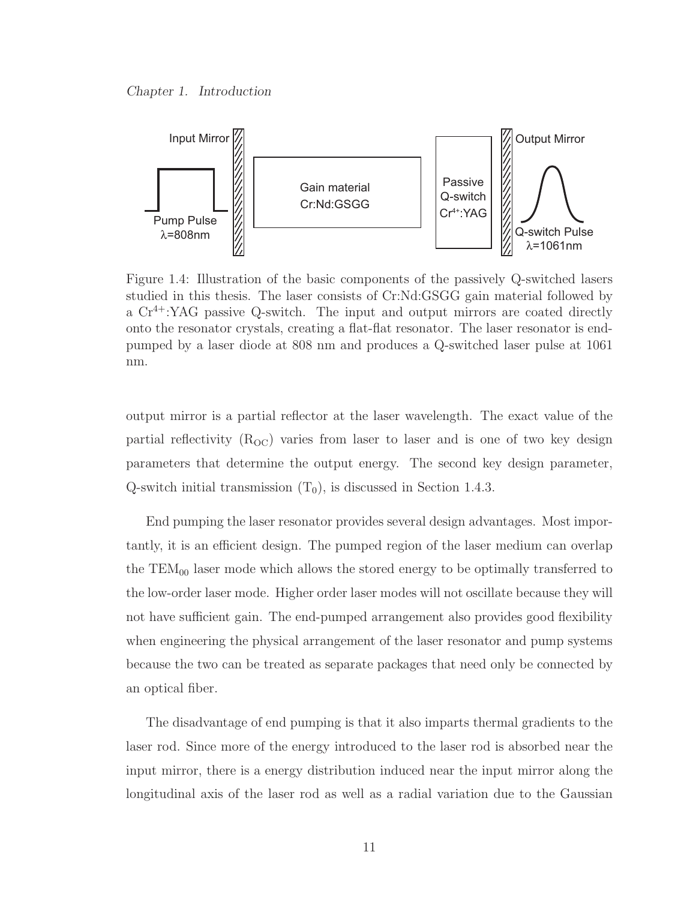Figure 1.4: Illustration of the basic components of the passively Q-switched lasers studied in this thesis. The laser consists of Cr:Nd:GSGG gain material followed by a $Cr^{4+}$:YAG passive Q-switch. The input and output mirrors are coated directly onto the resonator crystals, creating a flat-flat resonator. The laser resonator is end-pumped by a laser diode at 808 nm and produces a Q-switched laser pulse at 1061 nm.

output mirror is a partial reflector at the laser wavelength. The exact value of the partial reflectivity ($R_{OC}$) varies from laser to laser and is one of two key design parameters that determine the output energy. The second key design parameter, Q-switch initial transmission ($T_0$), is discussed in Section 1.4.3.

End pumping the laser resonator provides several design advantages. Most importantly, it is an efficient design. The pumped region of the laser medium can overlap the $TEM_{00}$ laser mode which allows the stored energy to be optimally transferred to the low-order laser mode. Higher order laser modes will not oscillate because they will not have sufficient gain. The end-pumped arrangement also provides good flexibility when engineering the physical arrangement of the laser resonator and pump systems because the two can be treated as separate packages that need only be connected by an optical fiber.

The disadvantage of end pumping is that it also imparts thermal gradients to the laser rod. Since more of the energy introduced to the laser rod is absorbed near the input mirror, there is a energy distribution induced near the input mirror along the longitudinal axis of the laser rod as well as a radial variation due to the Gaussian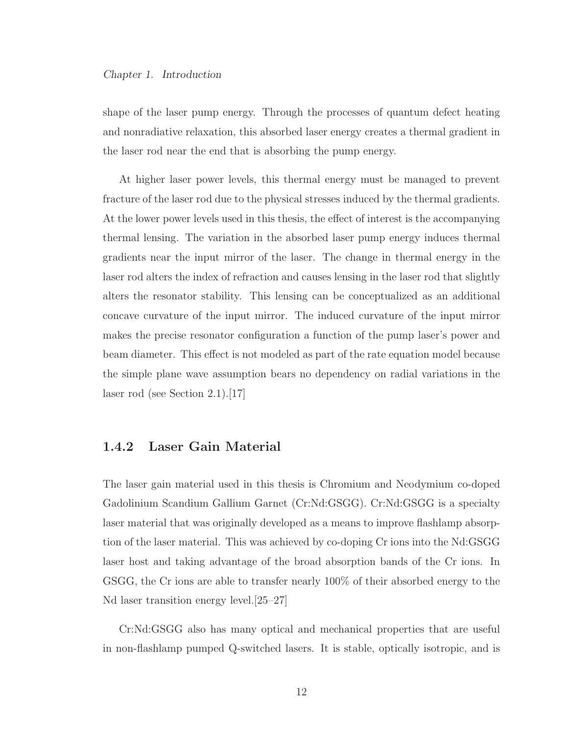shape of the laser pump energy. Through the processes of quantum defect heating and nonradiative relaxation, this absorbed laser energy creates a thermal gradient in the laser rod near the end that is absorbing the pump energy.

At higher laser power levels, this thermal energy must be managed to prevent fracture of the laser rod due to the physical stresses induced by the thermal gradients. At the lower power levels used in this thesis, the effect of interest is the accompanying thermal lensing. The variation in the absorbed laser pump energy induces thermal gradients near the input mirror of the laser. The change in thermal energy in the laser rod alters the index of refraction and causes lensing in the laser rod that slightly alters the resonator stability. This lensing can be conceptualized as an additional concave curvature of the input mirror. The induced curvature of the input mirror makes the precise resonator configuration a function of the pump laser's power and beam diameter. This effect is not modeled as part of the rate equation model because the simple plane wave assumption bears no dependency on radial variations in the laser rod (see Section 2.1).[17]

### 1.4.2 Laser Gain Material

The laser gain material used in this thesis is Chromium and Neodymium co-doped Gadolinium Scandium Gallium Garnet (Cr:Nd:GSGG). Cr:Nd:GSGG is a specialty laser material that was originally developed as a means to improve flashlamp absorption of the laser material. This was achieved by co-doping Cr ions into the Nd:GSGG laser host and taking advantage of the broad absorption bands of the Cr ions. In GSGG, the Cr ions are able to transfer nearly 100% of their absorbed energy to the Nd laser transition energy level.[25–27]

Cr:Nd:GSGG also has many optical and mechanical properties that are useful in non-flashlamp pumped Q-switched lasers. It is stable, optically isotropic, and is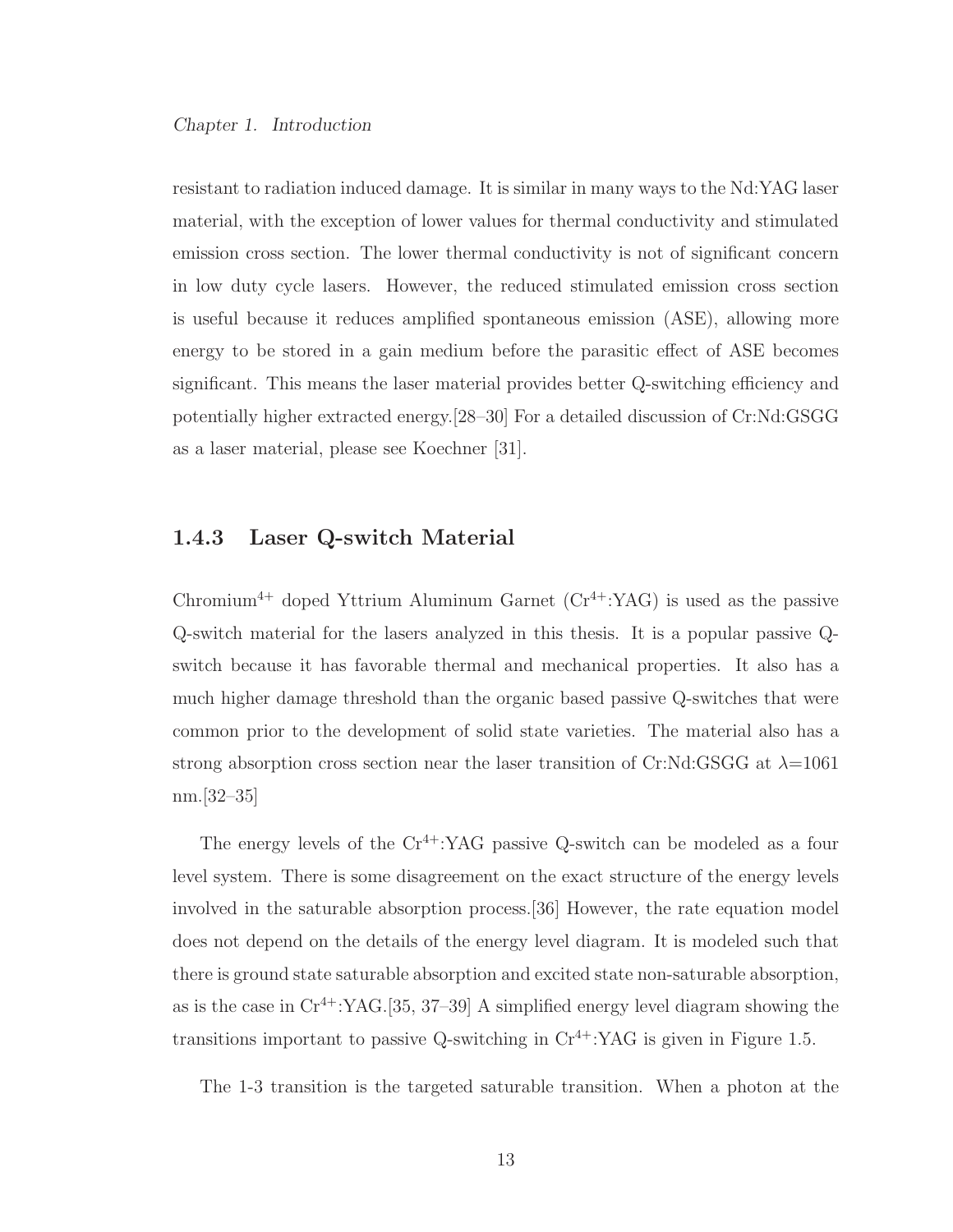resistant to radiation induced damage. It is similar in many ways to the Nd:YAG laser material, with the exception of lower values for thermal conductivity and stimulated emission cross section. The lower thermal conductivity is not of significant concern in low duty cycle lasers. However, the reduced stimulated emission cross section is useful because it reduces amplified spontaneous emission (ASE), allowing more energy to be stored in a gain medium before the parasitic effect of ASE becomes significant. This means the laser material provides better Q-switching efficiency and potentially higher extracted energy.[28–30] For a detailed discussion of Cr:Nd:GSGG as a laser material, please see Koechner [31].

### 1.4.3 Laser Q-switch Material

Chromium$^{4+}$ doped Yttrium Aluminum Garnet ($Cr^{4+}$:YAG) is used as the passive Q-switch material for the lasers analyzed in this thesis. It is a popular passive Q-switch because it has favorable thermal and mechanical properties. It also has a much higher damage threshold than the organic based passive Q-switches that were common prior to the development of solid state varieties. The material also has a strong absorption cross section near the laser transition of Cr:Nd:GSGG at $\lambda$=1061 nm.[32–35]

The energy levels of the $Cr^{4+}$:YAG passive Q-switch can be modeled as a four level system. There is some disagreement on the exact structure of the energy levels involved in the saturable absorption process.[36] However, the rate equation model does not depend on the details of the energy level diagram. It is modeled such that there is ground state saturable absorption and excited state non-saturable absorption, as is the case in $Cr^{4+}$:YAG.[35, 37–39] A simplified energy level diagram showing the transitions important to passive Q-switching in $Cr^{4+}$:YAG is given in Figure 1.5.

The 1-3 transition is the targeted saturable transition. When a photon at the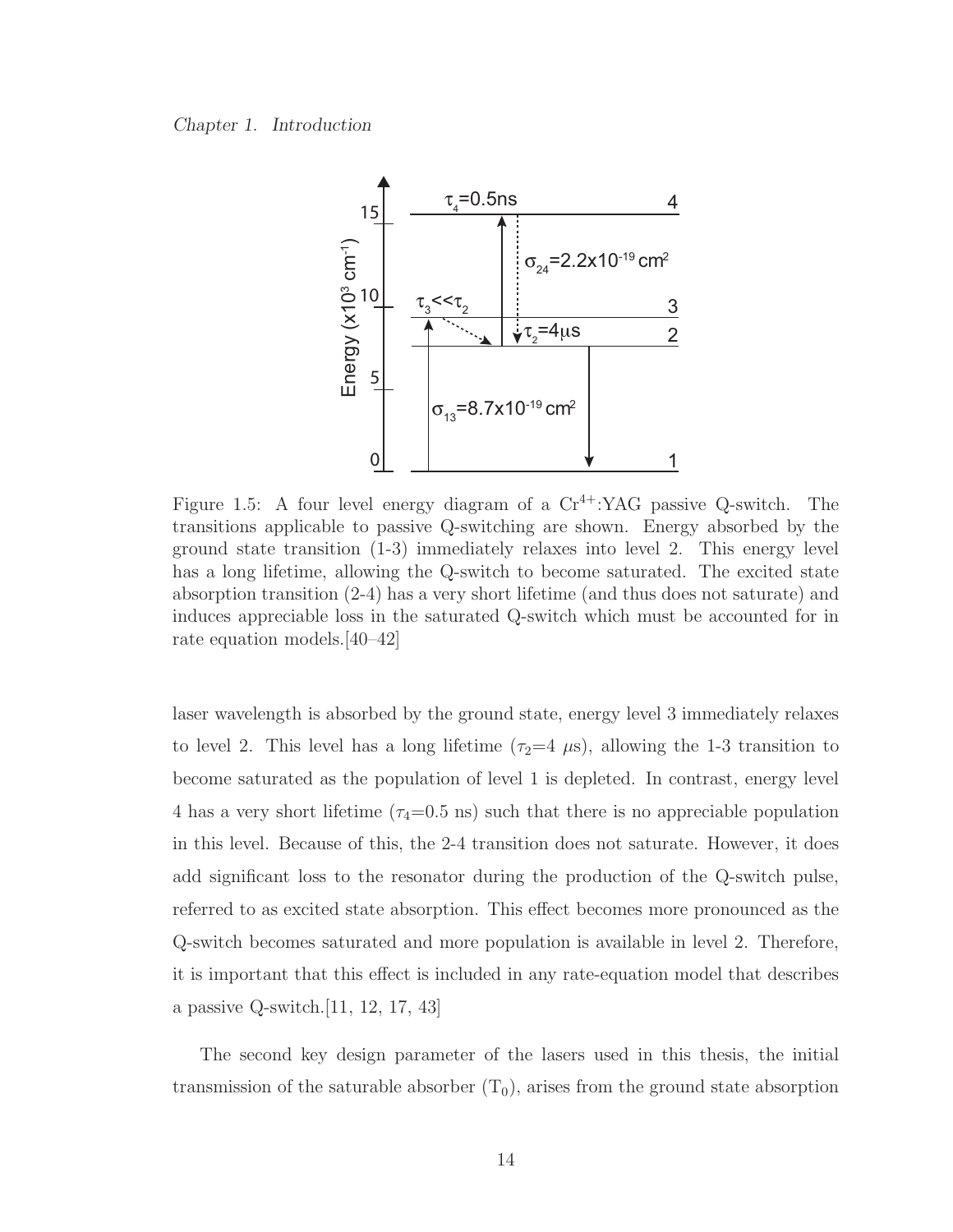Figure 1.5: A four level energy diagram of a $Cr^{4+}$:YAG passive Q-switch. The transitions applicable to passive Q-switching are shown. Energy absorbed by the ground state transition (1-3) immediately relaxes into level 2. This energy level has a long lifetime, allowing the Q-switch to become saturated. The excited state absorption transition (2-4) has a very short lifetime (and thus does not saturate) and induces appreciable loss in the saturated Q-switch which must be accounted for in rate equation models.[40–42]

laser wavelength is absorbed by the ground state, energy level 3 immediately relaxes to level 2. This level has a long lifetime ($\tau_2$=4 $\mu$s), allowing the 1-3 transition to become saturated as the population of level 1 is depleted. In contrast, energy level 4 has a very short lifetime ($\tau_4$=0.5 ns) such that there is no appreciable population in this level. Because of this, the 2-4 transition does not saturate. However, it does add significant loss to the resonator during the production of the Q-switch pulse, referred to as excited state absorption. This effect becomes more pronounced as the Q-switch becomes saturated and more population is available in level 2. Therefore, it is important that this effect is included in any rate-equation model that describes a passive Q-switch.[11, 12, 17, 43]

The second key design parameter of the lasers used in this thesis, the initial transmission of the saturable absorber ($T_0$), arises from the ground state absorption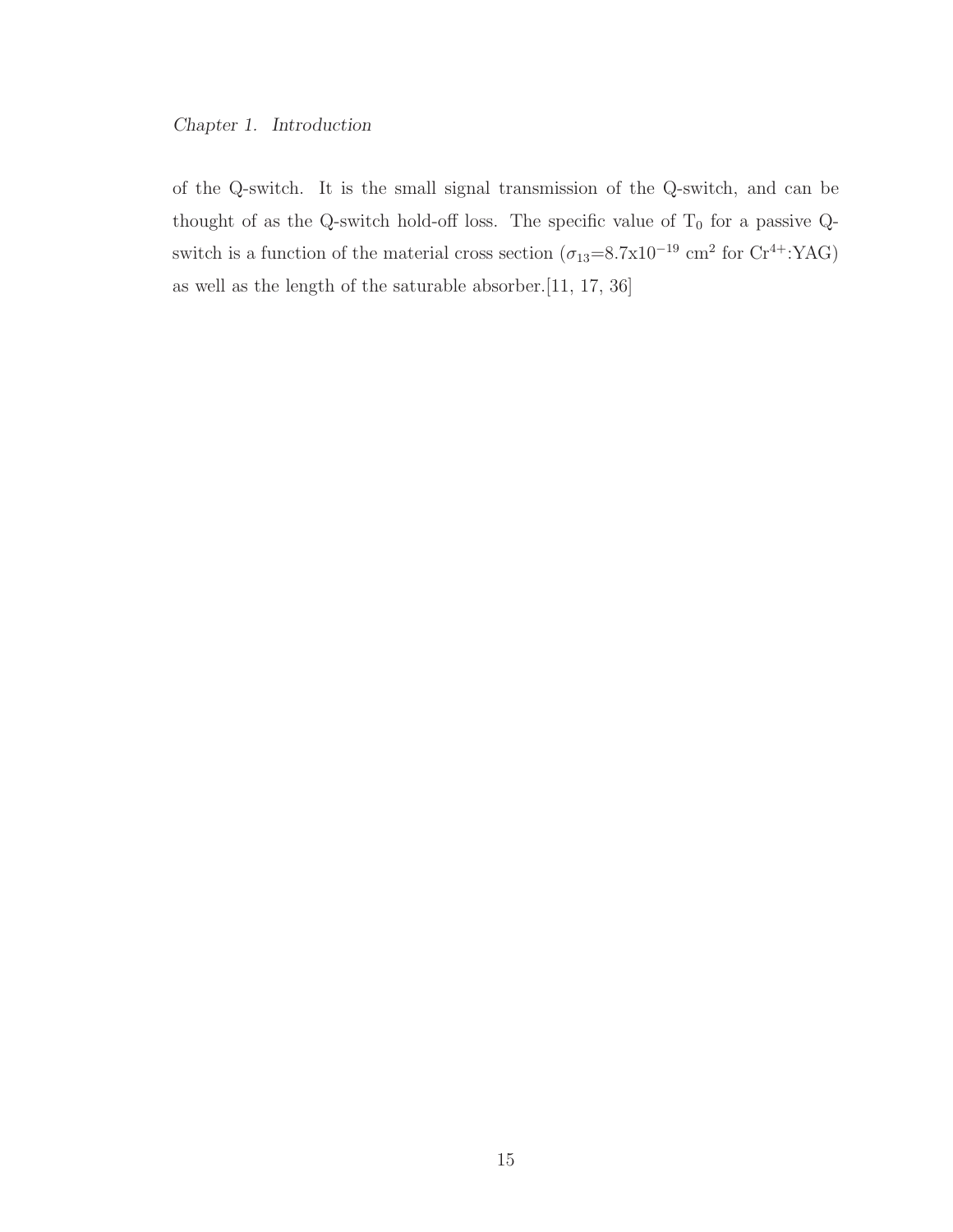of the Q-switch. It is the small signal transmission of the Q-switch, and can be thought of as the Q-switch hold-off loss. The specific value of $T_0$ for a passive Q-switch is a function of the material cross section ($\sigma_{13}$=8.7x$10^{-19}$ cm$^2$ for $Cr^{4+}$:YAG) as well as the length of the saturable absorber.[11, 17, 36]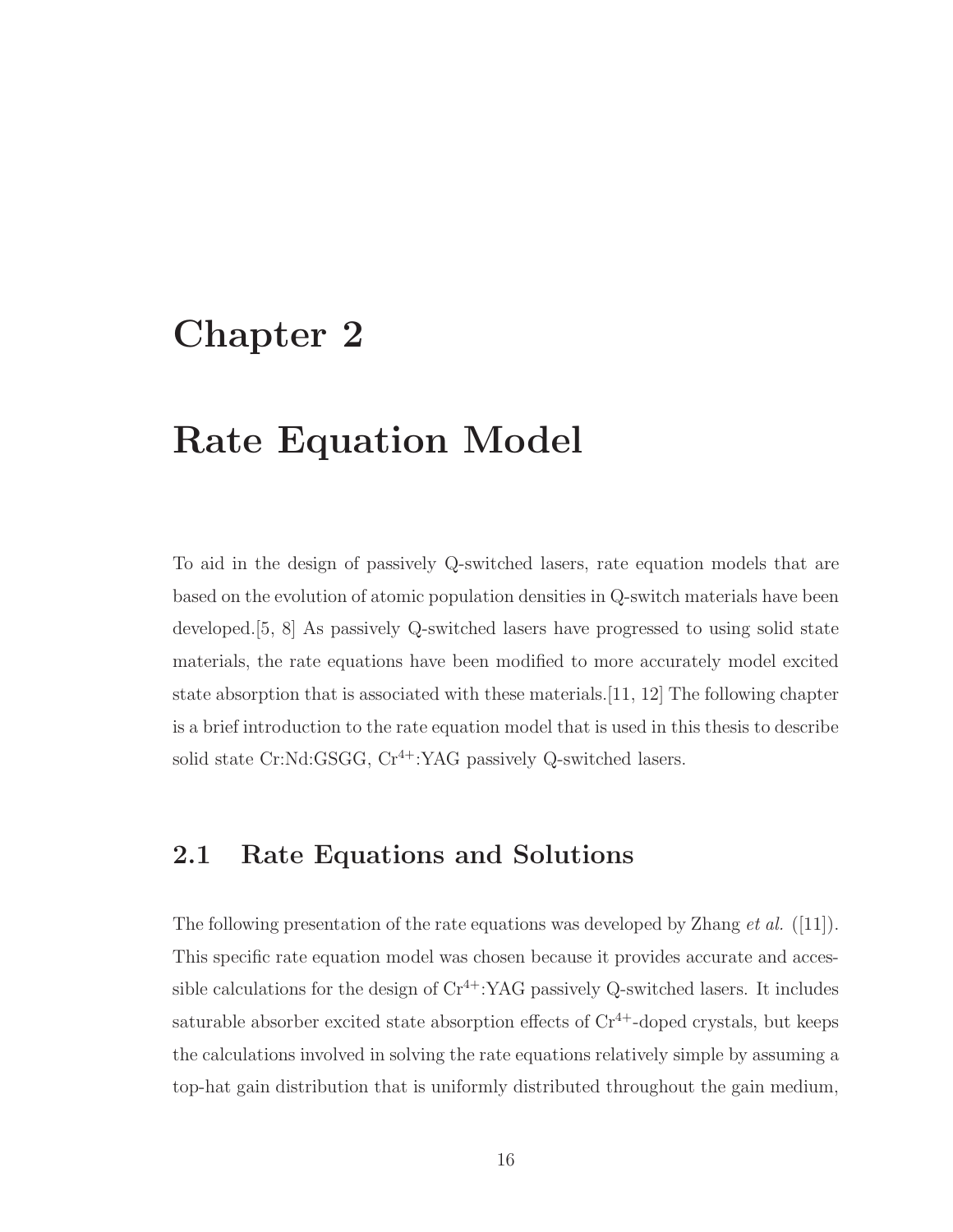# Chapter 2

# Rate Equation Model

To aid in the design of passively Q-switched lasers, rate equation models that are based on the evolution of atomic population densities in Q-switch materials have been developed.[5, 8] As passively Q-switched lasers have progressed to using solid state materials, the rate equations have been modified to more accurately model excited state absorption that is associated with these materials.[11, 12] The following chapter is a brief introduction to the rate equation model that is used in this thesis to describe solid state Cr:Nd:GSGG, $Cr^{4+}$:YAG passively Q-switched lasers.

## 2.1 Rate Equations and Solutions

The following presentation of the rate equations was developed by Zhang *et al.* ([11]). This specific rate equation model was chosen because it provides accurate and accessible calculations for the design of $Cr^{4+}$:YAG passively Q-switched lasers. It includes saturable absorber excited state absorption effects of $Cr^{4+}$-doped crystals, but keeps the calculations involved in solving the rate equations relatively simple by assuming a top-hat gain distribution that is uniformly distributed throughout the gain medium,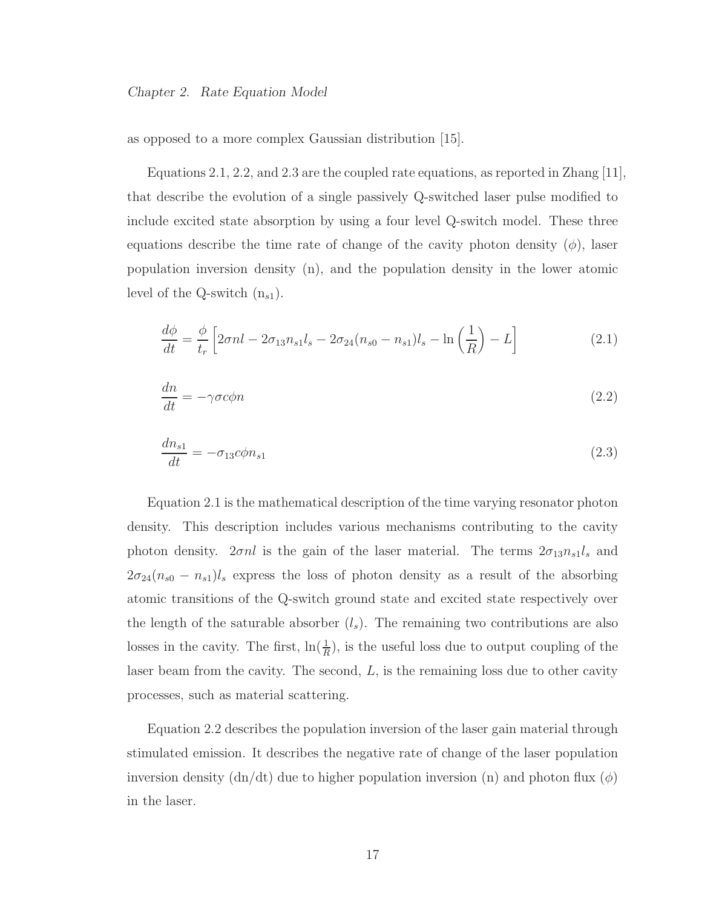as opposed to a more complex Gaussian distribution [15].

Equations 2.1, 2.2, and 2.3 are the coupled rate equations, as reported in Zhang [11], that describe the evolution of a single passively Q-switched laser pulse modified to include excited state absorption by using a four level Q-switch model. These three equations describe the time rate of change of the cavity photon density ($\phi$), laser population inversion density (n), and the population density in the lower atomic level of the Q-switch ($n_{s1}$).

$$\frac{d\phi}{dt} = \frac{\phi}{t_r}\left[2\sigma n l - 2\sigma_{13} n_{s1} l_s - 2\sigma_{24}(n_{s0} - n_{s1}) l_s - \ln\left(\frac{1}{R}\right) - L\right] \tag{2.1}$$

$$\frac{dn}{dt} = -\gamma \sigma c \phi n \tag{2.2}$$

$$\frac{dn_{s1}}{dt} = -\sigma_{13} c \phi n_{s1} \tag{2.3}$$

Equation 2.1 is the mathematical description of the time varying resonator photon density. This description includes various mechanisms contributing to the cavity photon density. $2\sigma n l$ is the gain of the laser material. The terms $2\sigma_{13} n_{s1} l_s$ and $2\sigma_{24}(n_{s0} - n_{s1}) l_s$ express the loss of photon density as a result of the absorbing atomic transitions of the Q-switch ground state and excited state respectively over the length of the saturable absorber ($l_s$). The remaining two contributions are also losses in the cavity. The first, $\ln(\frac{1}{R})$, is the useful loss due to output coupling of the laser beam from the cavity. The second, $L$, is the remaining loss due to other cavity processes, such as material scattering.

Equation 2.2 describes the population inversion of the laser gain material through stimulated emission. It describes the negative rate of change of the laser population inversion density (dn/dt) due to higher population inversion (n) and photon flux ($\phi$) in the laser.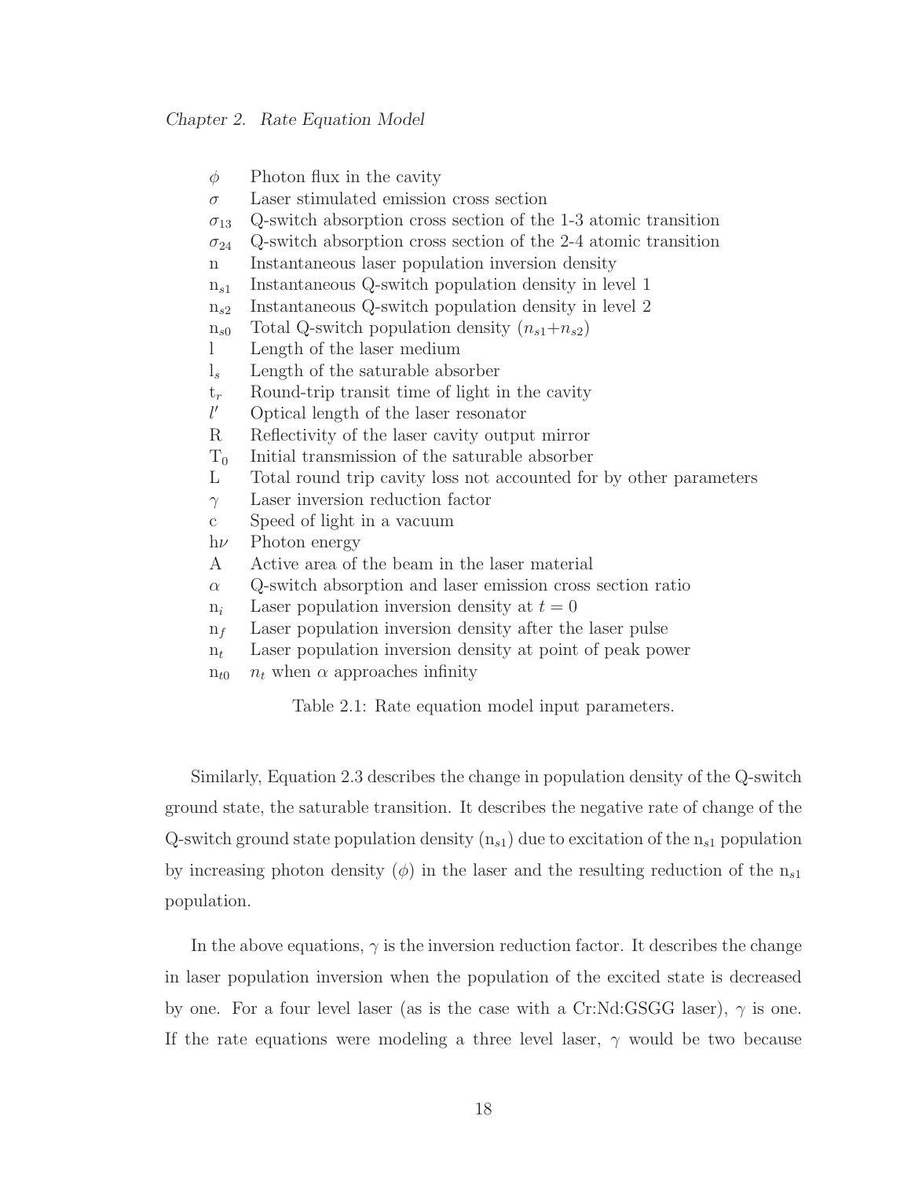| Symbol | Description |
|---|---|
| $\phi$ | Photon flux in the cavity |
| $\sigma$ | Laser stimulated emission cross section |
| $\sigma_{13}$ | Q-switch absorption cross section of the 1-3 atomic transition |
| $\sigma_{24}$ | Q-switch absorption cross section of the 2-4 atomic transition |
| n | Instantaneous laser population inversion density |
| $n_{s1}$ | Instantaneous Q-switch population density in level 1 |
| $n_{s2}$ | Instantaneous Q-switch population density in level 2 |
| $n_{s0}$ | Total Q-switch population density ($n_{s1}+n_{s2}$) |
| l | Length of the laser medium |
| $l_s$ | Length of the saturable absorber |
| $t_r$ | Round-trip transit time of light in the cavity |
| $l'$ | Optical length of the laser resonator |
| R | Reflectivity of the laser cavity output mirror |
| $T_0$ | Initial transmission of the saturable absorber |
| L | Total round trip cavity loss not accounted for by other parameters |
| $\gamma$ | Laser inversion reduction factor |
| c | Speed of light in a vacuum |
| $h\nu$ | Photon energy |
| A | Active area of the beam in the laser material |
| $\alpha$ | Q-switch absorption and laser emission cross section ratio |
| $n_i$ | Laser population inversion density at $t = 0$ |
| $n_f$ | Laser population inversion density after the laser pulse |
| $n_t$ | Laser population inversion density at point of peak power |
| $n_{t0}$ | $n_t$ when $\alpha$ approaches infinity |

Table 2.1: Rate equation model input parameters.

Similarly, Equation 2.3 describes the change in population density of the Q-switch ground state, the saturable transition. It describes the negative rate of change of the Q-switch ground state population density ($n_{s1}$) due to excitation of the $n_{s1}$ population by increasing photon density ($\phi$) in the laser and the resulting reduction of the $n_{s1}$ population.

In the above equations, $\gamma$ is the inversion reduction factor. It describes the change in laser population inversion when the population of the excited state is decreased by one. For a four level laser (as is the case with a Cr:Nd:GSGG laser), $\gamma$ is one. If the rate equations were modeling a three level laser, $\gamma$ would be two because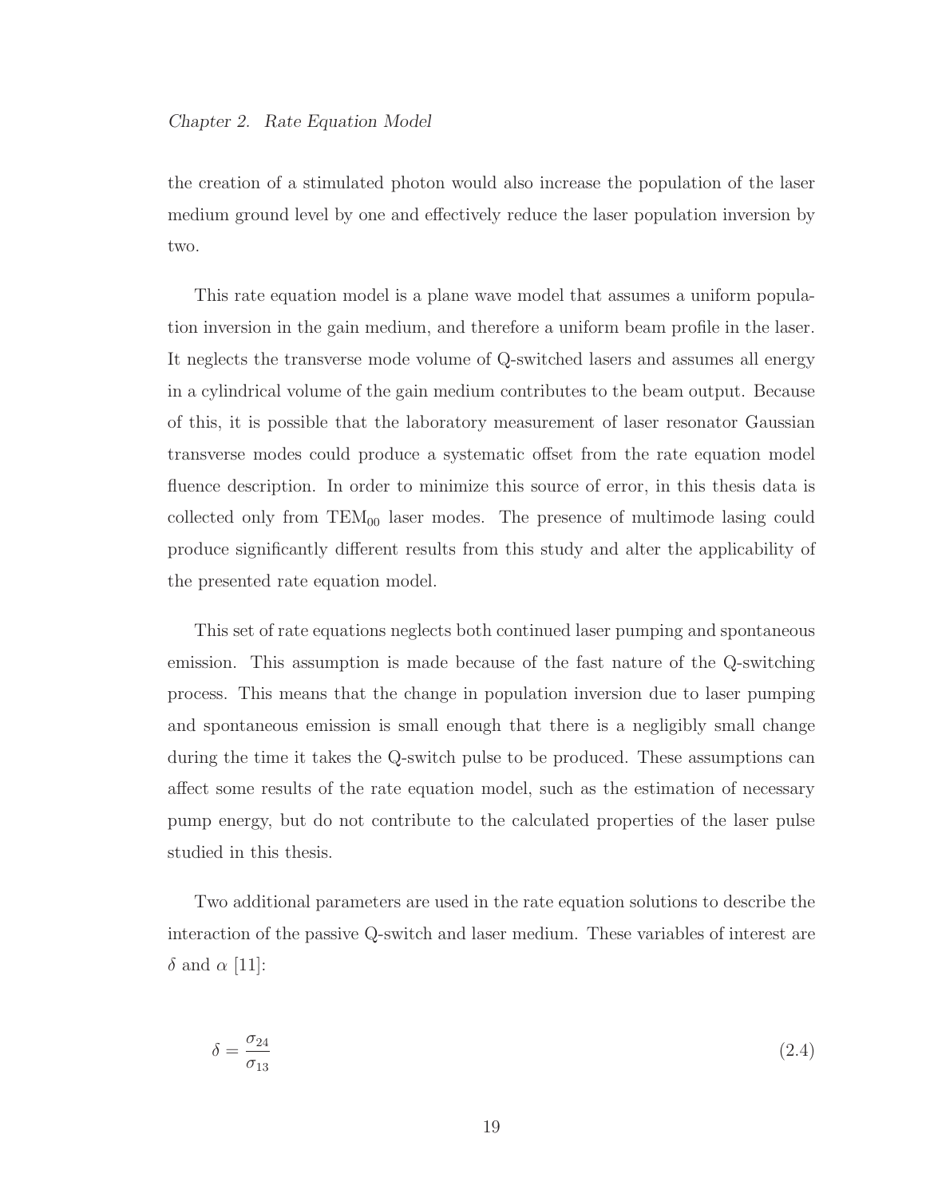the creation of a stimulated photon would also increase the population of the laser medium ground level by one and effectively reduce the laser population inversion by two.

This rate equation model is a plane wave model that assumes a uniform population inversion in the gain medium, and therefore a uniform beam profile in the laser. It neglects the transverse mode volume of Q-switched lasers and assumes all energy in a cylindrical volume of the gain medium contributes to the beam output. Because of this, it is possible that the laboratory measurement of laser resonator Gaussian transverse modes could produce a systematic offset from the rate equation model fluence description. In order to minimize this source of error, in this thesis data is collected only from $TEM_{00}$ laser modes. The presence of multimode lasing could produce significantly different results from this study and alter the applicability of the presented rate equation model.

This set of rate equations neglects both continued laser pumping and spontaneous emission. This assumption is made because of the fast nature of the Q-switching process. This means that the change in population inversion due to laser pumping and spontaneous emission is small enough that there is a negligibly small change during the time it takes the Q-switch pulse to be produced. These assumptions can affect some results of the rate equation model, such as the estimation of necessary pump energy, but do not contribute to the calculated properties of the laser pulse studied in this thesis.

Two additional parameters are used in the rate equation solutions to describe the interaction of the passive Q-switch and laser medium. These variables of interest are $\delta$ and $\alpha$ [11]:

$$\delta = \frac{\sigma_{24}}{\sigma_{13}} \tag{2.4}$$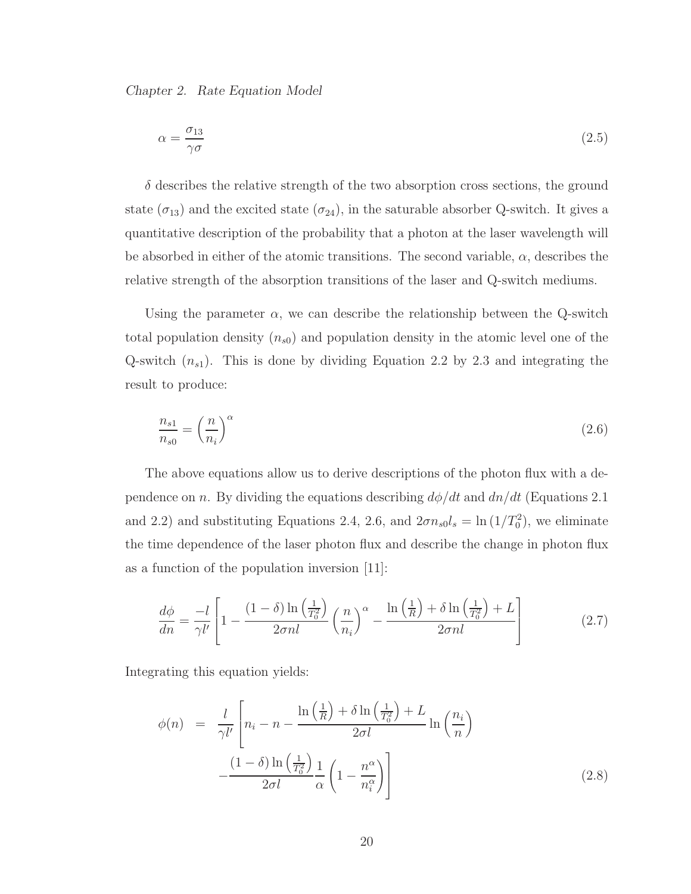$$\alpha = \frac{\sigma_{13}}{\gamma\sigma} \tag{2.5}$$

$\delta$ describes the relative strength of the two absorption cross sections, the ground state ($\sigma_{13}$) and the excited state ($\sigma_{24}$), in the saturable absorber Q-switch. It gives a quantitative description of the probability that a photon at the laser wavelength will be absorbed in either of the atomic transitions. The second variable, $\alpha$, describes the relative strength of the absorption transitions of the laser and Q-switch mediums.

Using the parameter $\alpha$, we can describe the relationship between the Q-switch total population density ($n_{s0}$) and population density in the atomic level one of the Q-switch ($n_{s1}$). This is done by dividing Equation 2.2 by 2.3 and integrating the result to produce:

$$\frac{n_{s1}}{n_{s0}} = \left(\frac{n}{n_i}\right)^{\alpha} \tag{2.6}$$

The above equations allow us to derive descriptions of the photon flux with a dependence on $n$. By dividing the equations describing $d\phi/dt$ and $dn/dt$ (Equations 2.1 and 2.2) and substituting Equations 2.4, 2.6, and $2\sigma n_{s0} l_s = \ln(1/T_0^2)$, we eliminate the time dependence of the laser photon flux and describe the change in photon flux as a function of the population inversion [11]:

$$\frac{d\phi}{dn} = \frac{-l}{\gamma l'}\left[1 - \frac{(1-\delta)\ln\left(\frac{1}{T_0^2}\right)}{2\sigma n l}\left(\frac{n}{n_i}\right)^{\alpha} - \frac{\ln\left(\frac{1}{R}\right) + \delta\ln\left(\frac{1}{T_0^2}\right) + L}{2\sigma n l}\right] \tag{2.7}$$

Integrating this equation yields:

$$\begin{aligned} \phi(n) &= \frac{l}{\gamma l'}\left[n_i - n - \frac{\ln\left(\frac{1}{R}\right) + \delta\ln\left(\frac{1}{T_0^2}\right) + L}{2\sigma l}\ln\left(\frac{n_i}{n}\right)\right. \\ &\quad \left. - \frac{(1-\delta)\ln\left(\frac{1}{T_0^2}\right)}{2\sigma l}\frac{1}{\alpha}\left(1 - \frac{n^{\alpha}}{n_i^{\alpha}}\right)\right] \end{aligned} \tag{2.8}$$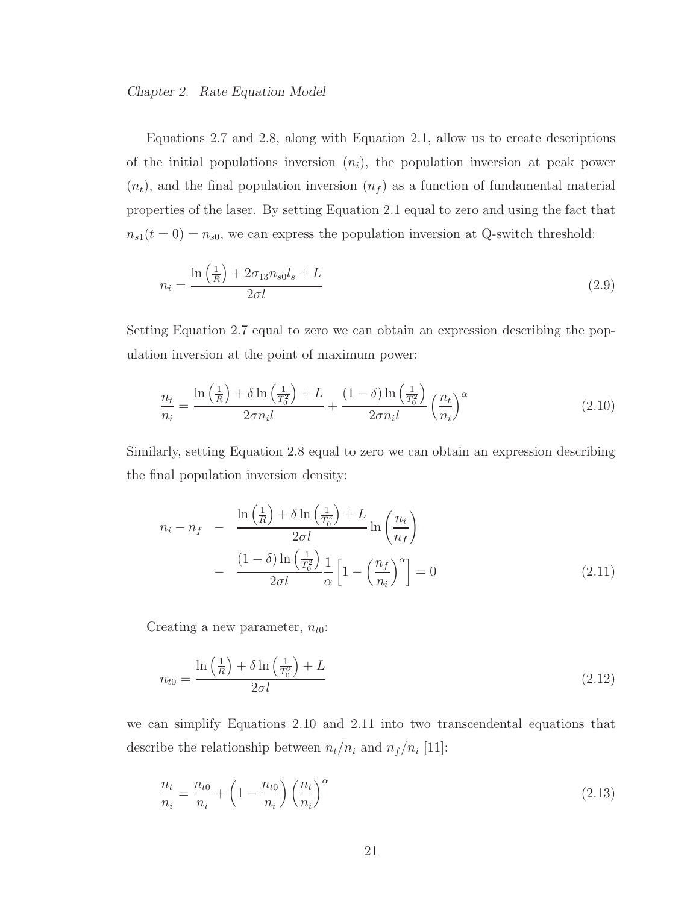Equations 2.7 and 2.8, along with Equation 2.1, allow us to create descriptions of the initial populations inversion ($n_i$), the population inversion at peak power ($n_t$), and the final population inversion ($n_f$) as a function of fundamental material properties of the laser. By setting Equation 2.1 equal to zero and using the fact that $n_{s1}(t=0) = n_{s0}$, we can express the population inversion at Q-switch threshold:

$$n_i = \frac{\ln\left(\frac{1}{R}\right) + 2\sigma_{13} n_{s0} l_s + L}{2\sigma l} \tag{2.9}$$

Setting Equation 2.7 equal to zero we can obtain an expression describing the population inversion at the point of maximum power:

$$\frac{n_t}{n_i} = \frac{\ln\left(\frac{1}{R}\right) + \delta \ln\left(\frac{1}{T_0^2}\right) + L}{2\sigma n_i l} + \frac{(1-\delta)\ln\left(\frac{1}{T_0^2}\right)}{2\sigma n_i l}\left(\frac{n_t}{n_i}\right)^{\alpha} \tag{2.10}$$

Similarly, setting Equation 2.8 equal to zero we can obtain an expression describing the final population inversion density:

$$\begin{aligned} n_i - n_f \quad &- \quad \frac{\ln\left(\frac{1}{R}\right) + \delta \ln\left(\frac{1}{T_0^2}\right) + L}{2\sigma l} \ln\left(\frac{n_i}{n_f}\right) \\ &- \quad \frac{(1-\delta)\ln\left(\frac{1}{T_0^2}\right)}{2\sigma l}\frac{1}{\alpha}\left[1 - \left(\frac{n_f}{n_i}\right)^{\alpha}\right] = 0 \end{aligned} \tag{2.11}$$

Creating a new parameter, $n_{t0}$:

$$n_{t0} = \frac{\ln\left(\frac{1}{R}\right) + \delta \ln\left(\frac{1}{T_0^2}\right) + L}{2\sigma l} \tag{2.12}$$

we can simplify Equations 2.10 and 2.11 into two transcendental equations that describe the relationship between $n_t/n_i$ and $n_f/n_i$ [11]:

$$\frac{n_t}{n_i} = \frac{n_{t0}}{n_i} + \left(1 - \frac{n_{t0}}{n_i}\right)\left(\frac{n_t}{n_i}\right)^{\alpha} \tag{2.13}$$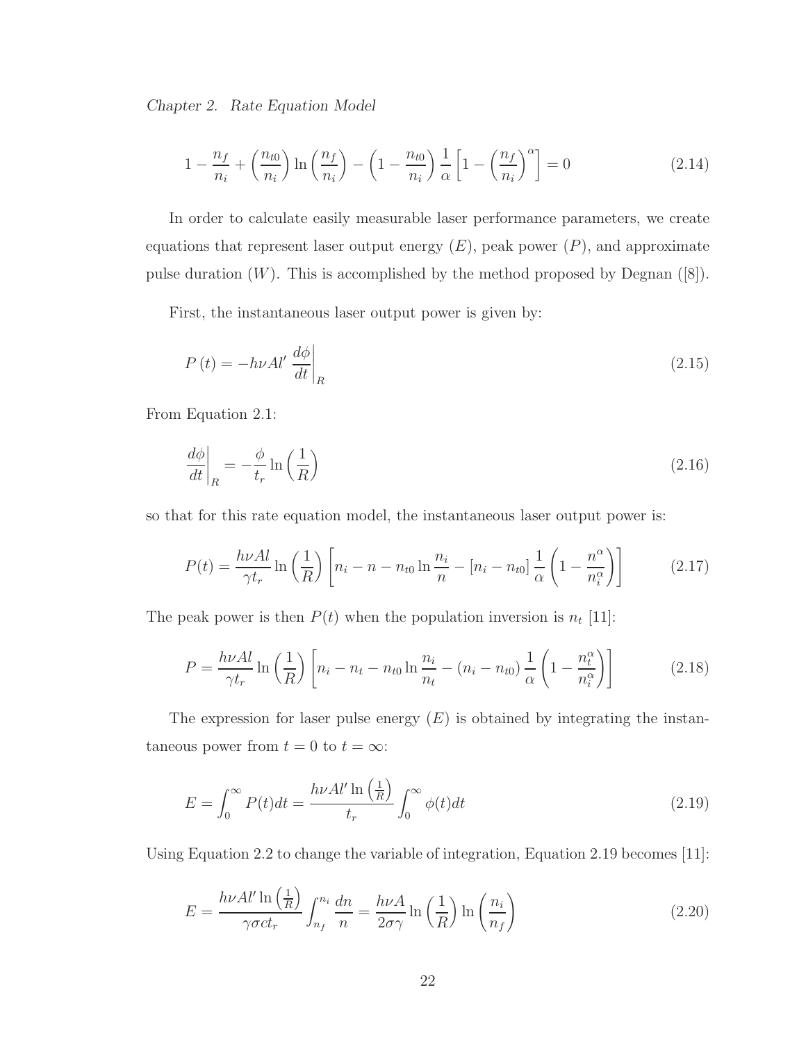$$1 - \frac{n_f}{n_i} + \left(\frac{n_{t0}}{n_i}\right) \ln\left(\frac{n_f}{n_i}\right) - \left(1 - \frac{n_{t0}}{n_i}\right) \frac{1}{\alpha} \left[1 - \left(\frac{n_f}{n_i}\right)^{\alpha}\right] = 0 \tag{2.14}$$

In order to calculate easily measurable laser performance parameters, we create equations that represent laser output energy ($E$), peak power ($P$), and approximate pulse duration ($W$). This is accomplished by the method proposed by Degnan ([8]).

First, the instantaneous laser output power is given by:

$$P(t) = -h\nu A l' \left.\frac{d\phi}{dt}\right|_R \tag{2.15}$$

From Equation 2.1:

$$\left.\frac{d\phi}{dt}\right|_R = -\frac{\phi}{t_r} \ln\left(\frac{1}{R}\right) \tag{2.16}$$

so that for this rate equation model, the instantaneous laser output power is:

$$P(t) = \frac{h\nu A l}{\gamma t_r} \ln\left(\frac{1}{R}\right) \left[n_i - n - n_{t0} \ln\frac{n_i}{n} - [n_i - n_{t0}] \frac{1}{\alpha} \left(1 - \frac{n^{\alpha}}{n_i^{\alpha}}\right)\right] \tag{2.17}$$

The peak power is then $P(t)$ when the population inversion is $n_t$ [11]:

$$P = \frac{h\nu A l}{\gamma t_r} \ln\left(\frac{1}{R}\right) \left[n_i - n_t - n_{t0} \ln\frac{n_i}{n_t} - (n_i - n_{t0}) \frac{1}{\alpha} \left(1 - \frac{n_t^{\alpha}}{n_i^{\alpha}}\right)\right] \tag{2.18}$$

The expression for laser pulse energy ($E$) is obtained by integrating the instantaneous power from $t = 0$ to $t = \infty$:

$$E = \int_0^{\infty} P(t)dt = \frac{h\nu A l' \ln\left(\frac{1}{R}\right)}{t_r} \int_0^{\infty} \phi(t)dt \tag{2.19}$$

Using Equation 2.2 to change the variable of integration, Equation 2.19 becomes [11]:

$$E = \frac{h\nu A l' \ln\left(\frac{1}{R}\right)}{\gamma \sigma c t_r} \int_{n_f}^{n_i} \frac{dn}{n} = \frac{h\nu A}{2\sigma\gamma} \ln\left(\frac{1}{R}\right) \ln\left(\frac{n_i}{n_f}\right) \tag{2.20}$$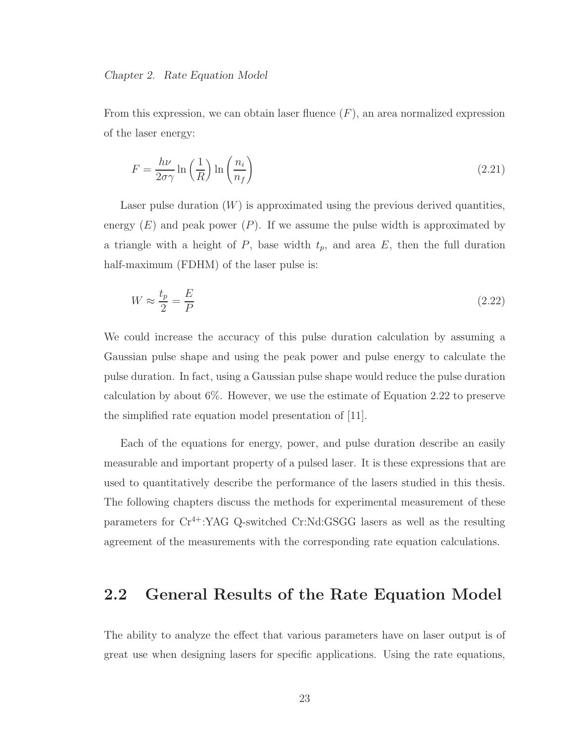From this expression, we can obtain laser fluence ($F$), an area normalized expression of the laser energy:

$$F = \frac{h\nu}{2\sigma\gamma} \ln\left(\frac{1}{R}\right) \ln\left(\frac{n_i}{n_f}\right) \tag{2.21}$$

Laser pulse duration ($W$) is approximated using the previous derived quantities, energy ($E$) and peak power ($P$). If we assume the pulse width is approximated by a triangle with a height of $P$, base width $t_p$, and area $E$, then the full duration half-maximum (FDHM) of the laser pulse is:

$$W \approx \frac{t_p}{2} = \frac{E}{P} \tag{2.22}$$

We could increase the accuracy of this pulse duration calculation by assuming a Gaussian pulse shape and using the peak power and pulse energy to calculate the pulse duration. In fact, using a Gaussian pulse shape would reduce the pulse duration calculation by about 6%. However, we use the estimate of Equation 2.22 to preserve the simplified rate equation model presentation of [11].

Each of the equations for energy, power, and pulse duration describe an easily measurable and important property of a pulsed laser. It is these expressions that are used to quantitatively describe the performance of the lasers studied in this thesis. The following chapters discuss the methods for experimental measurement of these parameters for $Cr^{4+}$:YAG Q-switched Cr:Nd:GSGG lasers as well as the resulting agreement of the measurements with the corresponding rate equation calculations.

## 2.2 General Results of the Rate Equation Model

The ability to analyze the effect that various parameters have on laser output is of great use when designing lasers for specific applications. Using the rate equations,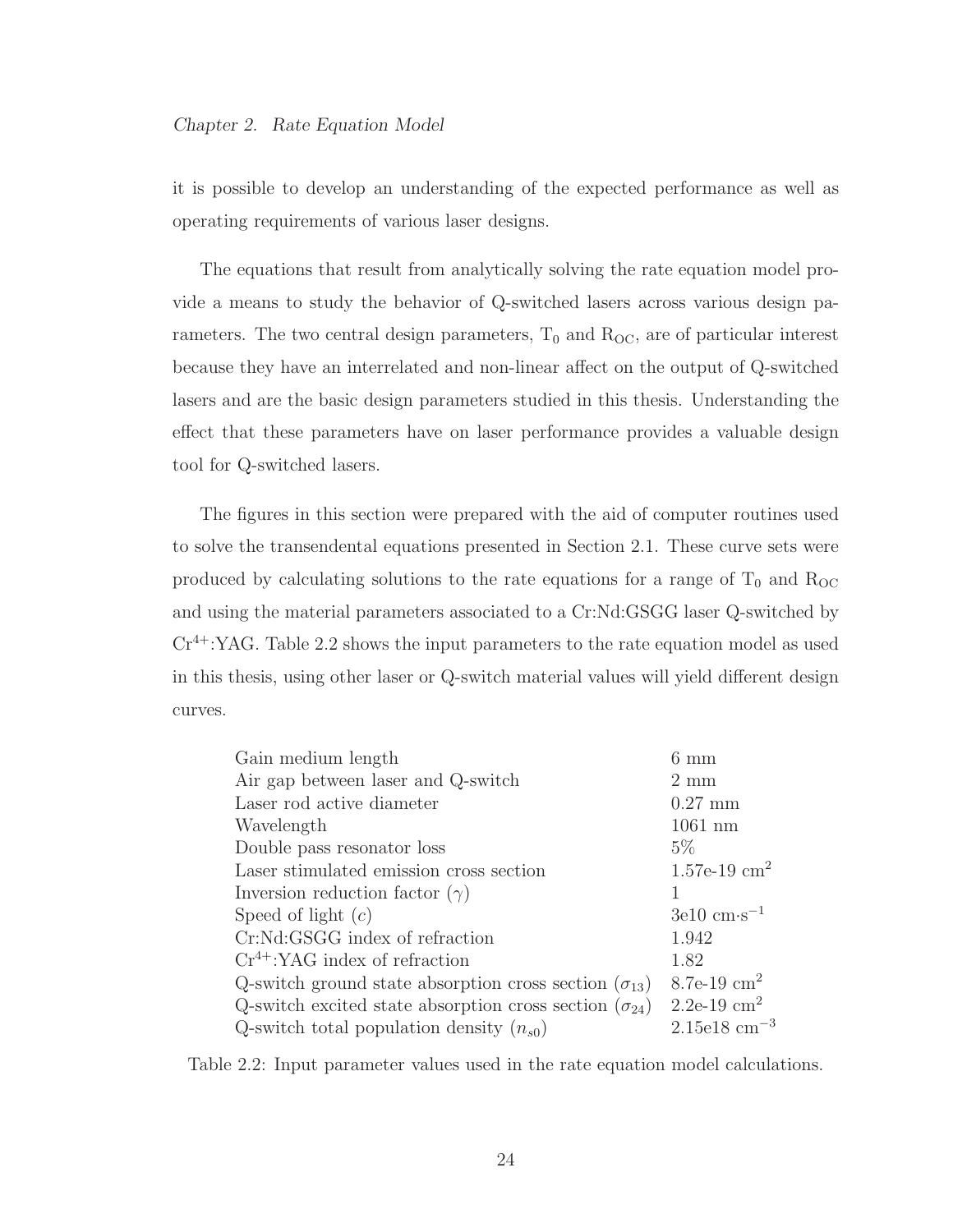it is possible to develop an understanding of the expected performance as well as operating requirements of various laser designs.

The equations that result from analytically solving the rate equation model provide a means to study the behavior of Q-switched lasers across various design parameters. The two central design parameters, $T_0$ and $R_{OC}$, are of particular interest because they have an interrelated and non-linear affect on the output of Q-switched lasers and are the basic design parameters studied in this thesis. Understanding the effect that these parameters have on laser performance provides a valuable design tool for Q-switched lasers.

The figures in this section were prepared with the aid of computer routines used to solve the transendental equations presented in Section 2.1. These curve sets were produced by calculating solutions to the rate equations for a range of $T_0$ and $R_{OC}$ and using the material parameters associated to a Cr:Nd:GSGG laser Q-switched by $Cr^{4+}$:YAG. Table 2.2 shows the input parameters to the rate equation model as used in this thesis, using other laser or Q-switch material values will yield different design curves.

| Parameter | Value |
|---|---|
| Gain medium length | 6 mm |
| Air gap between laser and Q-switch | 2 mm |
| Laser rod active diameter | 0.27 mm |
| Wavelength | 1061 nm |
| Double pass resonator loss | 5% |
| Laser stimulated emission cross section | 1.57e-19 $cm^2$ |
| Inversion reduction factor ($\gamma$) | 1 |
| Speed of light ($c$) | 3e10 $cm \cdot s^{-1}$ |
| Cr:Nd:GSGG index of refraction | 1.942 |
| $Cr^{4+}$:YAG index of refraction | 1.82 |
| Q-switch ground state absorption cross section ($\sigma_{13}$) | 8.7e-19 $cm^2$ |
| Q-switch excited state absorption cross section ($\sigma_{24}$) | 2.2e-19 $cm^2$ |
| Q-switch total population density ($n_{s0}$) | 2.15e18 $cm^{-3}$ |

Table 2.2: Input parameter values used in the rate equation model calculations.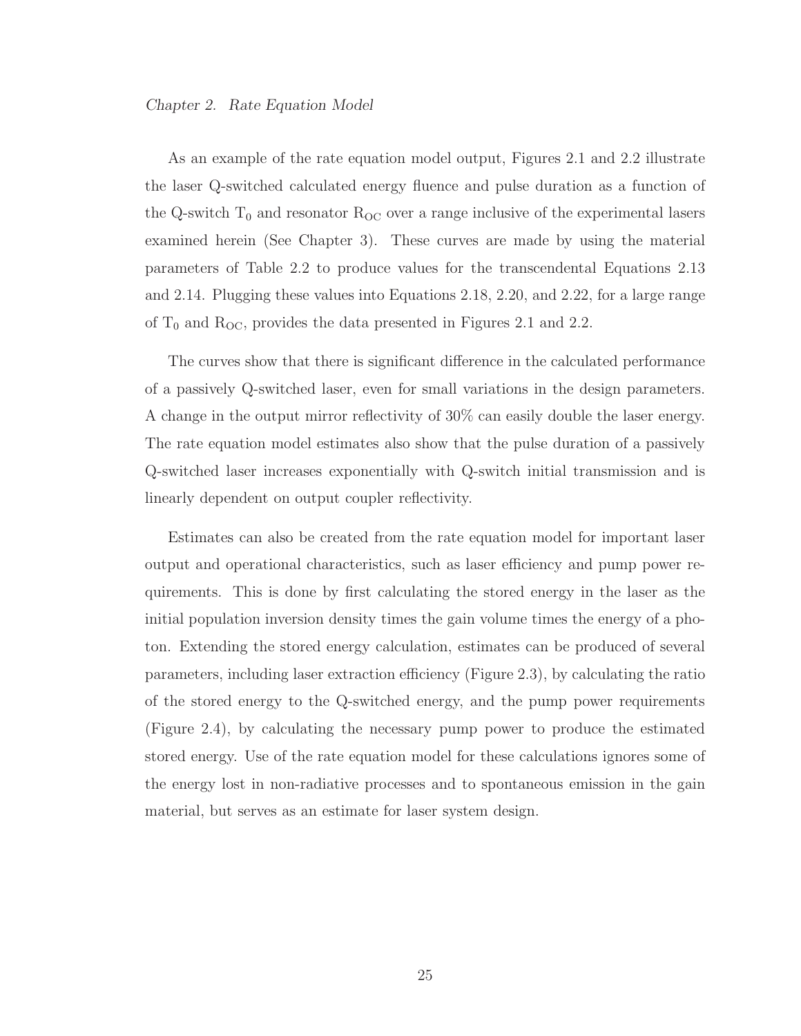As an example of the rate equation model output, Figures 2.1 and 2.2 illustrate the laser Q-switched calculated energy fluence and pulse duration as a function of the Q-switch $T_0$ and resonator $R_{OC}$ over a range inclusive of the experimental lasers examined herein (See Chapter 3). These curves are made by using the material parameters of Table 2.2 to produce values for the transcendental Equations 2.13 and 2.14. Plugging these values into Equations 2.18, 2.20, and 2.22, for a large range of $T_0$ and $R_{OC}$, provides the data presented in Figures 2.1 and 2.2.

The curves show that there is significant difference in the calculated performance of a passively Q-switched laser, even for small variations in the design parameters. A change in the output mirror reflectivity of 30% can easily double the laser energy. The rate equation model estimates also show that the pulse duration of a passively Q-switched laser increases exponentially with Q-switch initial transmission and is linearly dependent on output coupler reflectivity.

Estimates can also be created from the rate equation model for important laser output and operational characteristics, such as laser efficiency and pump power requirements. This is done by first calculating the stored energy in the laser as the initial population inversion density times the gain volume times the energy of a photon. Extending the stored energy calculation, estimates can be produced of several parameters, including laser extraction efficiency (Figure 2.3), by calculating the ratio of the stored energy to the Q-switched energy, and the pump power requirements (Figure 2.4), by calculating the necessary pump power to produce the estimated stored energy. Use of the rate equation model for these calculations ignores some of the energy lost in non-radiative processes and to spontaneous emission in the gain material, but serves as an estimate for laser system design.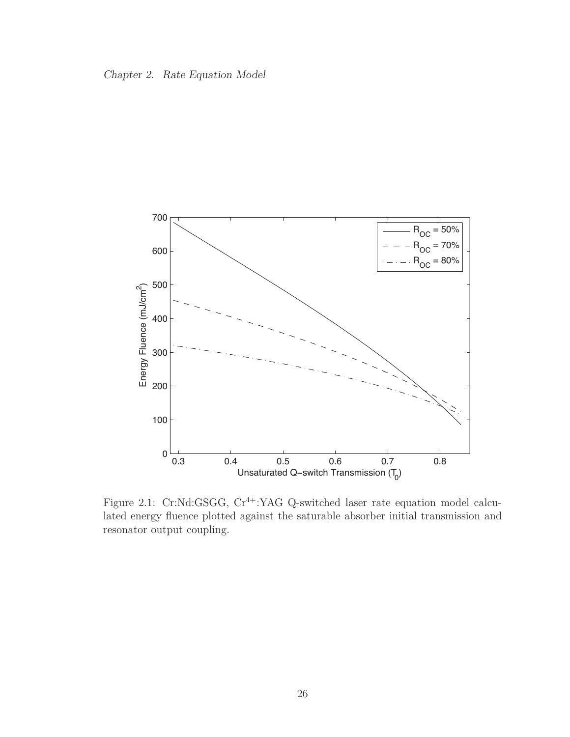Figure 2.1: Cr:Nd:GSGG, $Cr^{4+}$:YAG Q-switched laser rate equation model calculated energy fluence plotted against the saturable absorber initial transmission and resonator output coupling.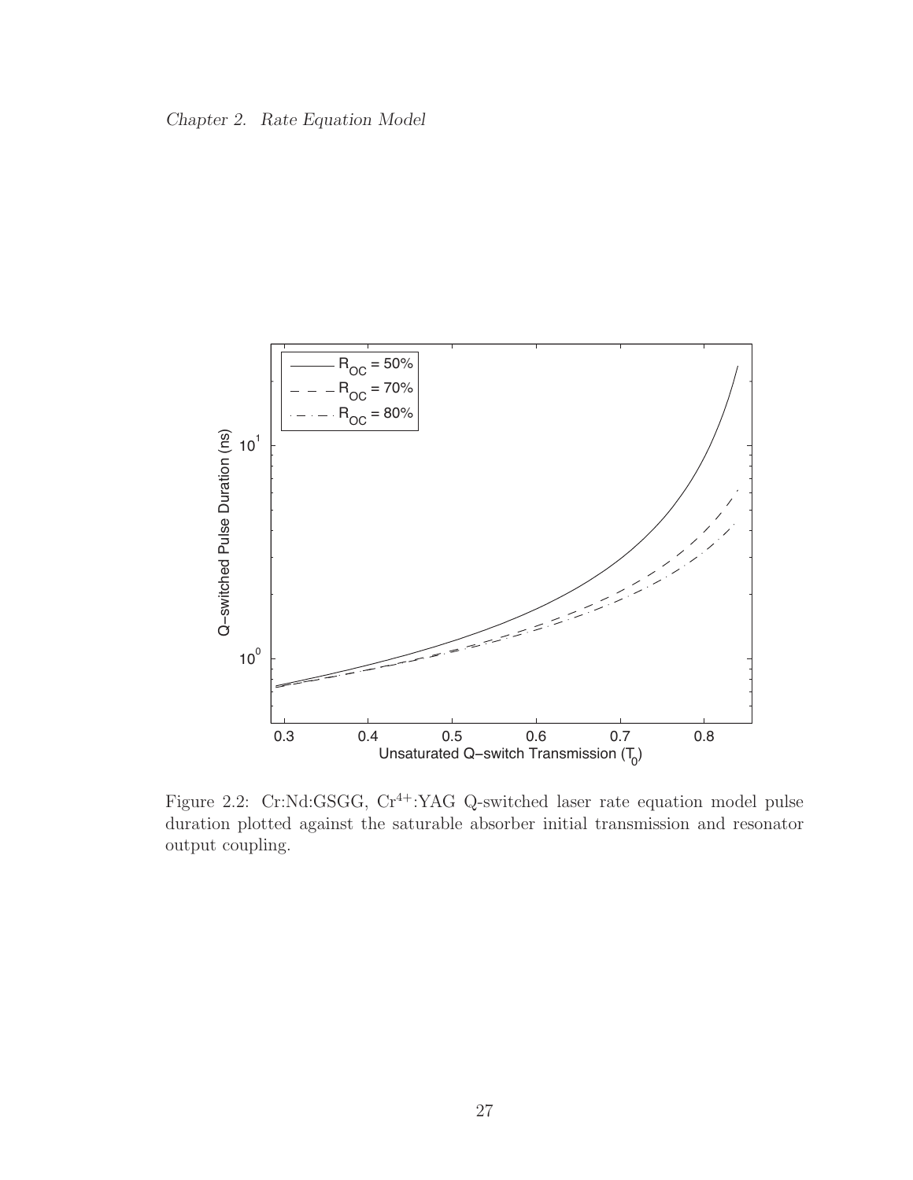Figure 2.2: Cr:Nd:GSGG, $Cr^{4+}$:YAG Q-switched laser rate equation model pulse duration plotted against the saturable absorber initial transmission and resonator output coupling.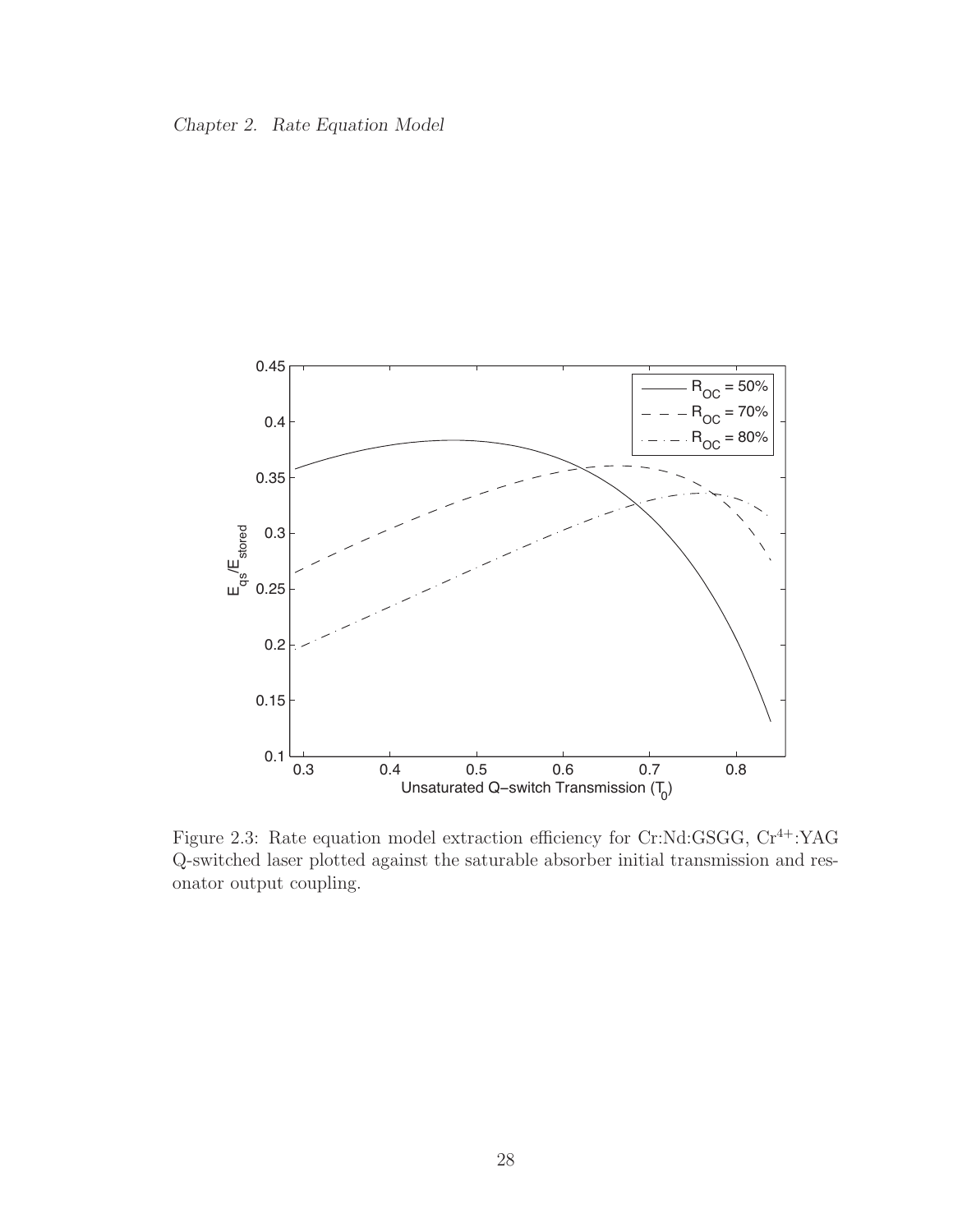Figure 2.3: Rate equation model extraction efficiency for Cr:Nd:GSGG, $Cr^{4+}$:YAG Q-switched laser plotted against the saturable absorber initial transmission and resonator output coupling.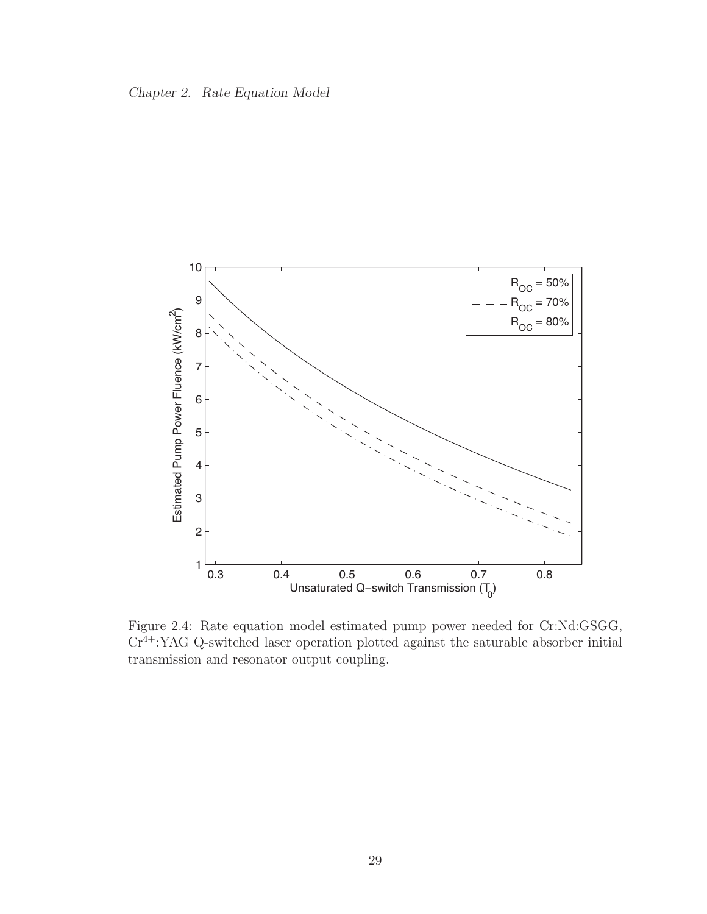Figure 2.4: Rate equation model estimated pump power needed for Cr:Nd:GSGG, $Cr^{4+}$:YAG Q-switched laser operation plotted against the saturable absorber initial transmission and resonator output coupling.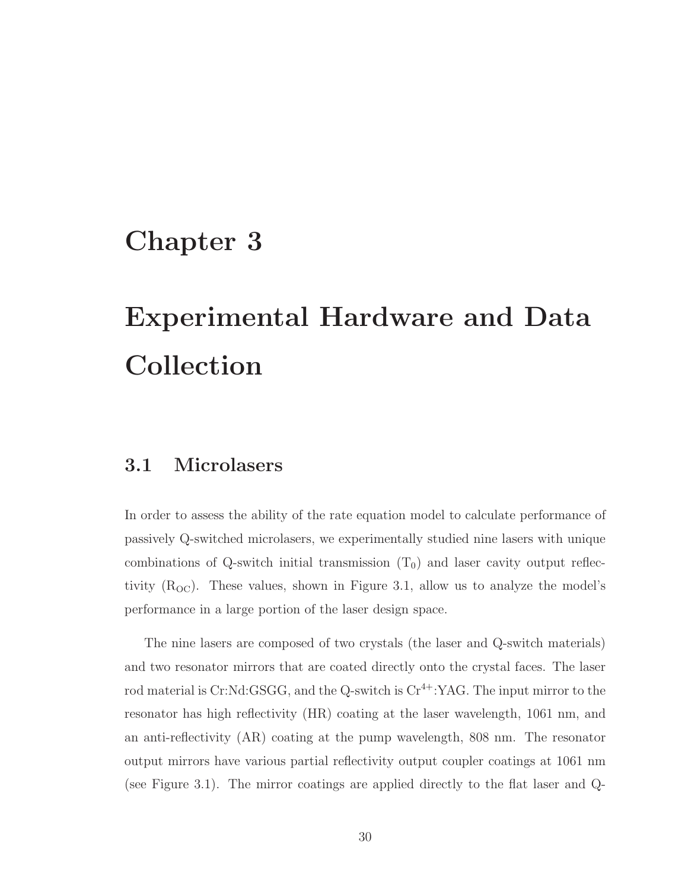# Chapter 3

# Experimental Hardware and Data Collection

## 3.1 Microlasers

In order to assess the ability of the rate equation model to calculate performance of passively Q-switched microlasers, we experimentally studied nine lasers with unique combinations of Q-switch initial transmission ($T_0$) and laser cavity output reflectivity ($R_{OC}$). These values, shown in Figure 3.1, allow us to analyze the model's performance in a large portion of the laser design space.

The nine lasers are composed of two crystals (the laser and Q-switch materials) and two resonator mirrors that are coated directly onto the crystal faces. The laser rod material is Cr:Nd:GSGG, and the Q-switch is $Cr^{4+}$:YAG. The input mirror to the resonator has high reflectivity (HR) coating at the laser wavelength, 1061 nm, and an anti-reflectivity (AR) coating at the pump wavelength, 808 nm. The resonator output mirrors have various partial reflectivity output coupler coatings at 1061 nm (see Figure 3.1). The mirror coatings are applied directly to the flat laser and Q-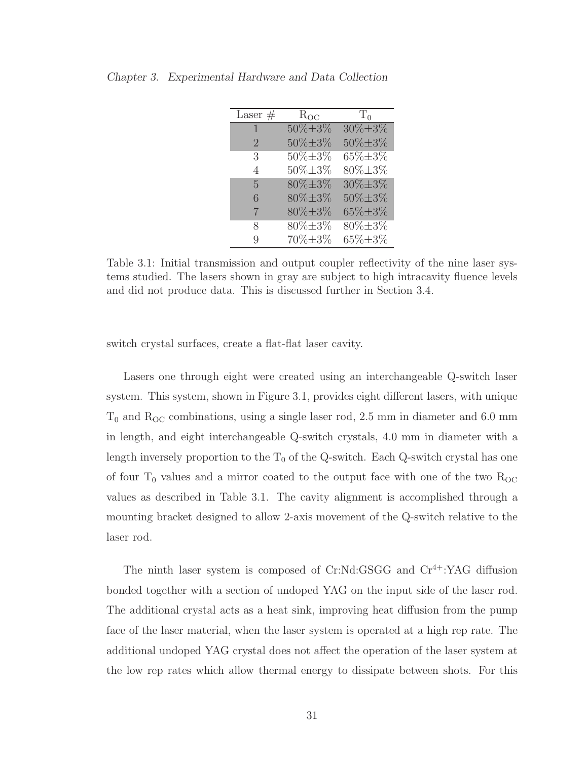| Laser # | $R_{OC}$ | $T_0$ |
|---|---|---|
| 1 | 50%±3% | 30%±3% |
| 2 | 50%±3% | 50%±3% |
| 3 | 50%±3% | 65%±3% |
| 4 | 50%±3% | 80%±3% |
| 5 | 80%±3% | 30%±3% |
| 6 | 80%±3% | 50%±3% |
| 7 | 80%±3% | 65%±3% |
| 8 | 80%±3% | 80%±3% |
| 9 | 70%±3% | 65%±3% |

Table 3.1: Initial transmission and output coupler reflectivity of the nine laser systems studied. The lasers shown in gray are subject to high intracavity fluence levels and did not produce data. This is discussed further in Section 3.4.

switch crystal surfaces, create a flat-flat laser cavity.

Lasers one through eight were created using an interchangeable Q-switch laser system. This system, shown in Figure 3.1, provides eight different lasers, with unique $T_0$ and $R_{OC}$ combinations, using a single laser rod, 2.5 mm in diameter and 6.0 mm in length, and eight interchangeable Q-switch crystals, 4.0 mm in diameter with a length inversely proportion to the $T_0$ of the Q-switch. Each Q-switch crystal has one of four $T_0$ values and a mirror coated to the output face with one of the two $R_{OC}$ values as described in Table 3.1. The cavity alignment is accomplished through a mounting bracket designed to allow 2-axis movement of the Q-switch relative to the laser rod.

The ninth laser system is composed of Cr:Nd:GSGG and $Cr^{4+}$:YAG diffusion bonded together with a section of undoped YAG on the input side of the laser rod. The additional crystal acts as a heat sink, improving heat diffusion from the pump face of the laser material, when the laser system is operated at a high rep rate. The additional undoped YAG crystal does not affect the operation of the laser system at the low rep rates which allow thermal energy to dissipate between shots. For this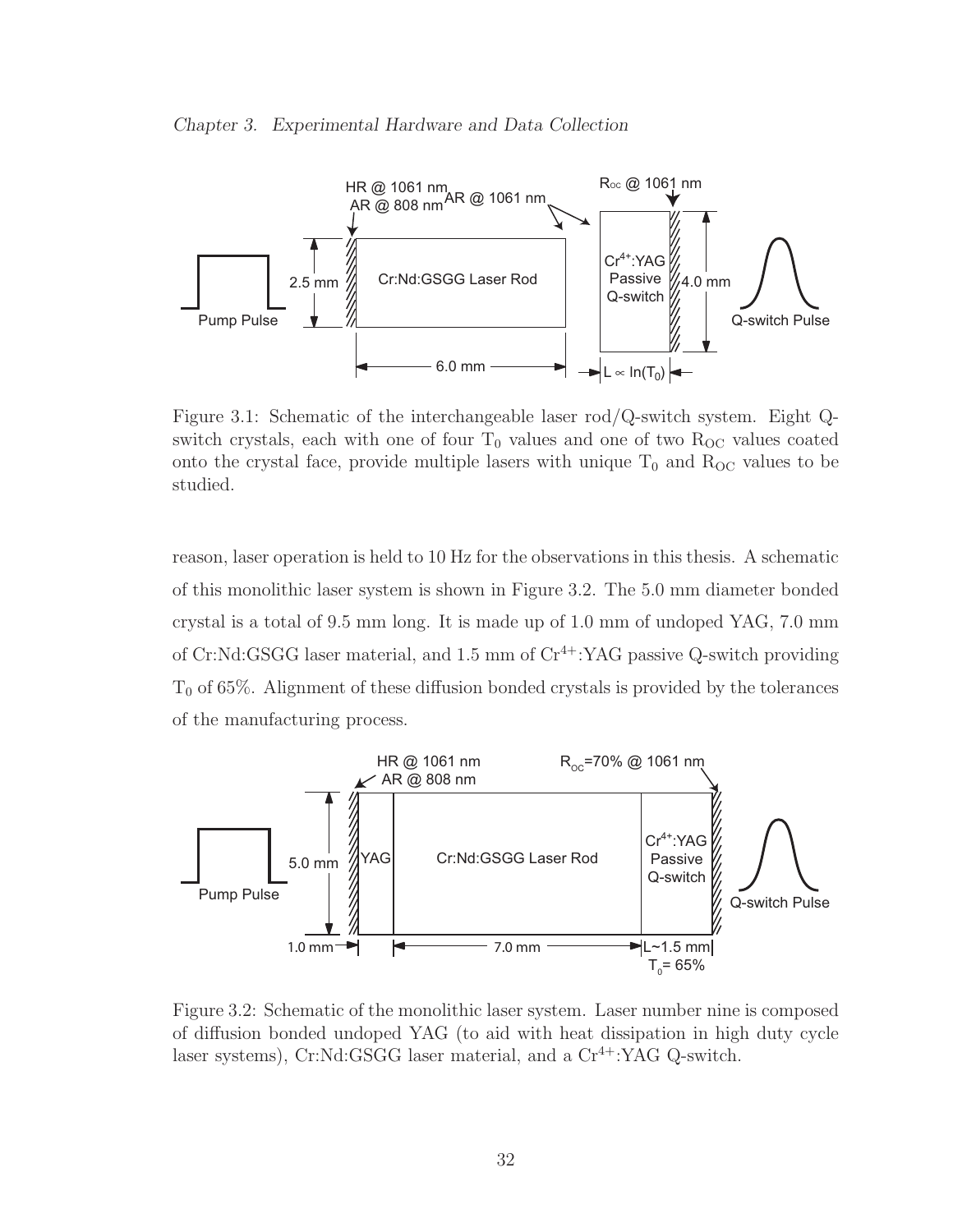Figure 3.1: Schematic of the interchangeable laser rod/Q-switch system. Eight Q-switch crystals, each with one of four $T_0$ values and one of two $R_{OC}$ values coated onto the crystal face, provide multiple lasers with unique $T_0$ and $R_{OC}$ values to be studied.

reason, laser operation is held to 10 Hz for the observations in this thesis. A schematic of this monolithic laser system is shown in Figure 3.2. The 5.0 mm diameter bonded crystal is a total of 9.5 mm long. It is made up of 1.0 mm of undoped YAG, 7.0 mm of Cr:Nd:GSGG laser material, and 1.5 mm of $Cr^{4+}$:YAG passive Q-switch providing $T_0$ of 65%. Alignment of these diffusion bonded crystals is provided by the tolerances of the manufacturing process.

Figure 3.2: Schematic of the monolithic laser system. Laser number nine is composed of diffusion bonded undoped YAG (to aid with heat dissipation in high duty cycle laser systems), Cr:Nd:GSGG laser material, and a $Cr^{4+}$:YAG Q-switch.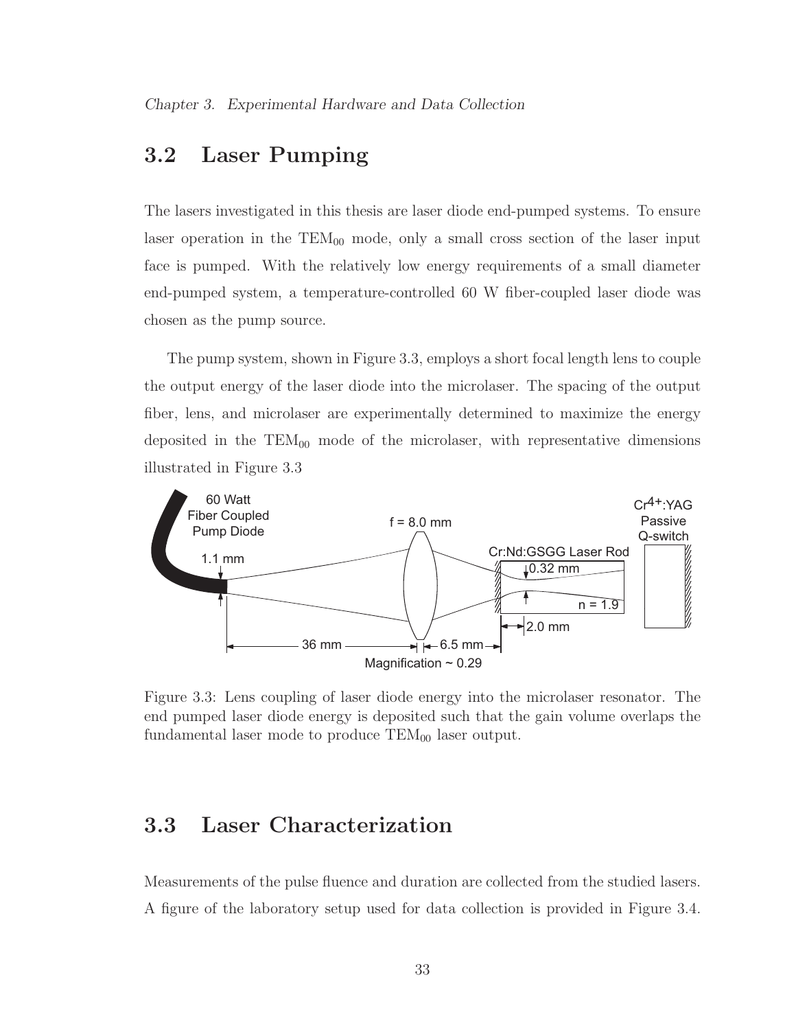## 3.2 Laser Pumping

The lasers investigated in this thesis are laser diode end-pumped systems. To ensure laser operation in the $TEM_{00}$ mode, only a small cross section of the laser input face is pumped. With the relatively low energy requirements of a small diameter end-pumped system, a temperature-controlled 60 W fiber-coupled laser diode was chosen as the pump source.

The pump system, shown in Figure 3.3, employs a short focal length lens to couple the output energy of the laser diode into the microlaser. The spacing of the output fiber, lens, and microlaser are experimentally determined to maximize the energy deposited in the $TEM_{00}$ mode of the microlaser, with representative dimensions illustrated in Figure 3.3

Figure 3.3: Lens coupling of laser diode energy into the microlaser resonator. The end pumped laser diode energy is deposited such that the gain volume overlaps the fundamental laser mode to produce $TEM_{00}$ laser output.

## 3.3 Laser Characterization

Measurements of the pulse fluence and duration are collected from the studied lasers. A figure of the laboratory setup used for data collection is provided in Figure 3.4.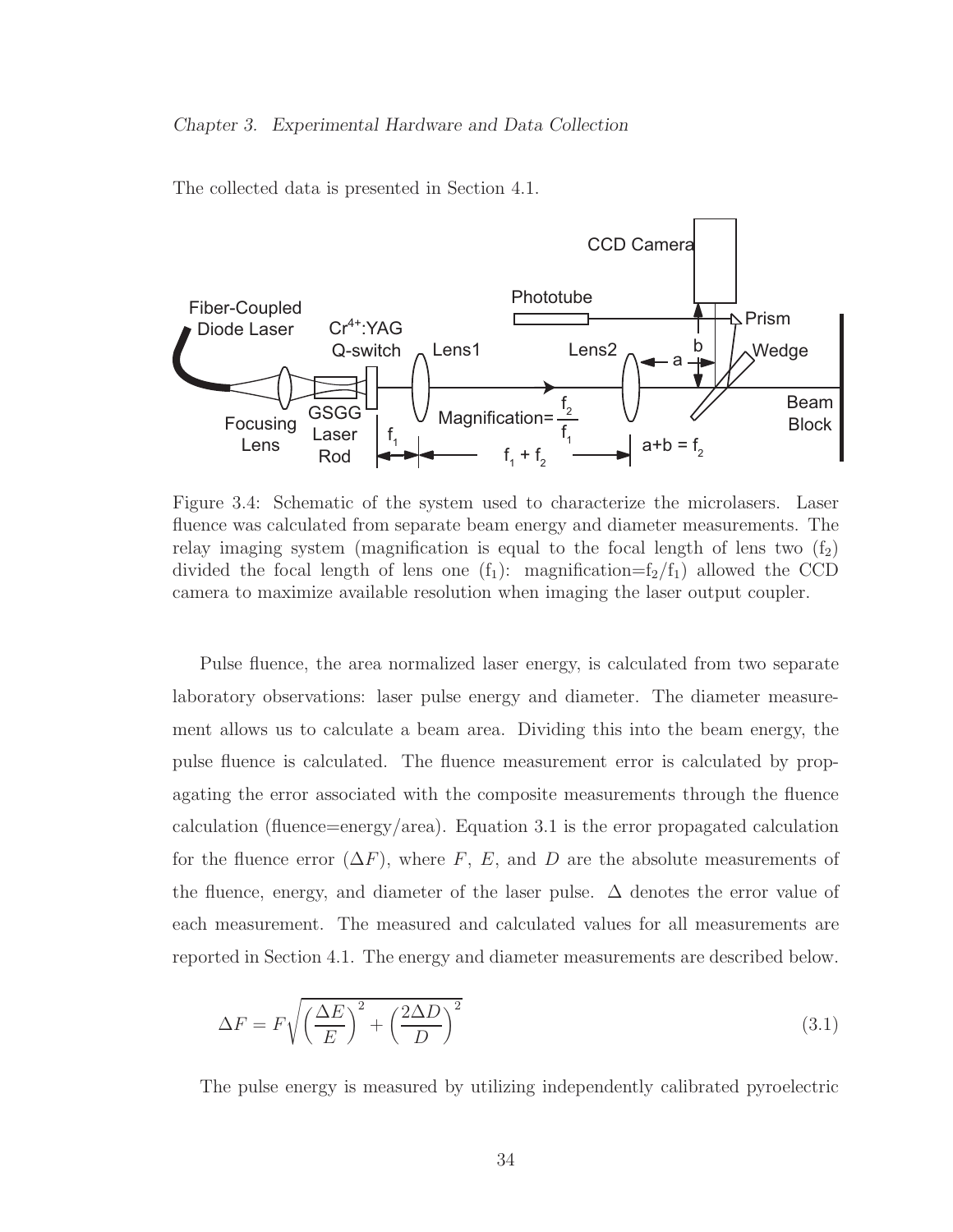The collected data is presented in Section 4.1.

Figure 3.4: Schematic of the system used to characterize the microlasers. Laser fluence was calculated from separate beam energy and diameter measurements. The relay imaging system (magnification is equal to the focal length of lens two ($f_2$) divided the focal length of lens one ($f_1$): magnification=$f_2/f_1$) allowed the CCD camera to maximize available resolution when imaging the laser output coupler.

Pulse fluence, the area normalized laser energy, is calculated from two separate laboratory observations: laser pulse energy and diameter. The diameter measurement allows us to calculate a beam area. Dividing this into the beam energy, the pulse fluence is calculated. The fluence measurement error is calculated by propagating the error associated with the composite measurements through the fluence calculation (fluence=energy/area). Equation 3.1 is the error propagated calculation for the fluence error ($\Delta F$), where $F$, $E$, and $D$ are the absolute measurements of the fluence, energy, and diameter of the laser pulse. $\Delta$ denotes the error value of each measurement. The measured and calculated values for all measurements are reported in Section 4.1. The energy and diameter measurements are described below.

$$\Delta F = F\sqrt{\left(\frac{\Delta E}{E}\right)^2 + \left(\frac{2\Delta D}{D}\right)^2} \tag{3.1}$$

The pulse energy is measured by utilizing independently calibrated pyroelectric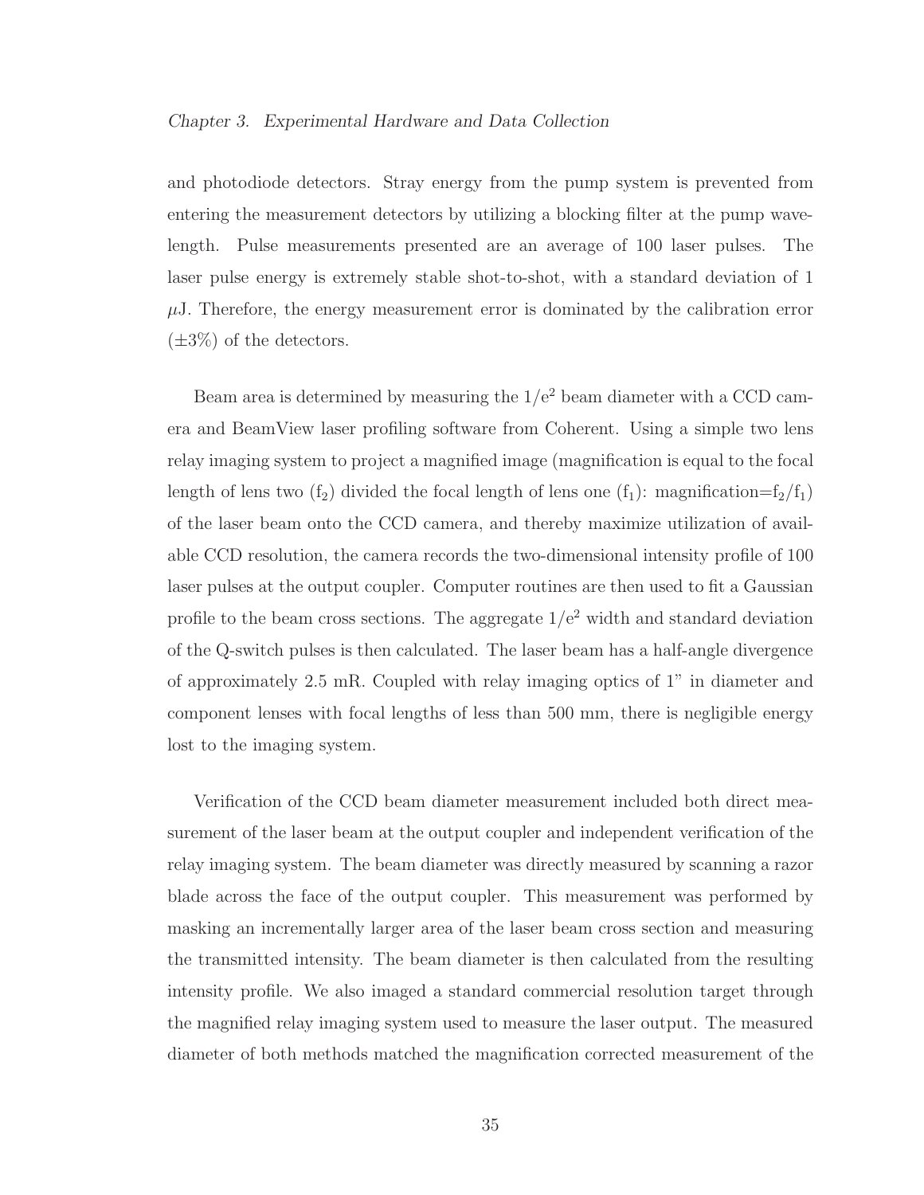and photodiode detectors. Stray energy from the pump system is prevented from entering the measurement detectors by utilizing a blocking filter at the pump wavelength. Pulse measurements presented are an average of 100 laser pulses. The laser pulse energy is extremely stable shot-to-shot, with a standard deviation of 1 $\mu$J. Therefore, the energy measurement error is dominated by the calibration error ($\pm 3\%$) of the detectors.

Beam area is determined by measuring the $1/e^2$ beam diameter with a CCD camera and BeamView laser profiling software from Coherent. Using a simple two lens relay imaging system to project a magnified image (magnification is equal to the focal length of lens two ($f_2$) divided the focal length of lens one ($f_1$): magnification=$f_2/f_1$) of the laser beam onto the CCD camera, and thereby maximize utilization of available CCD resolution, the camera records the two-dimensional intensity profile of 100 laser pulses at the output coupler. Computer routines are then used to fit a Gaussian profile to the beam cross sections. The aggregate $1/e^2$ width and standard deviation of the Q-switch pulses is then calculated. The laser beam has a half-angle divergence of approximately 2.5 mR. Coupled with relay imaging optics of 1" in diameter and component lenses with focal lengths of less than 500 mm, there is negligible energy lost to the imaging system.

Verification of the CCD beam diameter measurement included both direct measurement of the laser beam at the output coupler and independent verification of the relay imaging system. The beam diameter was directly measured by scanning a razor blade across the face of the output coupler. This measurement was performed by masking an incrementally larger area of the laser beam cross section and measuring the transmitted intensity. The beam diameter is then calculated from the resulting intensity profile. We also imaged a standard commercial resolution target through the magnified relay imaging system used to measure the laser output. The measured diameter of both methods matched the magnification corrected measurement of the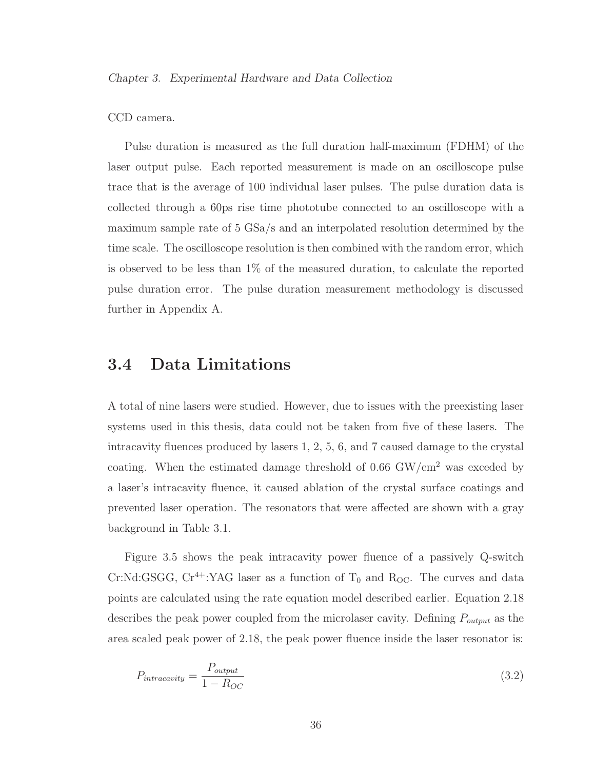CCD camera.

Pulse duration is measured as the full duration half-maximum (FDHM) of the laser output pulse. Each reported measurement is made on an oscilloscope pulse trace that is the average of 100 individual laser pulses. The pulse duration data is collected through a 60ps rise time phototube connected to an oscilloscope with a maximum sample rate of 5 GSa/s and an interpolated resolution determined by the time scale. The oscilloscope resolution is then combined with the random error, which is observed to be less than 1% of the measured duration, to calculate the reported pulse duration error. The pulse duration measurement methodology is discussed further in Appendix A.

## 3.4 Data Limitations

A total of nine lasers were studied. However, due to issues with the preexisting laser systems used in this thesis, data could not be taken from five of these lasers. The intracavity fluences produced by lasers 1, 2, 5, 6, and 7 caused damage to the crystal coating. When the estimated damage threshold of 0.66 GW/cm$^2$ was exceded by a laser's intracavity fluence, it caused ablation of the crystal surface coatings and prevented laser operation. The resonators that were affected are shown with a gray background in Table 3.1.

Figure 3.5 shows the peak intracavity power fluence of a passively Q-switch Cr:Nd:GSGG, $Cr^{4+}$:YAG laser as a function of $T_0$ and $R_{OC}$. The curves and data points are calculated using the rate equation model described earlier. Equation 2.18 describes the peak power coupled from the microlaser cavity. Defining $P_{output}$ as the area scaled peak power of 2.18, the peak power fluence inside the laser resonator is:

$$P_{intracavity} = \frac{P_{output}}{1 - R_{OC}} \tag{3.2}$$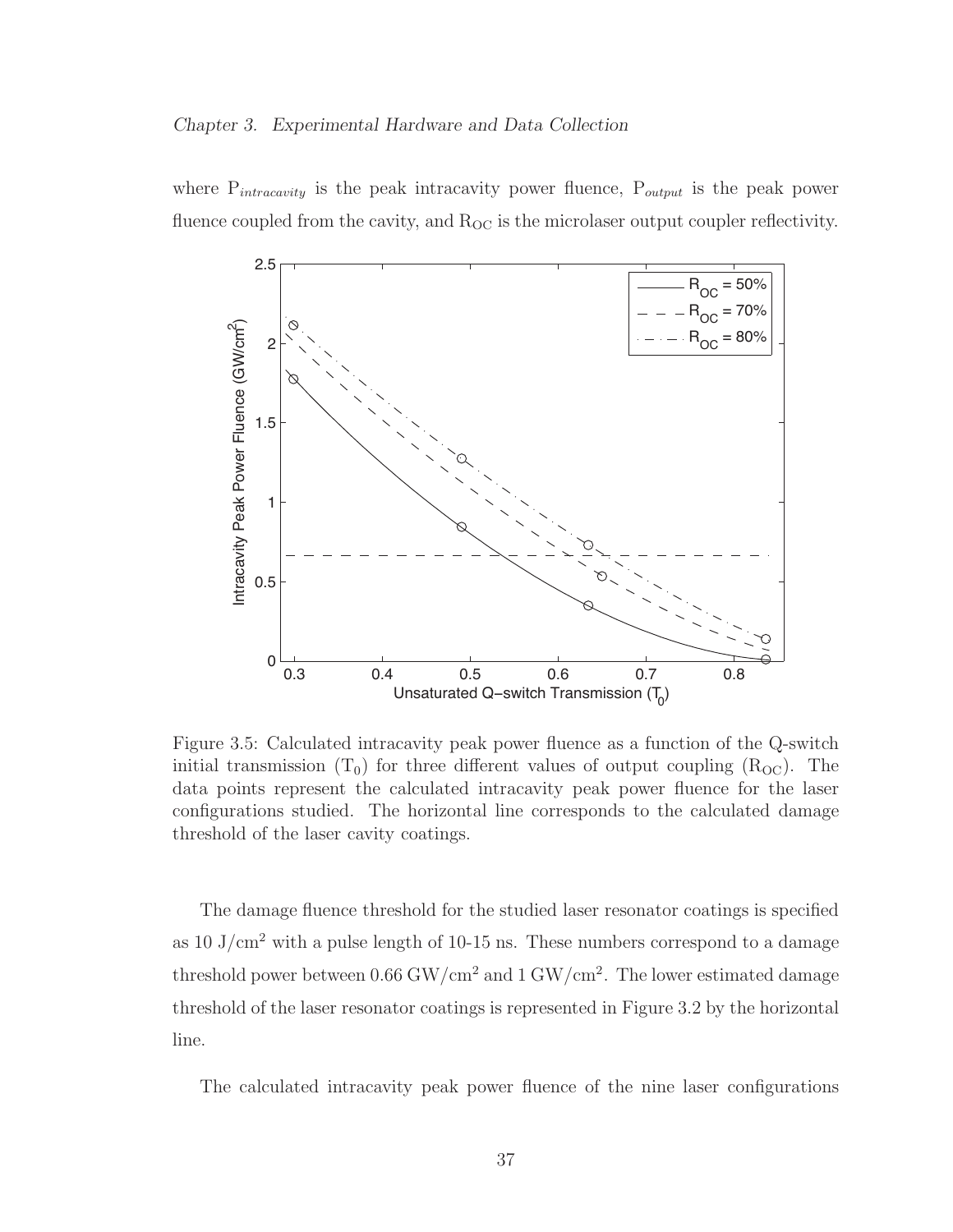where $P_{intracavity}$ is the peak intracavity power fluence, $P_{output}$ is the peak power fluence coupled from the cavity, and $R_{OC}$ is the microlaser output coupler reflectivity.

Figure 3.5: Calculated intracavity peak power fluence as a function of the Q-switch initial transmission ($T_0$) for three different values of output coupling ($R_{OC}$). The data points represent the calculated intracavity peak power fluence for the laser configurations studied. The horizontal line corresponds to the calculated damage threshold of the laser cavity coatings.

The damage fluence threshold for the studied laser resonator coatings is specified as 10 J/cm$^2$ with a pulse length of 10-15 ns. These numbers correspond to a damage threshold power between 0.66 GW/cm$^2$ and 1 GW/cm$^2$. The lower estimated damage threshold of the laser resonator coatings is represented in Figure 3.2 by the horizontal line.

The calculated intracavity peak power fluence of the nine laser configurations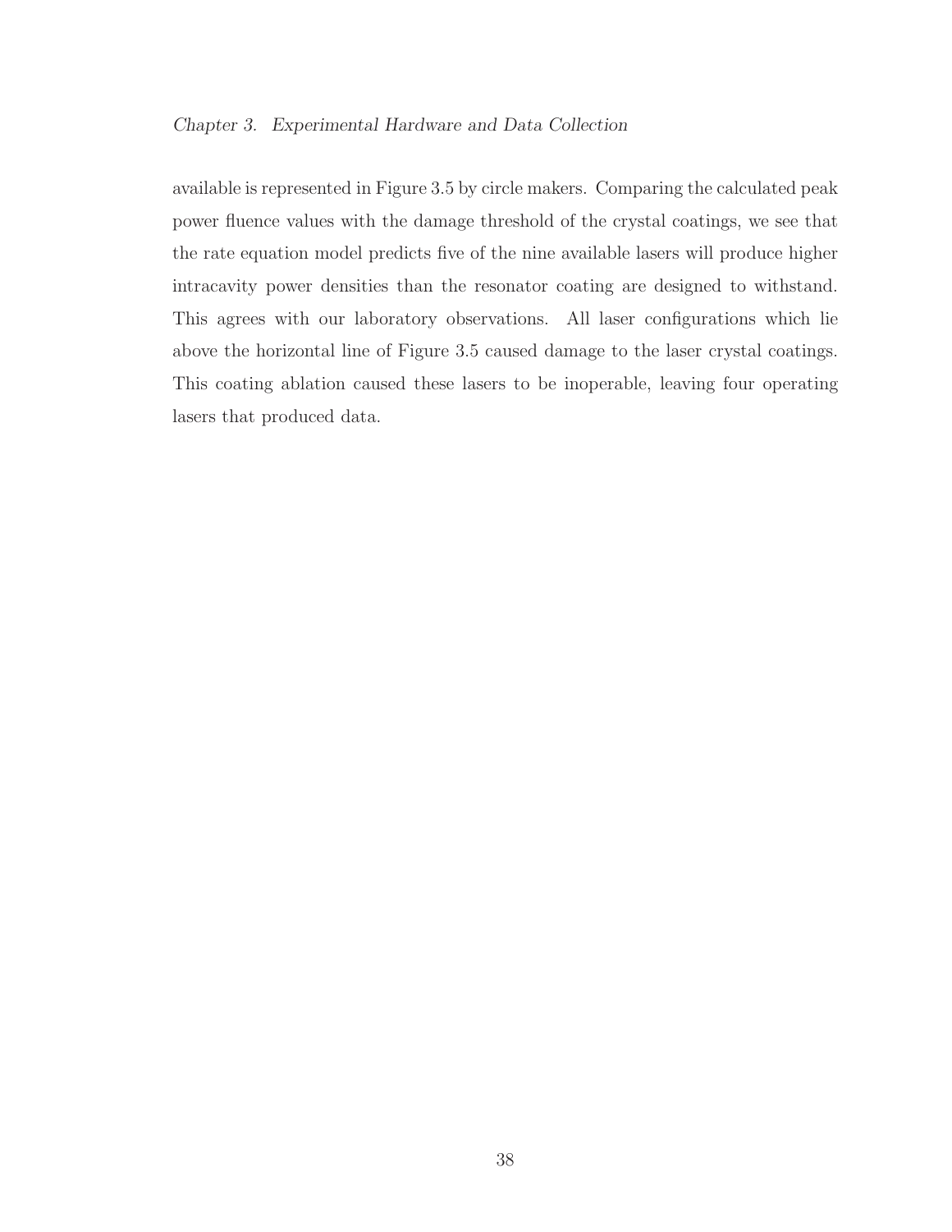available is represented in Figure 3.5 by circle makers. Comparing the calculated peak power fluence values with the damage threshold of the crystal coatings, we see that the rate equation model predicts five of the nine available lasers will produce higher intracavity power densities than the resonator coating are designed to withstand. This agrees with our laboratory observations. All laser configurations which lie above the horizontal line of Figure 3.5 caused damage to the laser crystal coatings. This coating ablation caused these lasers to be inoperable, leaving four operating lasers that produced data.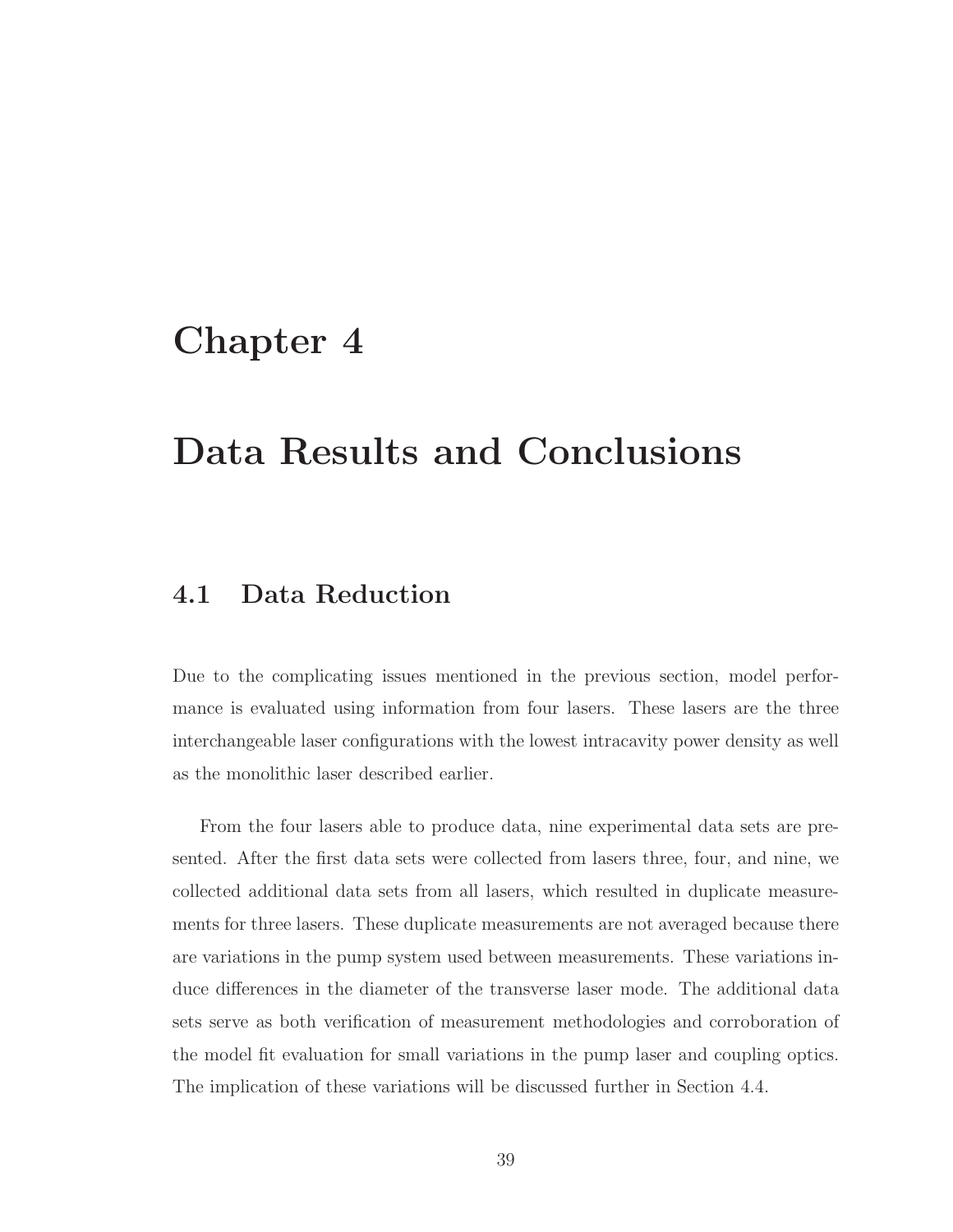# Chapter 4

# Data Results and Conclusions

## 4.1 Data Reduction

Due to the complicating issues mentioned in the previous section, model performance is evaluated using information from four lasers. These lasers are the three interchangeable laser configurations with the lowest intracavity power density as well as the monolithic laser described earlier.

From the four lasers able to produce data, nine experimental data sets are presented. After the first data sets were collected from lasers three, four, and nine, we collected additional data sets from all lasers, which resulted in duplicate measurements for three lasers. These duplicate measurements are not averaged because there are variations in the pump system used between measurements. These variations induce differences in the diameter of the transverse laser mode. The additional data sets serve as both verification of measurement methodologies and corroboration of the model fit evaluation for small variations in the pump laser and coupling optics. The implication of these variations will be discussed further in Section 4.4.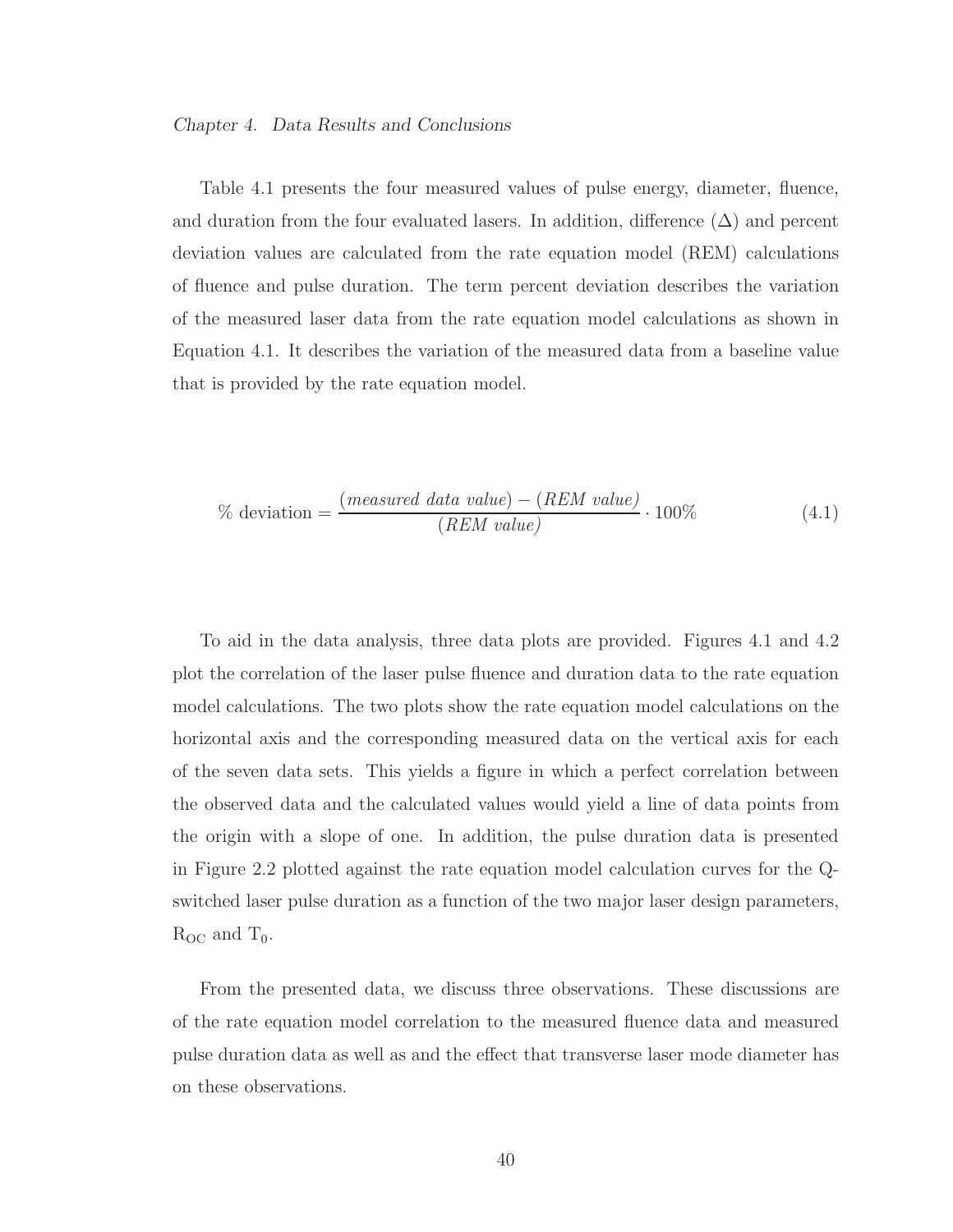Table 4.1 presents the four measured values of pulse energy, diameter, fluence, and duration from the four evaluated lasers. In addition, difference ($\Delta$) and percent deviation values are calculated from the rate equation model (REM) calculations of fluence and pulse duration. The term percent deviation describes the variation of the measured laser data from the rate equation model calculations as shown in Equation 4.1. It describes the variation of the measured data from a baseline value that is provided by the rate equation model.

$$\%\text{ deviation} = \frac{(\textit{measured data value}) - (\textit{REM value})}{(\textit{REM value})} \cdot 100\% \tag{4.1}$$

To aid in the data analysis, three data plots are provided. Figures 4.1 and 4.2 plot the correlation of the laser pulse fluence and duration data to the rate equation model calculations. The two plots show the rate equation model calculations on the horizontal axis and the corresponding measured data on the vertical axis for each of the seven data sets. This yields a figure in which a perfect correlation between the observed data and the calculated values would yield a line of data points from the origin with a slope of one. In addition, the pulse duration data is presented in Figure 2.2 plotted against the rate equation model calculation curves for the Q-switched laser pulse duration as a function of the two major laser design parameters, $R_{OC}$ and $T_0$.

From the presented data, we discuss three observations. These discussions are of the rate equation model correlation to the measured fluence data and measured pulse duration data as well as and the effect that transverse laser mode diameter has on these observations.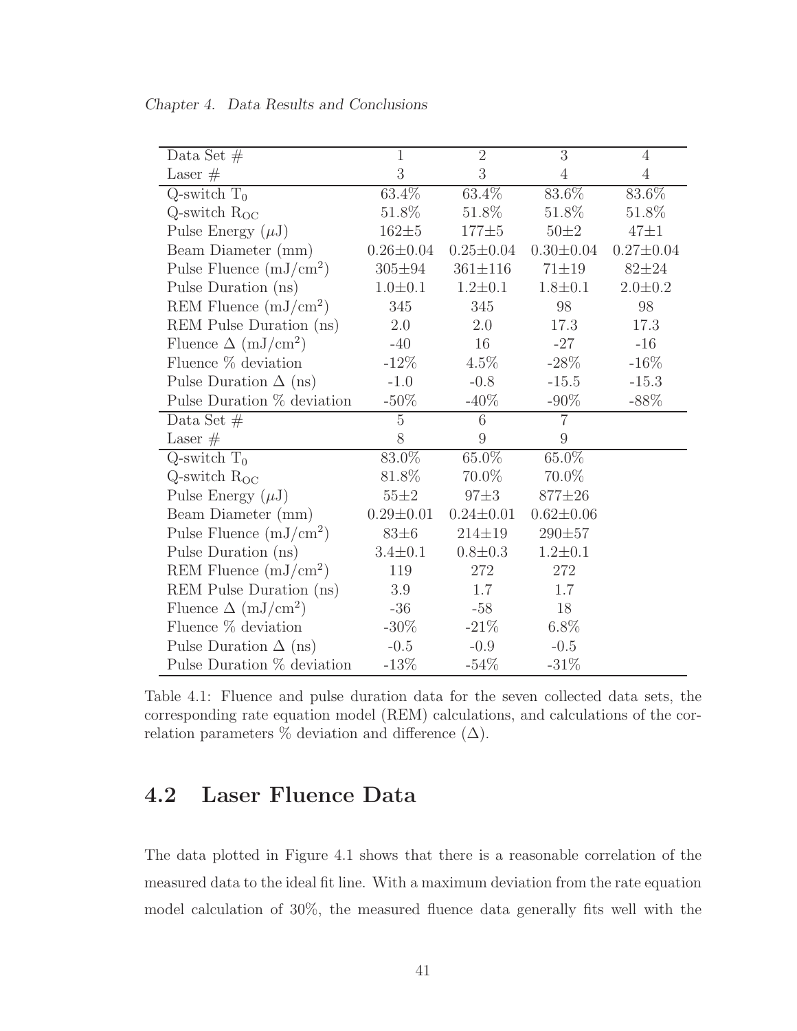| Data Set # | 1 | 2 | 3 | 4 |
|---|---|---|---|---|
| Laser # | 3 | 3 | 4 | 4 |
| Q-switch $T_0$ | 63.4% | 63.4% | 83.6% | 83.6% |
| Q-switch $R_{OC}$ | 51.8% | 51.8% | 51.8% | 51.8% |
| Pulse Energy ($\mu$J) | 162±5 | 177±5 | 50±2 | 47±1 |
| Beam Diameter (mm) | 0.26±0.04 | 0.25±0.04 | 0.30±0.04 | 0.27±0.04 |
| Pulse Fluence (mJ/cm$^2$) | 305±94 | 361±116 | 71±19 | 82±24 |
| Pulse Duration (ns) | 1.0±0.1 | 1.2±0.1 | 1.8±0.1 | 2.0±0.2 |
| REM Fluence (mJ/cm$^2$) | 345 | 345 | 98 | 98 |
| REM Pulse Duration (ns) | 2.0 | 2.0 | 17.3 | 17.3 |
| Fluence $\Delta$ (mJ/cm$^2$) | -40 | 16 | -27 | -16 |
| Fluence % deviation | -12% | 4.5% | -28% | -16% |
| Pulse Duration $\Delta$ (ns) | -1.0 | -0.8 | -15.5 | -15.3 |
| Pulse Duration % deviation | -50% | -40% | -90% | -88% |
| Data Set # | 5 | 6 | 7 | |
| Laser # | 8 | 9 | 9 | |
| Q-switch $T_0$ | 83.0% | 65.0% | 65.0% | |
| Q-switch $R_{OC}$ | 81.8% | 70.0% | 70.0% | |
| Pulse Energy ($\mu$J) | 55±2 | 97±3 | 877±26 | |
| Beam Diameter (mm) | 0.29±0.01 | 0.24±0.01 | 0.62±0.06 | |
| Pulse Fluence (mJ/cm$^2$) | 83±6 | 214±19 | 290±57 | |
| Pulse Duration (ns) | 3.4±0.1 | 0.8±0.3 | 1.2±0.1 | |
| REM Fluence (mJ/cm$^2$) | 119 | 272 | 272 | |
| REM Pulse Duration (ns) | 3.9 | 1.7 | 1.7 | |
| Fluence $\Delta$ (mJ/cm$^2$) | -36 | -58 | 18 | |
| Fluence % deviation | -30% | -21% | 6.8% | |
| Pulse Duration $\Delta$ (ns) | -0.5 | -0.9 | -0.5 | |
| Pulse Duration % deviation | -13% | -54% | -31% | |

Table 4.1: Fluence and pulse duration data for the seven collected data sets, the corresponding rate equation model (REM) calculations, and calculations of the correlation parameters % deviation and difference ($\Delta$).

## 4.2 Laser Fluence Data

The data plotted in Figure 4.1 shows that there is a reasonable correlation of the measured data to the ideal fit line. With a maximum deviation from the rate equation model calculation of 30%, the measured fluence data generally fits well with the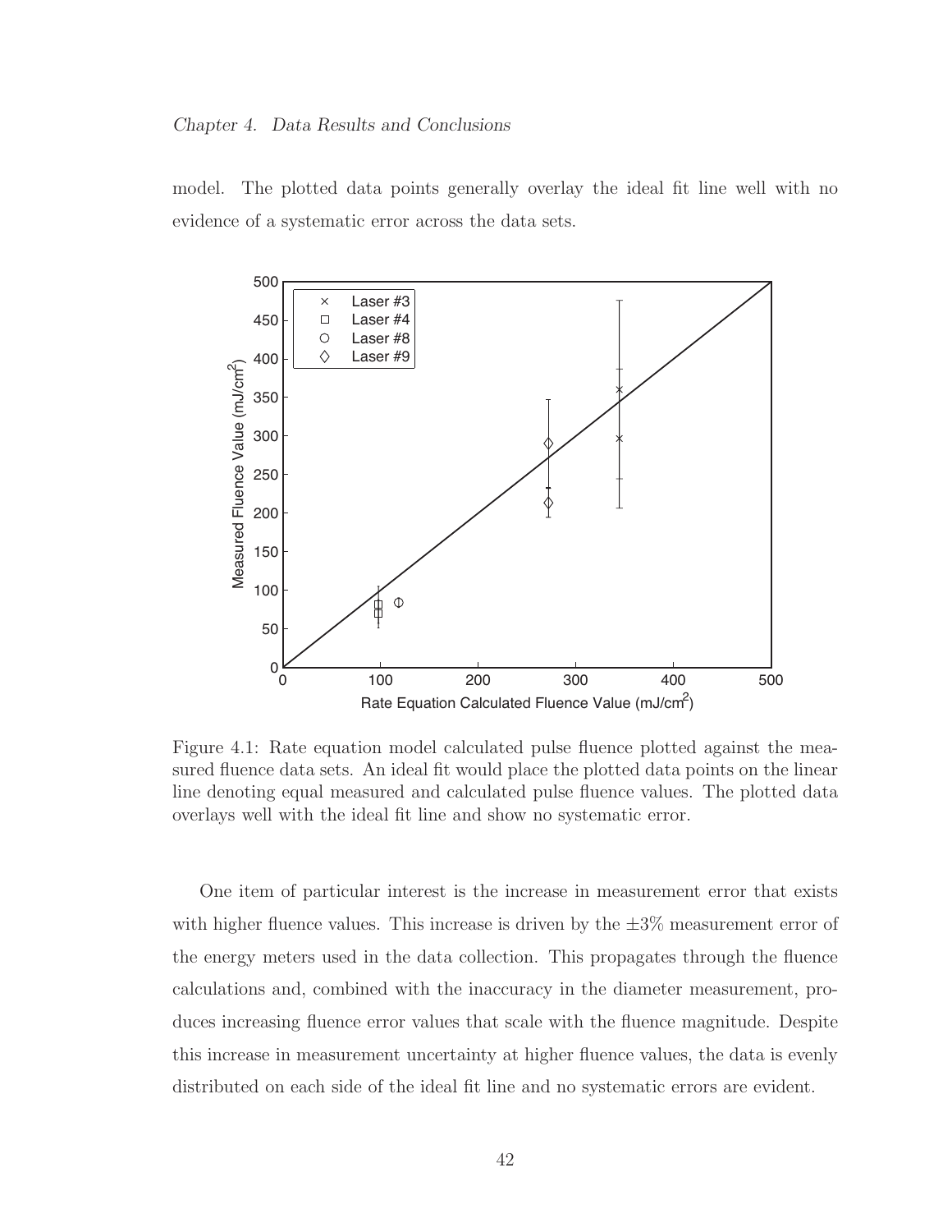model. The plotted data points generally overlay the ideal fit line well with no evidence of a systematic error across the data sets.

Figure 4.1: Rate equation model calculated pulse fluence plotted against the measured fluence data sets. An ideal fit would place the plotted data points on the linear line denoting equal measured and calculated pulse fluence values. The plotted data overlays well with the ideal fit line and show no systematic error.

One item of particular interest is the increase in measurement error that exists with higher fluence values. This increase is driven by the $\pm 3\%$ measurement error of the energy meters used in the data collection. This propagates through the fluence calculations and, combined with the inaccuracy in the diameter measurement, produces increasing fluence error values that scale with the fluence magnitude. Despite this increase in measurement uncertainty at higher fluence values, the data is evenly distributed on each side of the ideal fit line and no systematic errors are evident.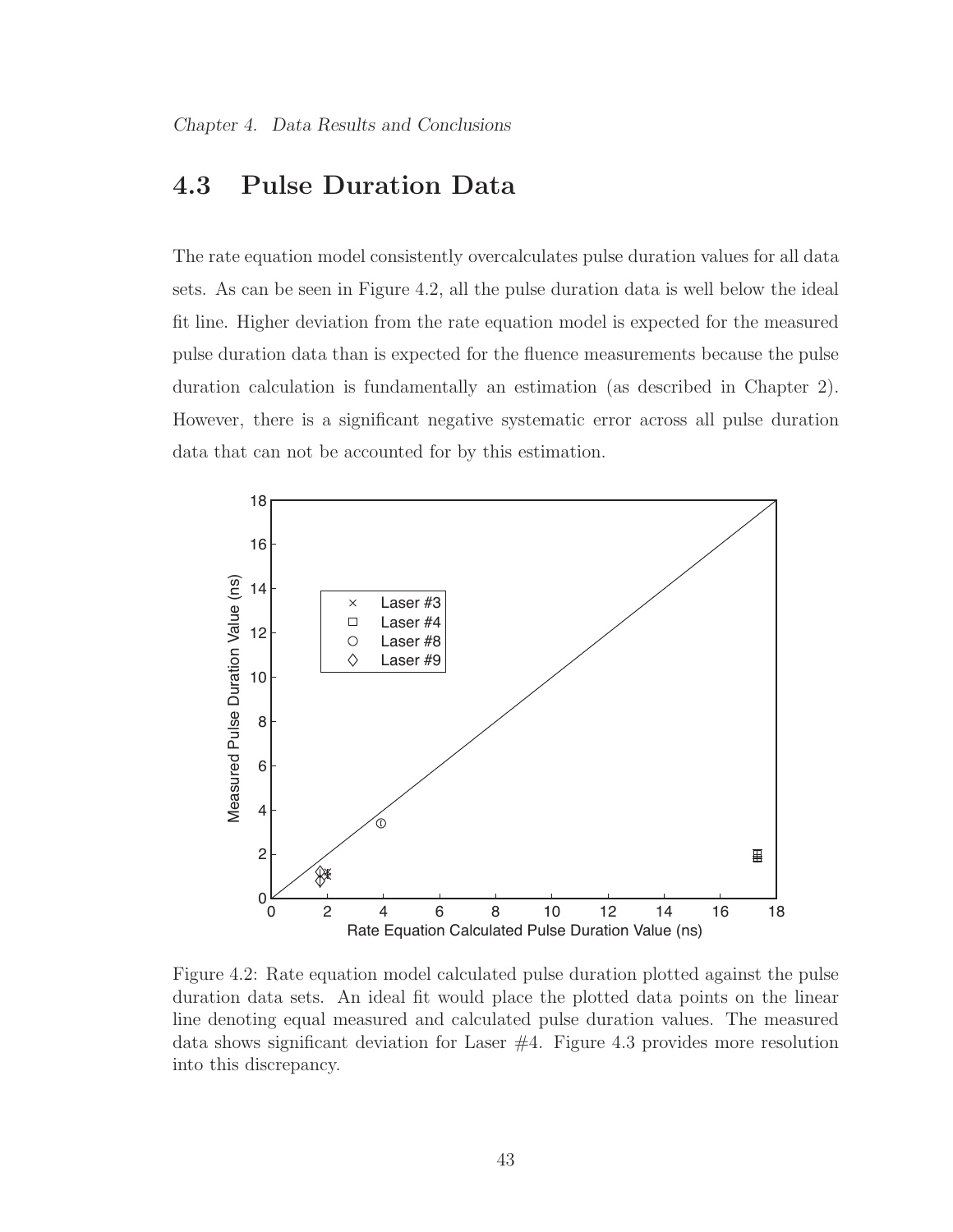## 4.3 Pulse Duration Data

The rate equation model consistently overcalculates pulse duration values for all data sets. As can be seen in Figure 4.2, all the pulse duration data is well below the ideal fit line. Higher deviation from the rate equation model is expected for the measured pulse duration data than is expected for the fluence measurements because the pulse duration calculation is fundamentally an estimation (as described in Chapter 2). However, there is a significant negative systematic error across all pulse duration data that can not be accounted for by this estimation.

Figure 4.2: Rate equation model calculated pulse duration plotted against the pulse duration data sets. An ideal fit would place the plotted data points on the linear line denoting equal measured and calculated pulse duration values. The measured data shows significant deviation for Laser #4. Figure 4.3 provides more resolution into this discrepancy.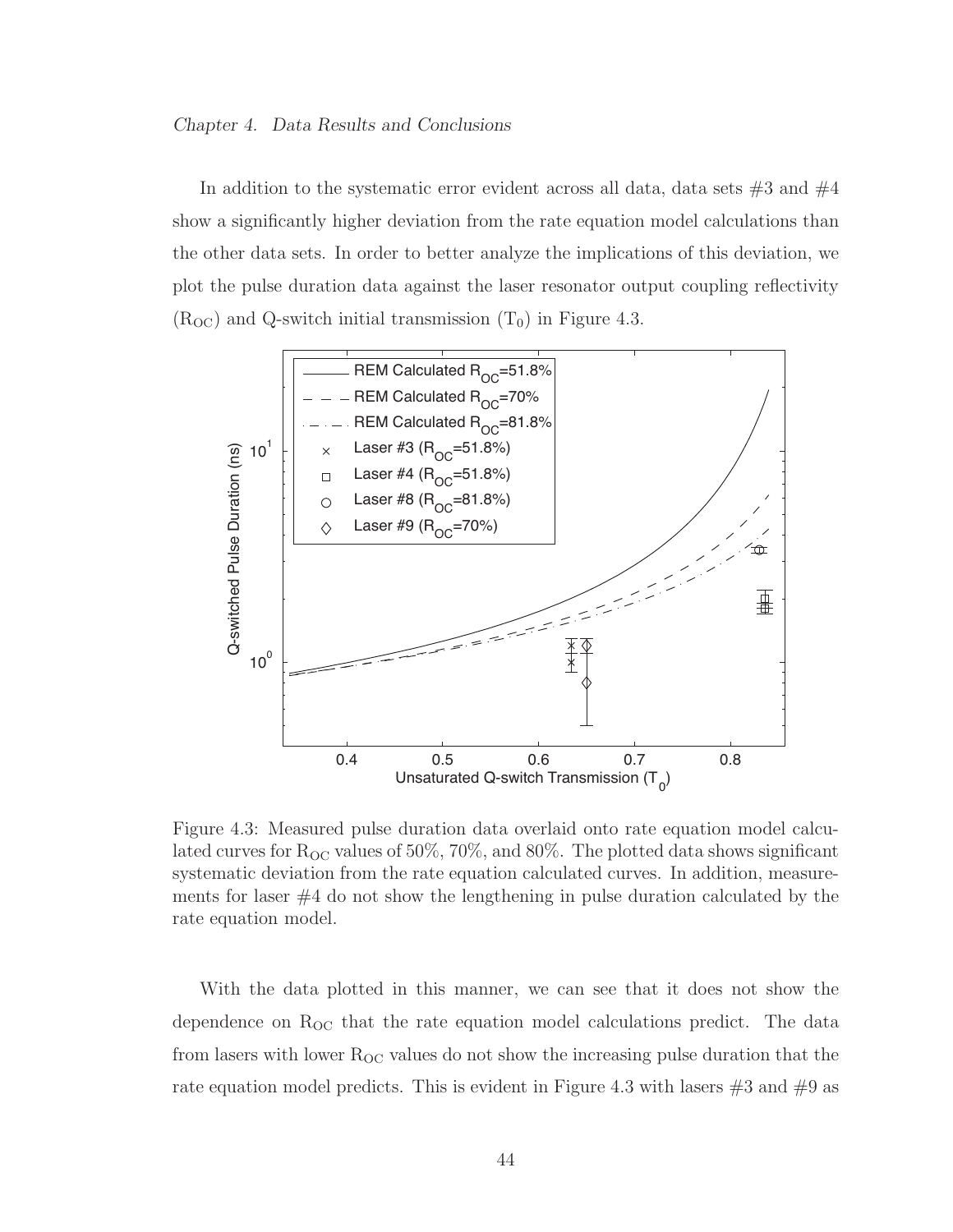In addition to the systematic error evident across all data, data sets #3 and #4 show a significantly higher deviation from the rate equation model calculations than the other data sets. In order to better analyze the implications of this deviation, we plot the pulse duration data against the laser resonator output coupling reflectivity ($R_{OC}$) and Q-switch initial transmission ($T_0$) in Figure 4.3.

Figure 4.3: Measured pulse duration data overlaid onto rate equation model calculated curves for $R_{OC}$ values of 50%, 70%, and 80%. The plotted data shows significant systematic deviation from the rate equation calculated curves. In addition, measurements for laser #4 do not show the lengthening in pulse duration calculated by the rate equation model.

With the data plotted in this manner, we can see that it does not show the dependence on $R_{OC}$ that the rate equation model calculations predict. The data from lasers with lower $R_{OC}$ values do not show the increasing pulse duration that the rate equation model predicts. This is evident in Figure 4.3 with lasers #3 and #9 as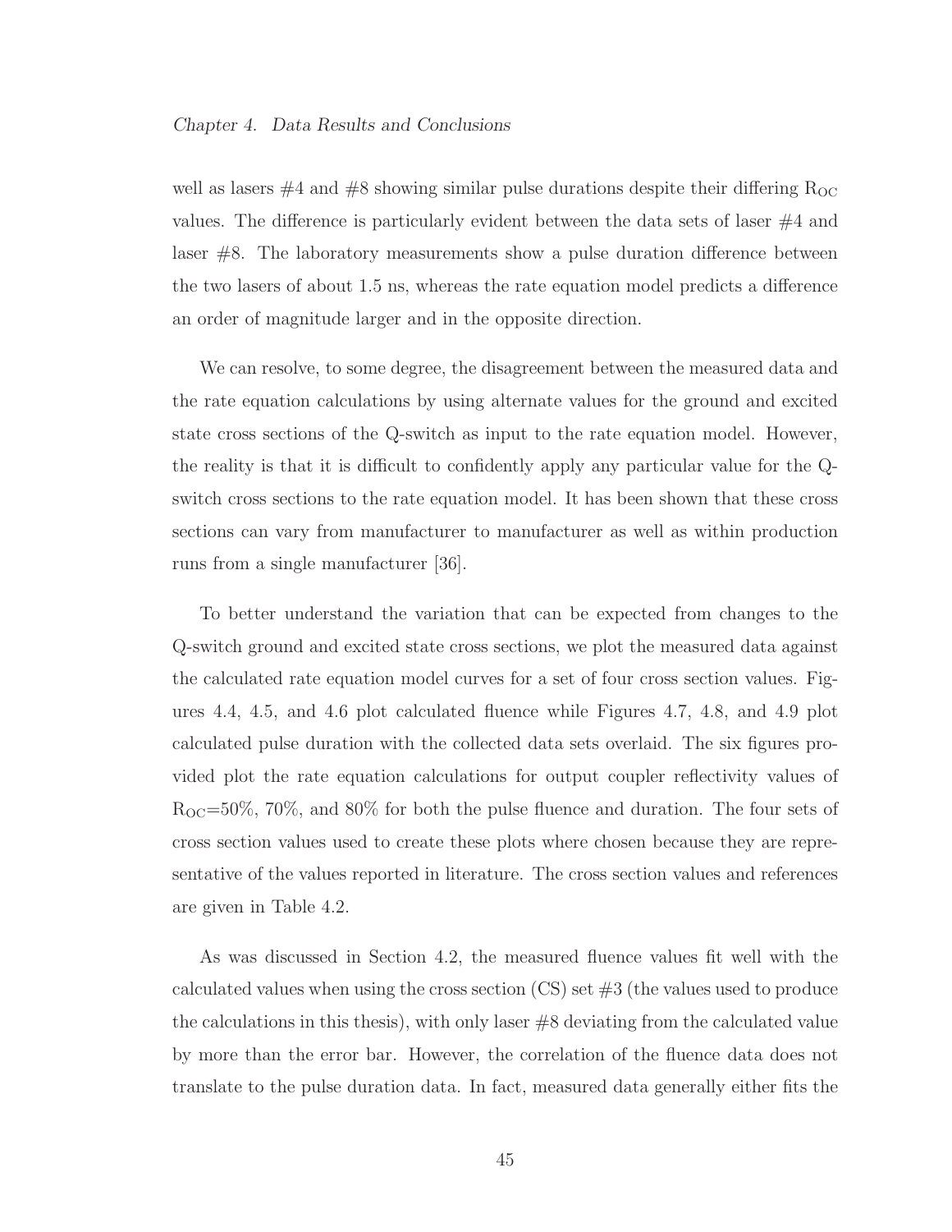well as lasers #4 and #8 showing similar pulse durations despite their differing $R_{OC}$ values. The difference is particularly evident between the data sets of laser #4 and laser #8. The laboratory measurements show a pulse duration difference between the two lasers of about 1.5 ns, whereas the rate equation model predicts a difference an order of magnitude larger and in the opposite direction.

We can resolve, to some degree, the disagreement between the measured data and the rate equation calculations by using alternate values for the ground and excited state cross sections of the Q-switch as input to the rate equation model. However, the reality is that it is difficult to confidently apply any particular value for the Q-switch cross sections to the rate equation model. It has been shown that these cross sections can vary from manufacturer to manufacturer as well as within production runs from a single manufacturer [36].

To better understand the variation that can be expected from changes to the Q-switch ground and excited state cross sections, we plot the measured data against the calculated rate equation model curves for a set of four cross section values. Figures 4.4, 4.5, and 4.6 plot calculated fluence while Figures 4.7, 4.8, and 4.9 plot calculated pulse duration with the collected data sets overlaid. The six figures provided plot the rate equation calculations for output coupler reflectivity values of $R_{OC}$=50%, 70%, and 80% for both the pulse fluence and duration. The four sets of cross section values used to create these plots where chosen because they are representative of the values reported in literature. The cross section values and references are given in Table 4.2.

As was discussed in Section 4.2, the measured fluence values fit well with the calculated values when using the cross section (CS) set #3 (the values used to produce the calculations in this thesis), with only laser #8 deviating from the calculated value by more than the error bar. However, the correlation of the fluence data does not translate to the pulse duration data. In fact, measured data generally either fits the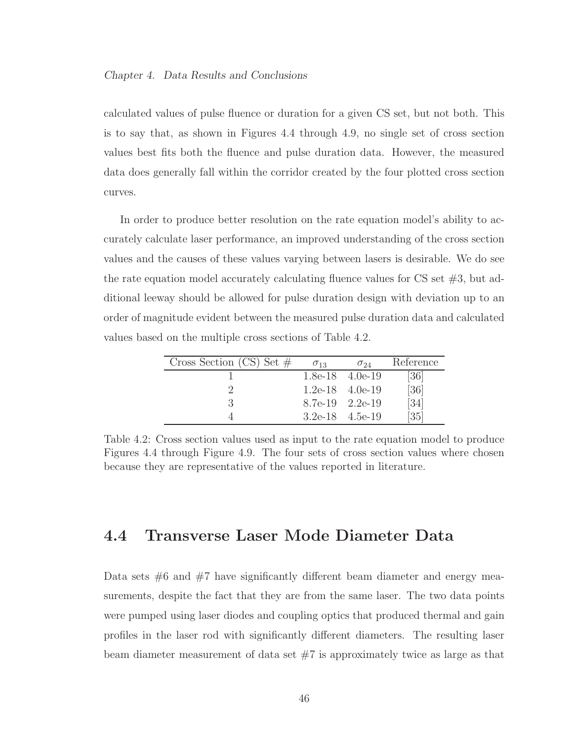calculated values of pulse fluence or duration for a given CS set, but not both. This is to say that, as shown in Figures 4.4 through 4.9, no single set of cross section values best fits both the fluence and pulse duration data. However, the measured data does generally fall within the corridor created by the four plotted cross section curves.

In order to produce better resolution on the rate equation model's ability to accurately calculate laser performance, an improved understanding of the cross section values and the causes of these values varying between lasers is desirable. We do see the rate equation model accurately calculating fluence values for CS set #3, but additional leeway should be allowed for pulse duration design with deviation up to an order of magnitude evident between the measured pulse duration data and calculated values based on the multiple cross sections of Table 4.2.

| Cross Section (CS) Set # | $\sigma_{13}$ | $\sigma_{24}$ | Reference |
|---|---|---|---|
| 1 | 1.8e-18 | 4.0e-19 | [36] |
| 2 | 1.2e-18 | 4.0e-19 | [36] |
| 3 | 8.7e-19 | 2.2e-19 | [34] |
| 4 | 3.2e-18 | 4.5e-19 | [35] |

Table 4.2: Cross section values used as input to the rate equation model to produce Figures 4.4 through Figure 4.9. The four sets of cross section values where chosen because they are representative of the values reported in literature.

## 4.4 Transverse Laser Mode Diameter Data

Data sets #6 and #7 have significantly different beam diameter and energy measurements, despite the fact that they are from the same laser. The two data points were pumped using laser diodes and coupling optics that produced thermal and gain profiles in the laser rod with significantly different diameters. The resulting laser beam diameter measurement of data set #7 is approximately twice as large as that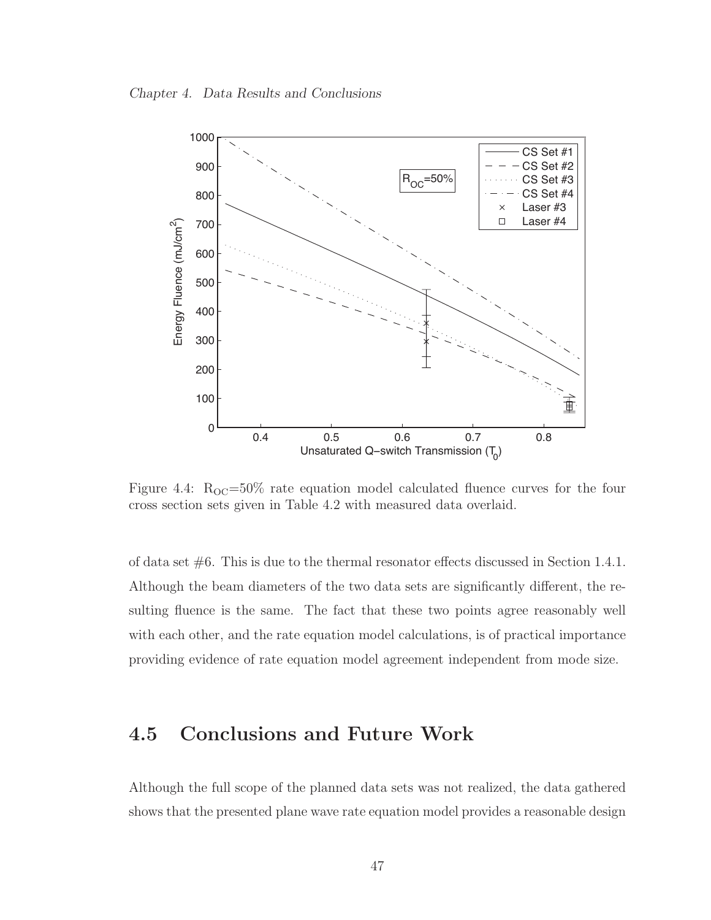Figure 4.4: $R_{OC}$=50% rate equation model calculated fluence curves for the four cross section sets given in Table 4.2 with measured data overlaid.

of data set #6. This is due to the thermal resonator effects discussed in Section 1.4.1. Although the beam diameters of the two data sets are significantly different, the resulting fluence is the same. The fact that these two points agree reasonably well with each other, and the rate equation model calculations, is of practical importance providing evidence of rate equation model agreement independent from mode size.

## 4.5 Conclusions and Future Work

Although the full scope of the planned data sets was not realized, the data gathered shows that the presented plane wave rate equation model provides a reasonable design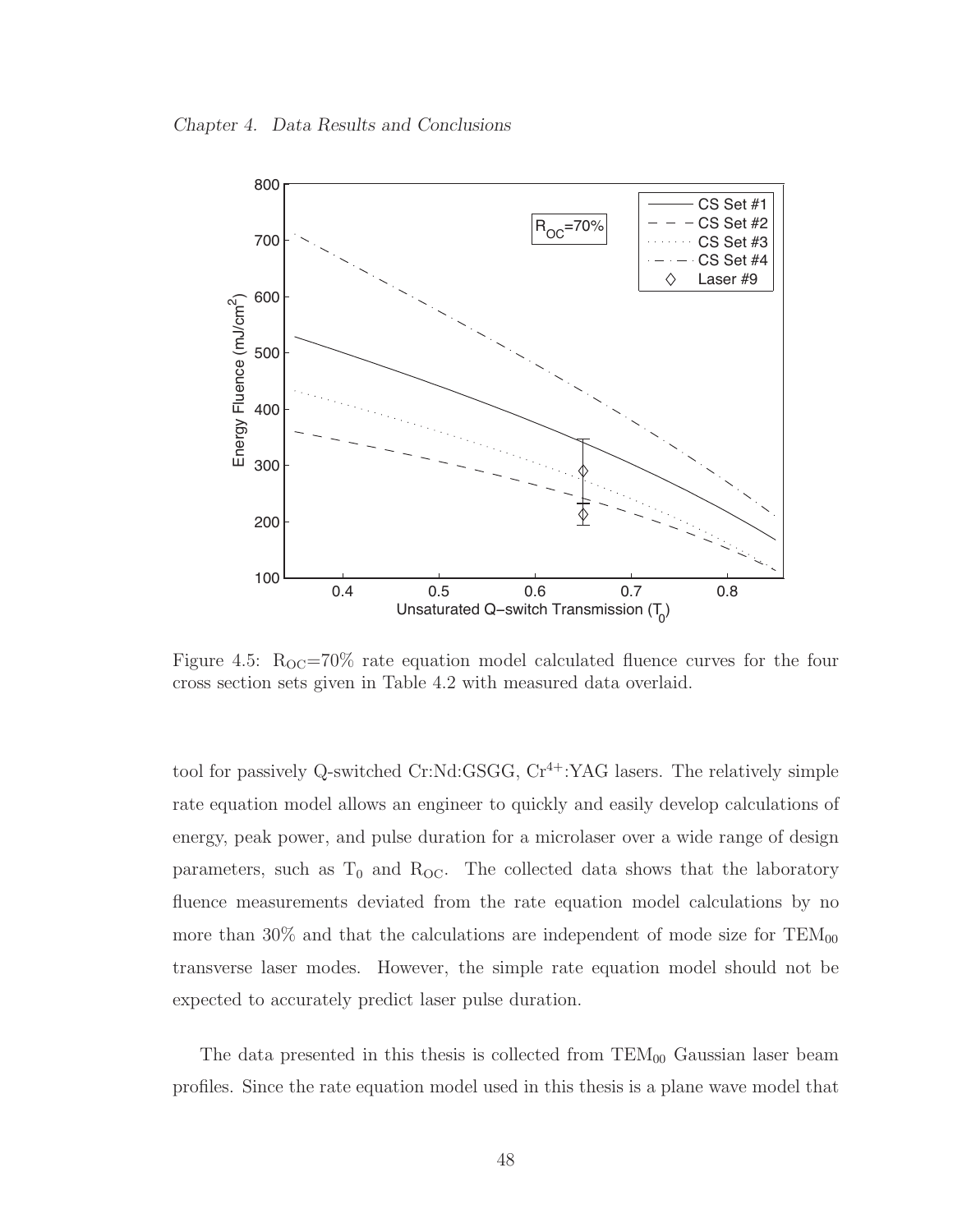Figure 4.5: $R_{OC}$=70% rate equation model calculated fluence curves for the four cross section sets given in Table 4.2 with measured data overlaid.

tool for passively Q-switched Cr:Nd:GSGG, $Cr^{4+}$:YAG lasers. The relatively simple rate equation model allows an engineer to quickly and easily develop calculations of energy, peak power, and pulse duration for a microlaser over a wide range of design parameters, such as $T_0$ and $R_{OC}$. The collected data shows that the laboratory fluence measurements deviated from the rate equation model calculations by no more than 30% and that the calculations are independent of mode size for $TEM_{00}$ transverse laser modes. However, the simple rate equation model should not be expected to accurately predict laser pulse duration.

The data presented in this thesis is collected from $TEM_{00}$ Gaussian laser beam profiles. Since the rate equation model used in this thesis is a plane wave model that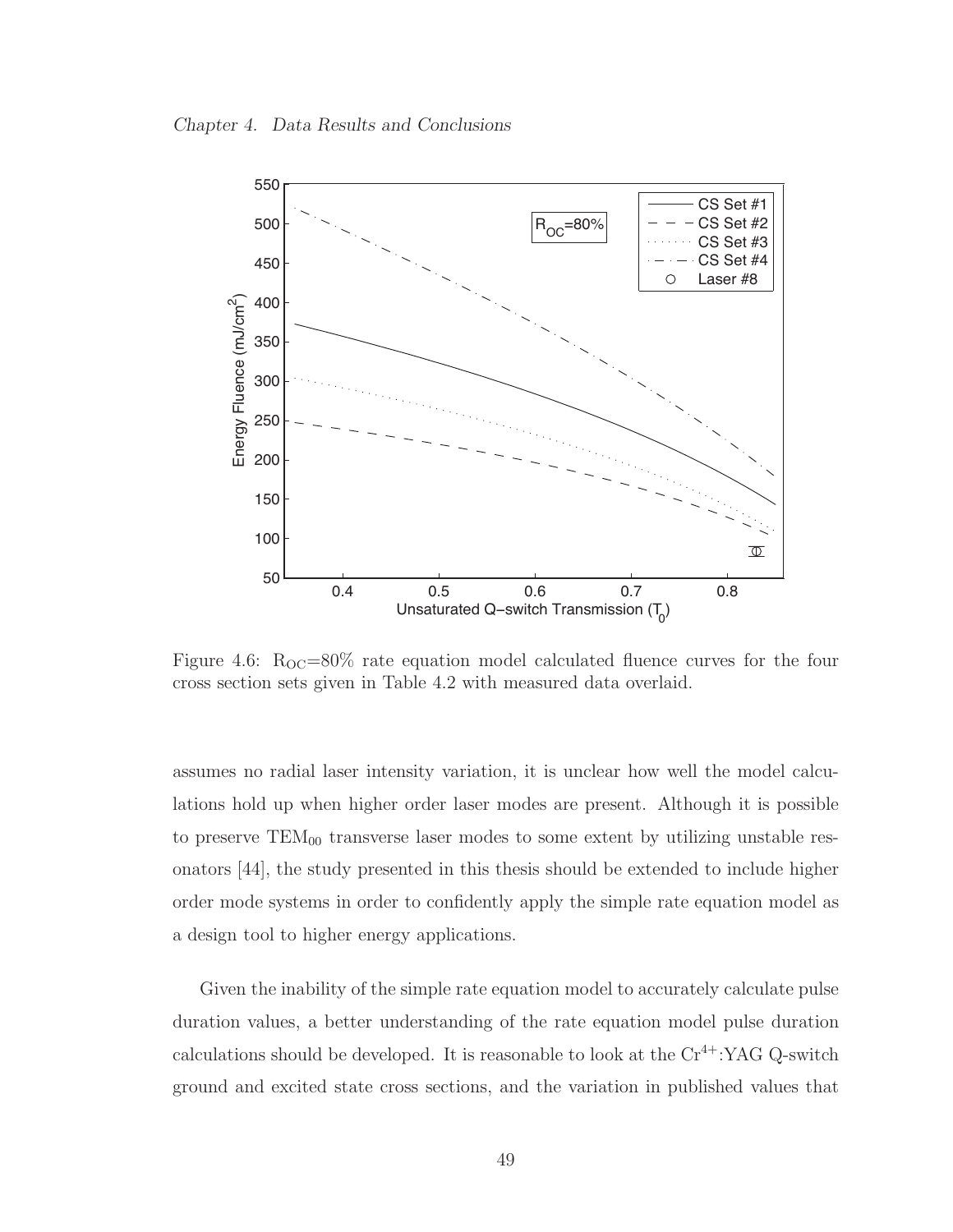Figure 4.6: $R_{OC}$=80% rate equation model calculated fluence curves for the four cross section sets given in Table 4.2 with measured data overlaid.

assumes no radial laser intensity variation, it is unclear how well the model calculations hold up when higher order laser modes are present. Although it is possible to preserve $TEM_{00}$ transverse laser modes to some extent by utilizing unstable resonators [44], the study presented in this thesis should be extended to include higher order mode systems in order to confidently apply the simple rate equation model as a design tool to higher energy applications.

Given the inability of the simple rate equation model to accurately calculate pulse duration values, a better understanding of the rate equation model pulse duration calculations should be developed. It is reasonable to look at the $Cr^{4+}$:YAG Q-switch ground and excited state cross sections, and the variation in published values that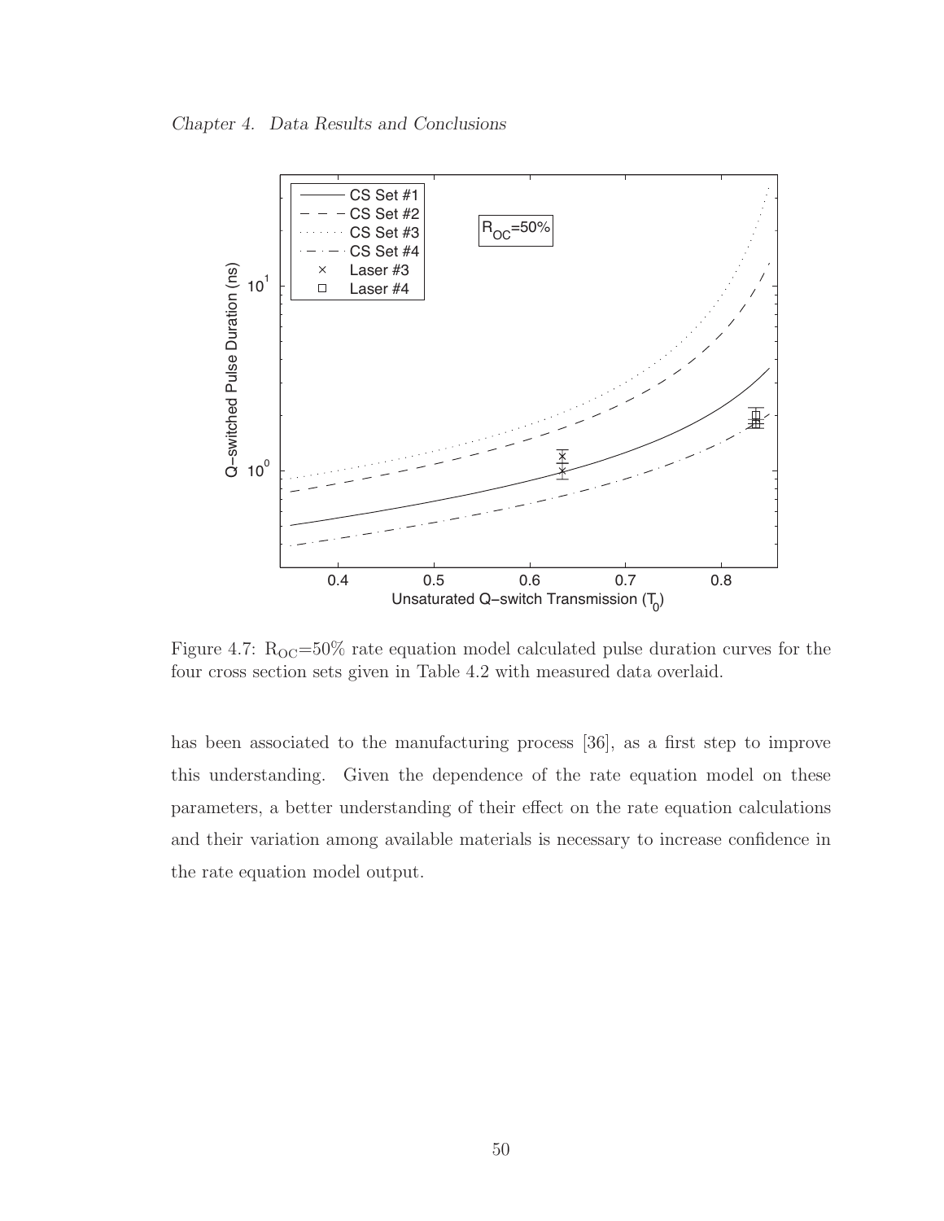Figure 4.7: $R_{OC}$=50% rate equation model calculated pulse duration curves for the four cross section sets given in Table 4.2 with measured data overlaid.

has been associated to the manufacturing process [36], as a first step to improve this understanding. Given the dependence of the rate equation model on these parameters, a better understanding of their effect on the rate equation calculations and their variation among available materials is necessary to increase confidence in the rate equation model output.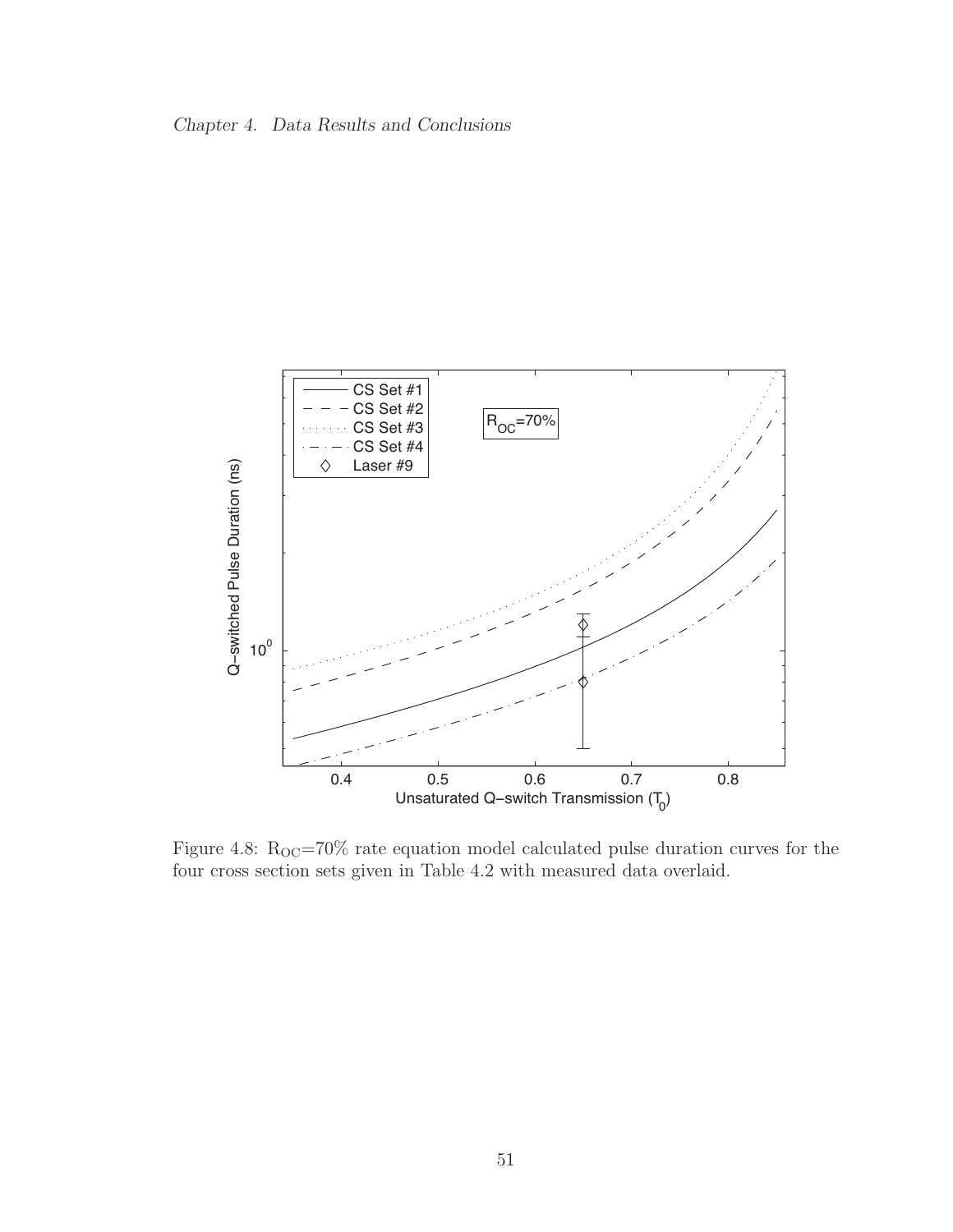Figure 4.8: $R_{OC}$=70% rate equation model calculated pulse duration curves for the four cross section sets given in Table 4.2 with measured data overlaid.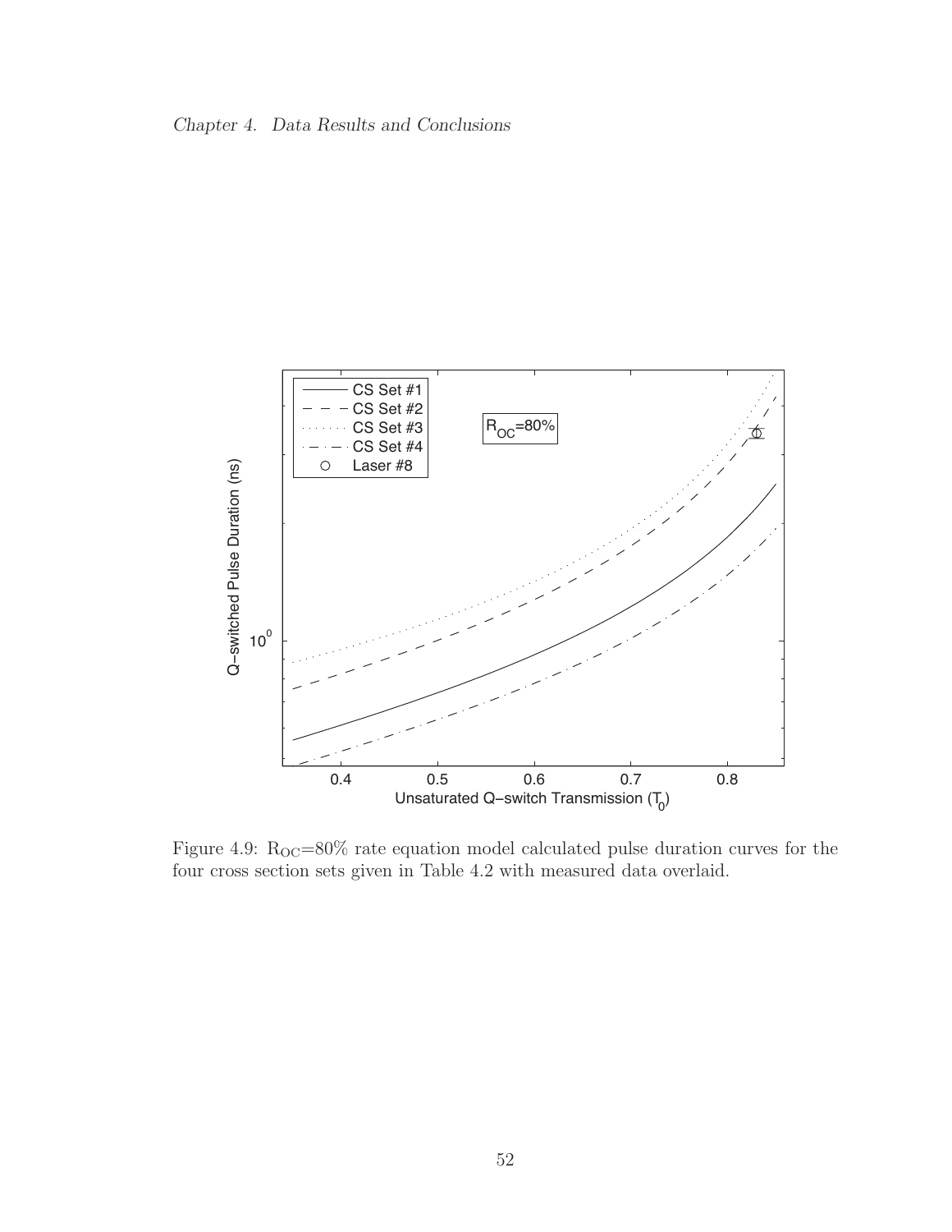Figure 4.9: $R_{OC}$=80% rate equation model calculated pulse duration curves for the four cross section sets given in Table 4.2 with measured data overlaid.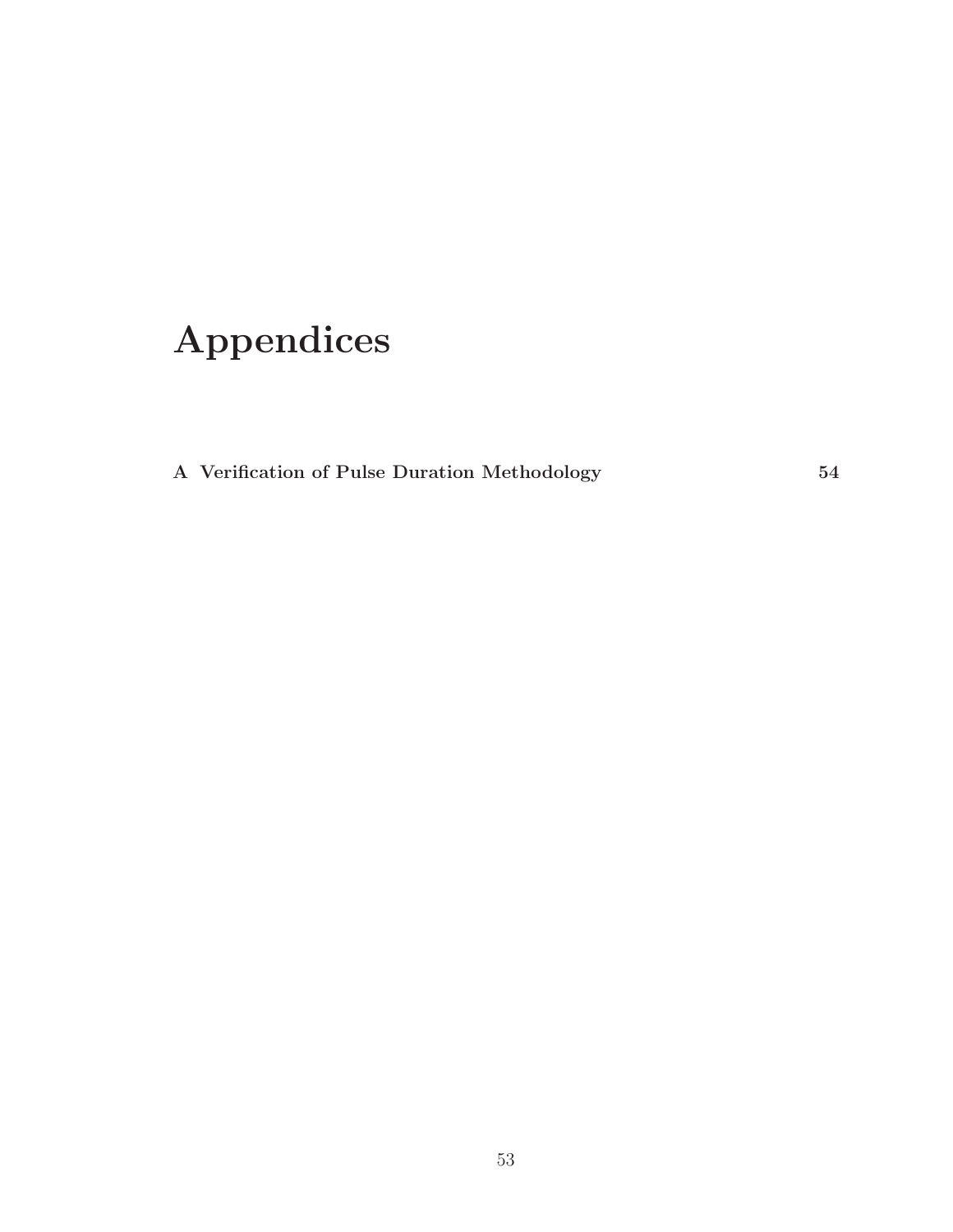# Appendices

**A Verification of Pulse Duration Methodology** **54**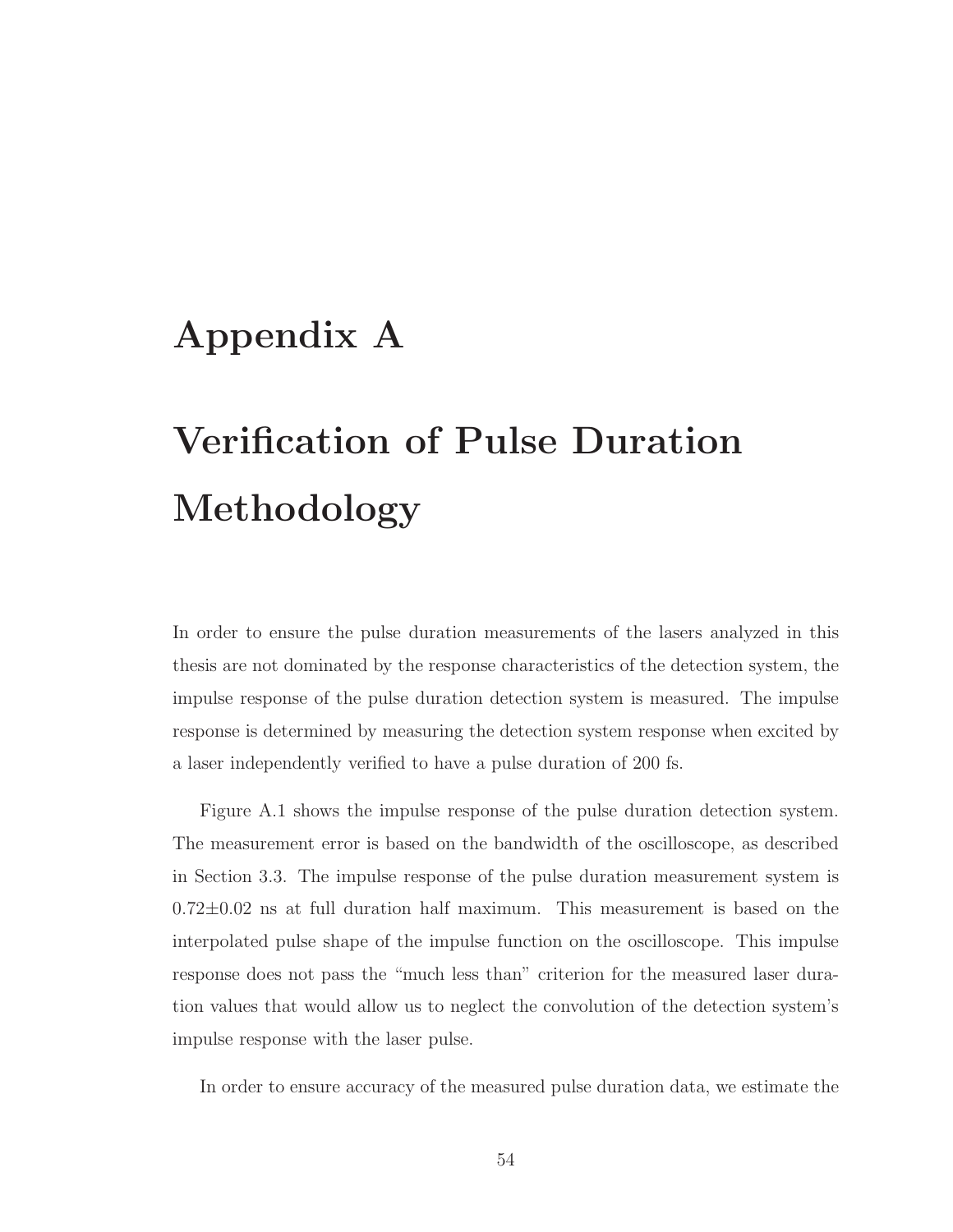# Appendix A

# Verification of Pulse Duration Methodology

In order to ensure the pulse duration measurements of the lasers analyzed in this thesis are not dominated by the response characteristics of the detection system, the impulse response of the pulse duration detection system is measured. The impulse response is determined by measuring the detection system response when excited by a laser independently verified to have a pulse duration of 200 fs.

Figure A.1 shows the impulse response of the pulse duration detection system. The measurement error is based on the bandwidth of the oscilloscope, as described in Section 3.3. The impulse response of the pulse duration measurement system is $0.72 \pm 0.02$ ns at full duration half maximum. This measurement is based on the interpolated pulse shape of the impulse function on the oscilloscope. This impulse response does not pass the "much less than" criterion for the measured laser duration values that would allow us to neglect the convolution of the detection system's impulse response with the laser pulse.

In order to ensure accuracy of the measured pulse duration data, we estimate the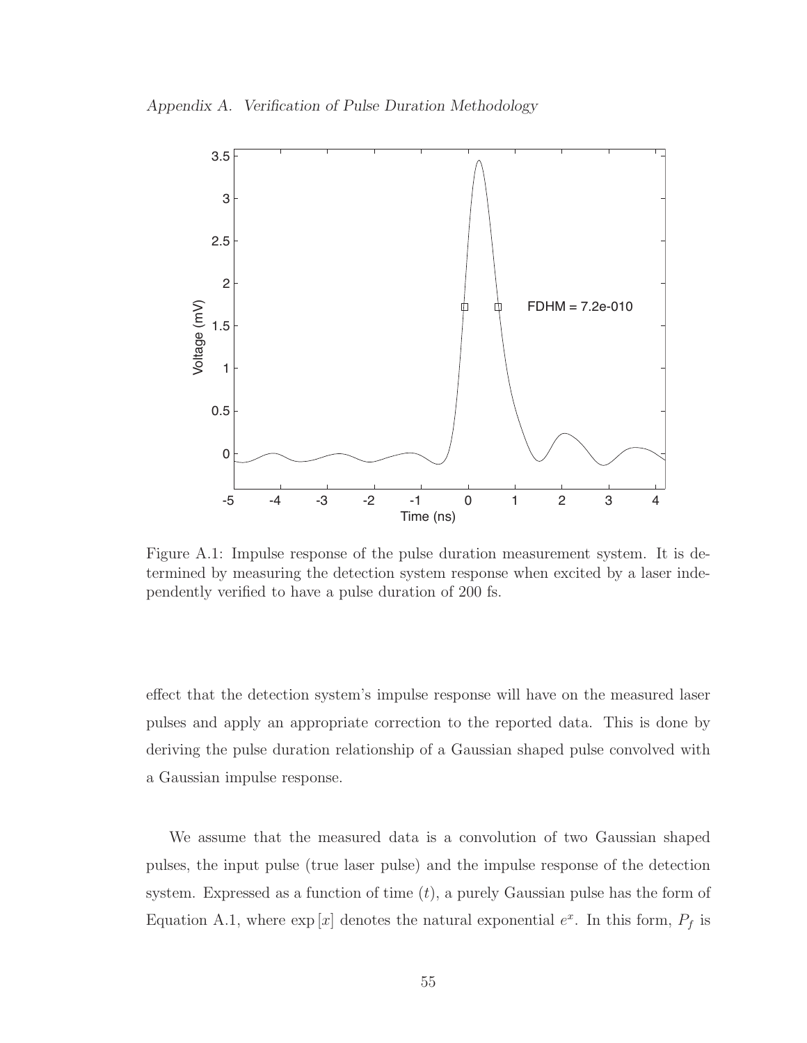Figure A.1: Impulse response of the pulse duration measurement system. It is determined by measuring the detection system response when excited by a laser independently verified to have a pulse duration of 200 fs.

effect that the detection system's impulse response will have on the measured laser pulses and apply an appropriate correction to the reported data. This is done by deriving the pulse duration relationship of a Gaussian shaped pulse convolved with a Gaussian impulse response.

We assume that the measured data is a convolution of two Gaussian shaped pulses, the input pulse (true laser pulse) and the impulse response of the detection system. Expressed as a function of time ($t$), a purely Gaussian pulse has the form of Equation A.1, where $\exp[x]$ denotes the natural exponential $e^x$. In this form, $P_f$ is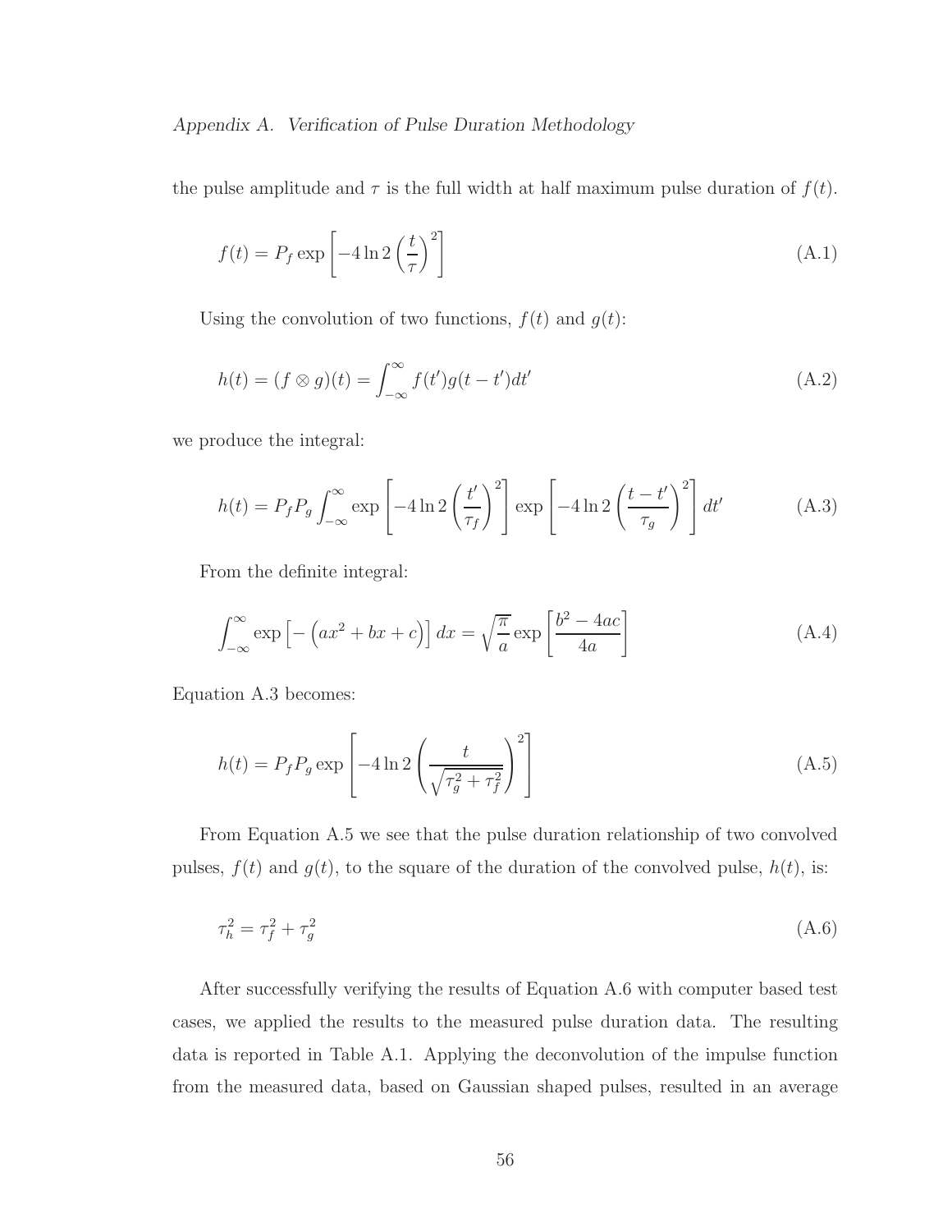the pulse amplitude and $\tau$ is the full width at half maximum pulse duration of $f(t)$.

$$f(t) = P_f \exp\left[-4\ln 2\left(\frac{t}{\tau}\right)^2\right] \tag{A.1}$$

Using the convolution of two functions, $f(t)$ and $g(t)$:

$$h(t) = (f \otimes g)(t) = \int_{-\infty}^{\infty} f(t')g(t-t')dt' \tag{A.2}$$

we produce the integral:

$$h(t) = P_f P_g \int_{-\infty}^{\infty} \exp\left[-4\ln 2\left(\frac{t'}{\tau_f}\right)^2\right] \exp\left[-4\ln 2\left(\frac{t-t'}{\tau_g}\right)^2\right] dt' \tag{A.3}$$

From the definite integral:

$$\int_{-\infty}^{\infty} \exp\left[-\left(ax^2 + bx + c\right)\right] dx = \sqrt{\frac{\pi}{a}} \exp\left[\frac{b^2 - 4ac}{4a}\right] \tag{A.4}$$

Equation A.3 becomes:

$$h(t) = P_f P_g \exp\left[-4\ln 2\left(\frac{t}{\sqrt{\tau_g^2 + \tau_f^2}}\right)^2\right] \tag{A.5}$$

From Equation A.5 we see that the pulse duration relationship of two convolved pulses, $f(t)$ and $g(t)$, to the square of the duration of the convolved pulse, $h(t)$, is:

$$\tau_h^2 = \tau_f^2 + \tau_g^2 \tag{A.6}$$

After successfully verifying the results of Equation A.6 with computer based test cases, we applied the results to the measured pulse duration data. The resulting data is reported in Table A.1. Applying the deconvolution of the impulse function from the measured data, based on Gaussian shaped pulses, resulted in an average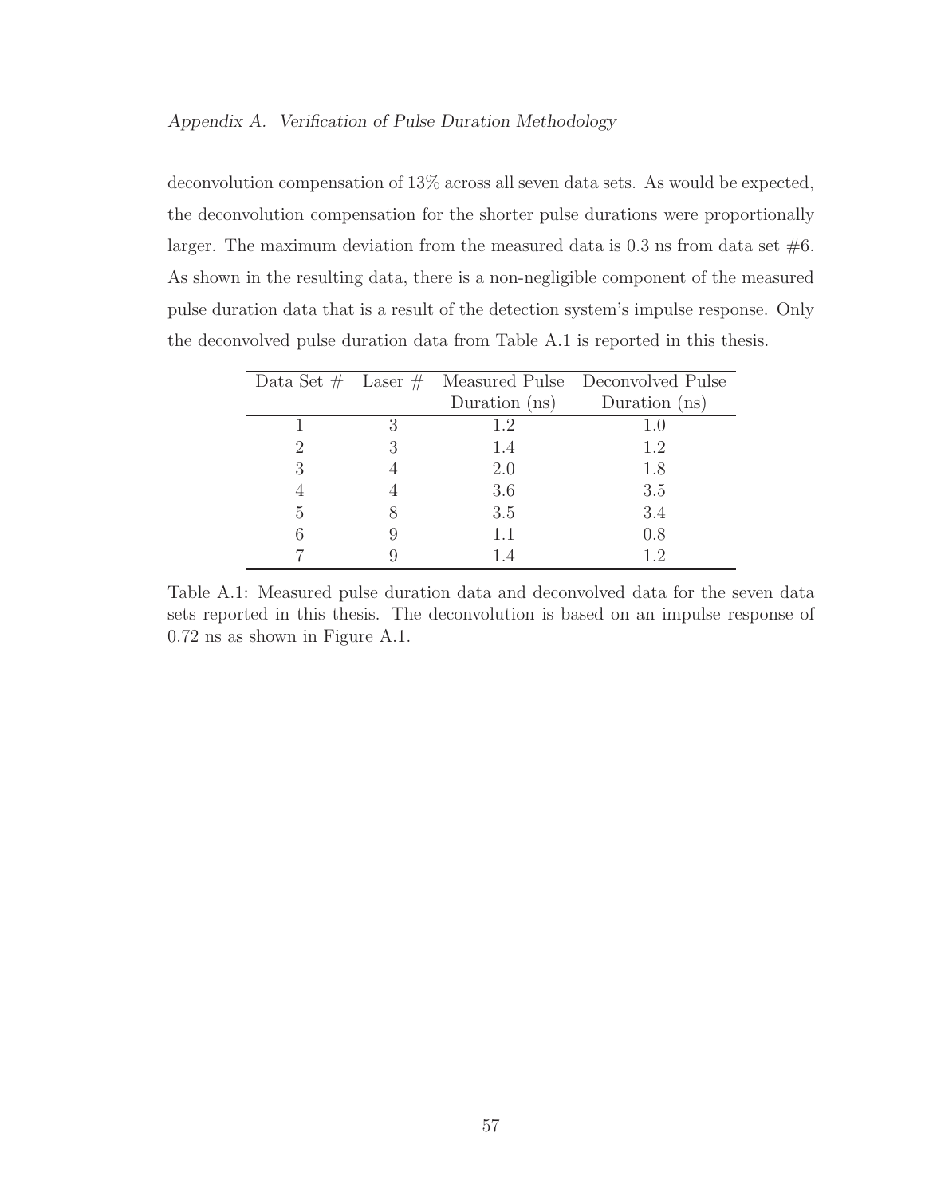deconvolution compensation of 13% across all seven data sets. As would be expected, the deconvolution compensation for the shorter pulse durations were proportionally larger. The maximum deviation from the measured data is 0.3 ns from data set #6. As shown in the resulting data, there is a non-negligible component of the measured pulse duration data that is a result of the detection system's impulse response. Only the deconvolved pulse duration data from Table A.1 is reported in this thesis.

| Data Set # | Laser # | Measured Pulse Duration (ns) | Deconvolved Pulse Duration (ns) |
|---|---|---|---|
| 1 | 3 | 1.2 | 1.0 |
| 2 | 3 | 1.4 | 1.2 |
| 3 | 4 | 2.0 | 1.8 |
| 4 | 4 | 3.6 | 3.5 |
| 5 | 8 | 3.5 | 3.4 |
| 6 | 9 | 1.1 | 0.8 |
| 7 | 9 | 1.4 | 1.2 |

Table A.1: Measured pulse duration data and deconvolved data for the seven data sets reported in this thesis. The deconvolution is based on an impulse response of 0.72 ns as shown in Figure A.1.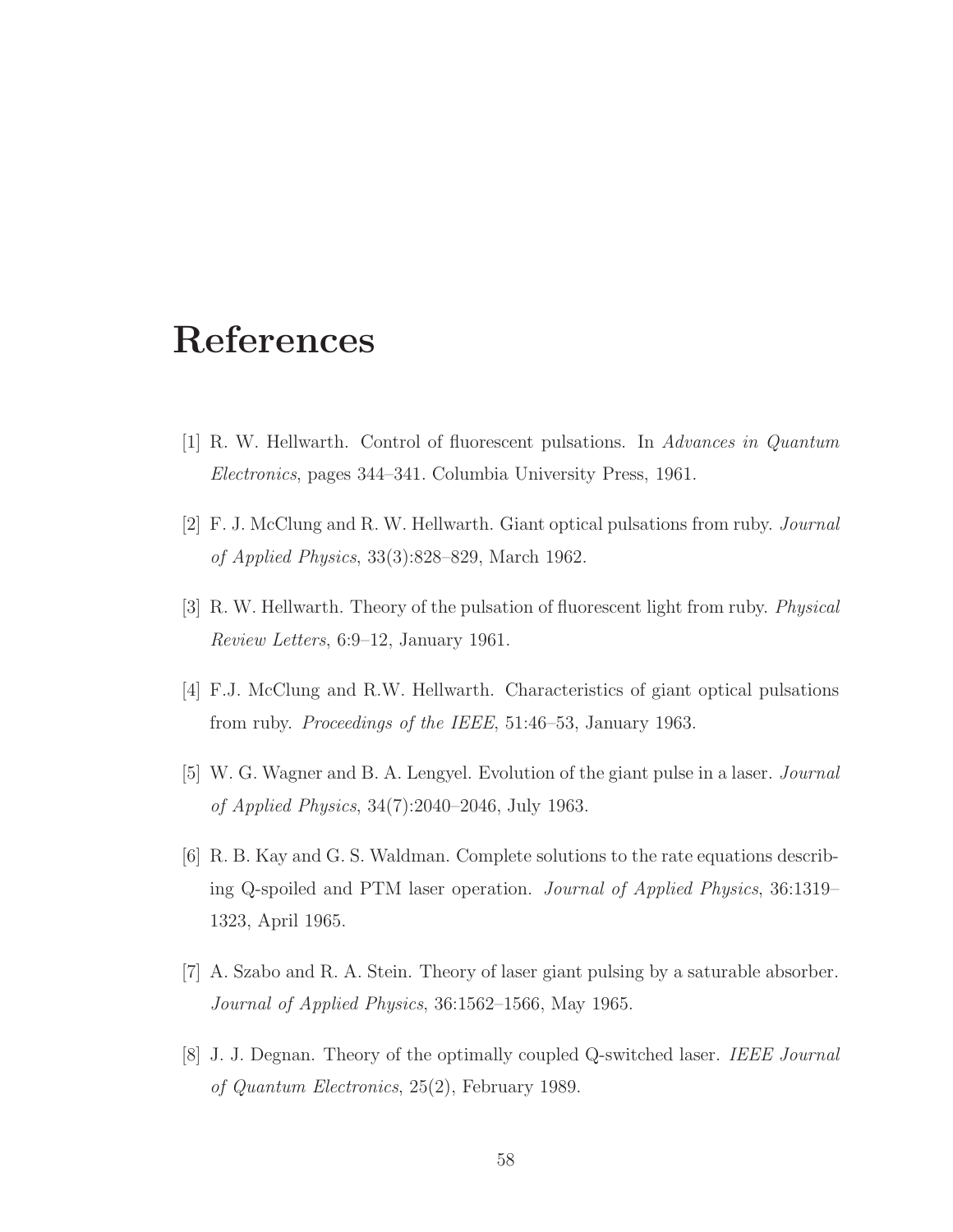# References

[1] R. W. Hellwarth. Control of fluorescent pulsations. In *Advances in Quantum Electronics*, pages 344–341. Columbia University Press, 1961.

[2] F. J. McClung and R. W. Hellwarth. Giant optical pulsations from ruby. *Journal of Applied Physics*, 33(3):828–829, March 1962.

[3] R. W. Hellwarth. Theory of the pulsation of fluorescent light from ruby. *Physical Review Letters*, 6:9–12, January 1961.

[4] F.J. McClung and R.W. Hellwarth. Characteristics of giant optical pulsations from ruby. *Proceedings of the IEEE*, 51:46–53, January 1963.

[5] W. G. Wagner and B. A. Lengyel. Evolution of the giant pulse in a laser. *Journal of Applied Physics*, 34(7):2040–2046, July 1963.

[6] R. B. Kay and G. S. Waldman. Complete solutions to the rate equations describing Q-spoiled and PTM laser operation. *Journal of Applied Physics*, 36:1319–1323, April 1965.

[7] A. Szabo and R. A. Stein. Theory of laser giant pulsing by a saturable absorber. *Journal of Applied Physics*, 36:1562–1566, May 1965.

[8] J. J. Degnan. Theory of the optimally coupled Q-switched laser. *IEEE Journal of Quantum Electronics*, 25(2), February 1989.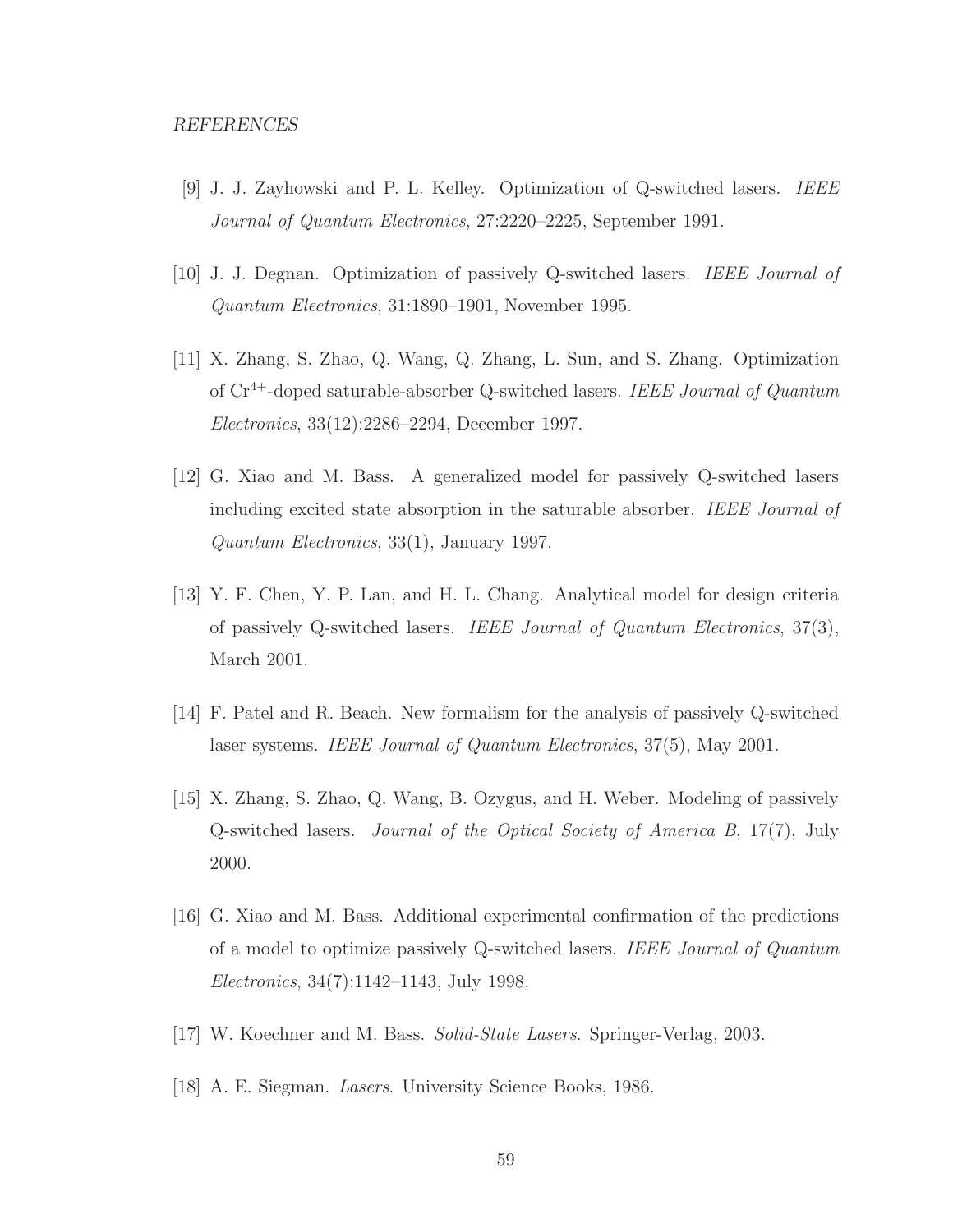[9] J. J. Zayhowski and P. L. Kelley. Optimization of Q-switched lasers. *IEEE Journal of Quantum Electronics*, 27:2220–2225, September 1991.

[10] J. J. Degnan. Optimization of passively Q-switched lasers. *IEEE Journal of Quantum Electronics*, 31:1890–1901, November 1995.

[11] X. Zhang, S. Zhao, Q. Wang, Q. Zhang, L. Sun, and S. Zhang. Optimization of $Cr^{4+}$-doped saturable-absorber Q-switched lasers. *IEEE Journal of Quantum Electronics*, 33(12):2286–2294, December 1997.

[12] G. Xiao and M. Bass. A generalized model for passively Q-switched lasers including excited state absorption in the saturable absorber. *IEEE Journal of Quantum Electronics*, 33(1), January 1997.

[13] Y. F. Chen, Y. P. Lan, and H. L. Chang. Analytical model for design criteria of passively Q-switched lasers. *IEEE Journal of Quantum Electronics*, 37(3), March 2001.

[14] F. Patel and R. Beach. New formalism for the analysis of passively Q-switched laser systems. *IEEE Journal of Quantum Electronics*, 37(5), May 2001.

[15] X. Zhang, S. Zhao, Q. Wang, B. Ozygus, and H. Weber. Modeling of passively Q-switched lasers. *Journal of the Optical Society of America B*, 17(7), July 2000.

[16] G. Xiao and M. Bass. Additional experimental confirmation of the predictions of a model to optimize passively Q-switched lasers. *IEEE Journal of Quantum Electronics*, 34(7):1142–1143, July 1998.

[17] W. Koechner and M. Bass. *Solid-State Lasers*. Springer-Verlag, 2003.

[18] A. E. Siegman. *Lasers*. University Science Books, 1986.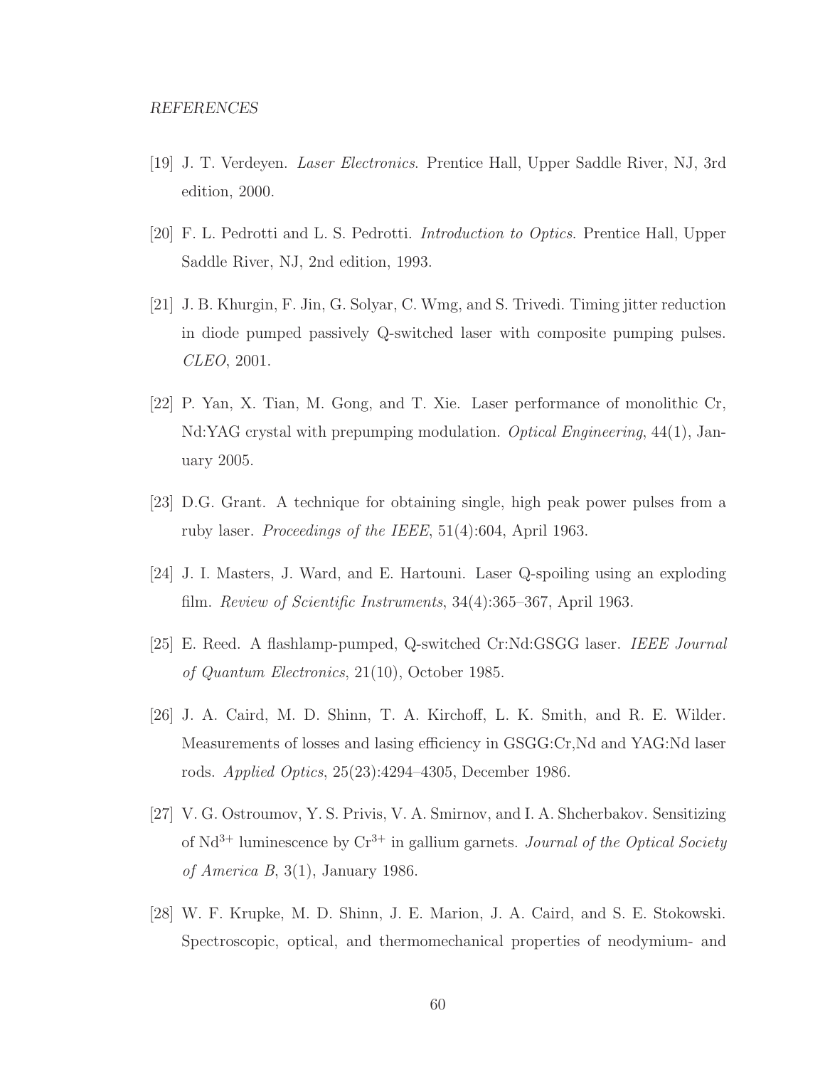[19] J. T. Verdeyen. *Laser Electronics*. Prentice Hall, Upper Saddle River, NJ, 3rd edition, 2000.

[20] F. L. Pedrotti and L. S. Pedrotti. *Introduction to Optics*. Prentice Hall, Upper Saddle River, NJ, 2nd edition, 1993.

[21] J. B. Khurgin, F. Jin, G. Solyar, C. Wmg, and S. Trivedi. Timing jitter reduction in diode pumped passively Q-switched laser with composite pumping pulses. *CLEO*, 2001.

[22] P. Yan, X. Tian, M. Gong, and T. Xie. Laser performance of monolithic Cr, Nd:YAG crystal with prepumping modulation. *Optical Engineering*, 44(1), January 2005.

[23] D.G. Grant. A technique for obtaining single, high peak power pulses from a ruby laser. *Proceedings of the IEEE*, 51(4):604, April 1963.

[24] J. I. Masters, J. Ward, and E. Hartouni. Laser Q-spoiling using an exploding film. *Review of Scientific Instruments*, 34(4):365–367, April 1963.

[25] E. Reed. A flashlamp-pumped, Q-switched Cr:Nd:GSGG laser. *IEEE Journal of Quantum Electronics*, 21(10), October 1985.

[26] J. A. Caird, M. D. Shinn, T. A. Kirchoff, L. K. Smith, and R. E. Wilder. Measurements of losses and lasing efficiency in GSGG:Cr,Nd and YAG:Nd laser rods. *Applied Optics*, 25(23):4294–4305, December 1986.

[27] V. G. Ostroumov, Y. S. Privis, V. A. Smirnov, and I. A. Shcherbakov. Sensitizing of $Nd^{3+}$ luminescence by $Cr^{3+}$ in gallium garnets. *Journal of the Optical Society of America B*, 3(1), January 1986.

[28] W. F. Krupke, M. D. Shinn, J. E. Marion, J. A. Caird, and S. E. Stokowski. Spectroscopic, optical, and thermomechanical properties of neodymium- and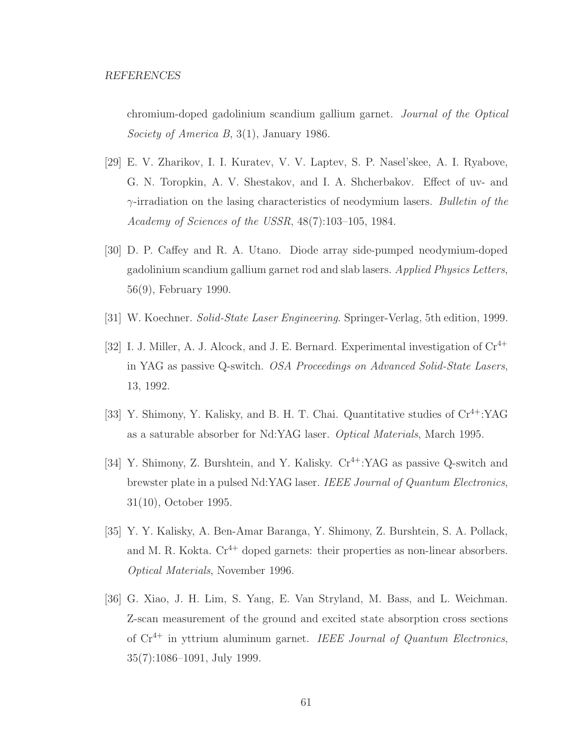chromium-doped gadolinium scandium gallium garnet. *Journal of the Optical Society of America B*, 3(1), January 1986.

[29] E. V. Zharikov, I. I. Kuratev, V. V. Laptev, S. P. Nasel'skee, A. I. Ryabove, G. N. Toropkin, A. V. Shestakov, and I. A. Shcherbakov. Effect of uv- and $\gamma$-irradiation on the lasing characteristics of neodymium lasers. *Bulletin of the Academy of Sciences of the USSR*, 48(7):103–105, 1984.

[30] D. P. Caffey and R. A. Utano. Diode array side-pumped neodymium-doped gadolinium scandium gallium garnet rod and slab lasers. *Applied Physics Letters*, 56(9), February 1990.

[31] W. Koechner. *Solid-State Laser Engineering*. Springer-Verlag, 5th edition, 1999.

[32] I. J. Miller, A. J. Alcock, and J. E. Bernard. Experimental investigation of $Cr^{4+}$ in YAG as passive Q-switch. *OSA Proceedings on Advanced Solid-State Lasers*, 13, 1992.

[33] Y. Shimony, Y. Kalisky, and B. H. T. Chai. Quantitative studies of $Cr^{4+}$:YAG as a saturable absorber for Nd:YAG laser. *Optical Materials*, March 1995.

[34] Y. Shimony, Z. Burshtein, and Y. Kalisky. $Cr^{4+}$:YAG as passive Q-switch and brewster plate in a pulsed Nd:YAG laser. *IEEE Journal of Quantum Electronics*, 31(10), October 1995.

[35] Y. Y. Kalisky, A. Ben-Amar Baranga, Y. Shimony, Z. Burshtein, S. A. Pollack, and M. R. Kokta. $Cr^{4+}$ doped garnets: their properties as non-linear absorbers. *Optical Materials*, November 1996.

[36] G. Xiao, J. H. Lim, S. Yang, E. Van Stryland, M. Bass, and L. Weichman. Z-scan measurement of the ground and excited state absorption cross sections of $Cr^{4+}$ in yttrium aluminum garnet. *IEEE Journal of Quantum Electronics*, 35(7):1086–1091, July 1999.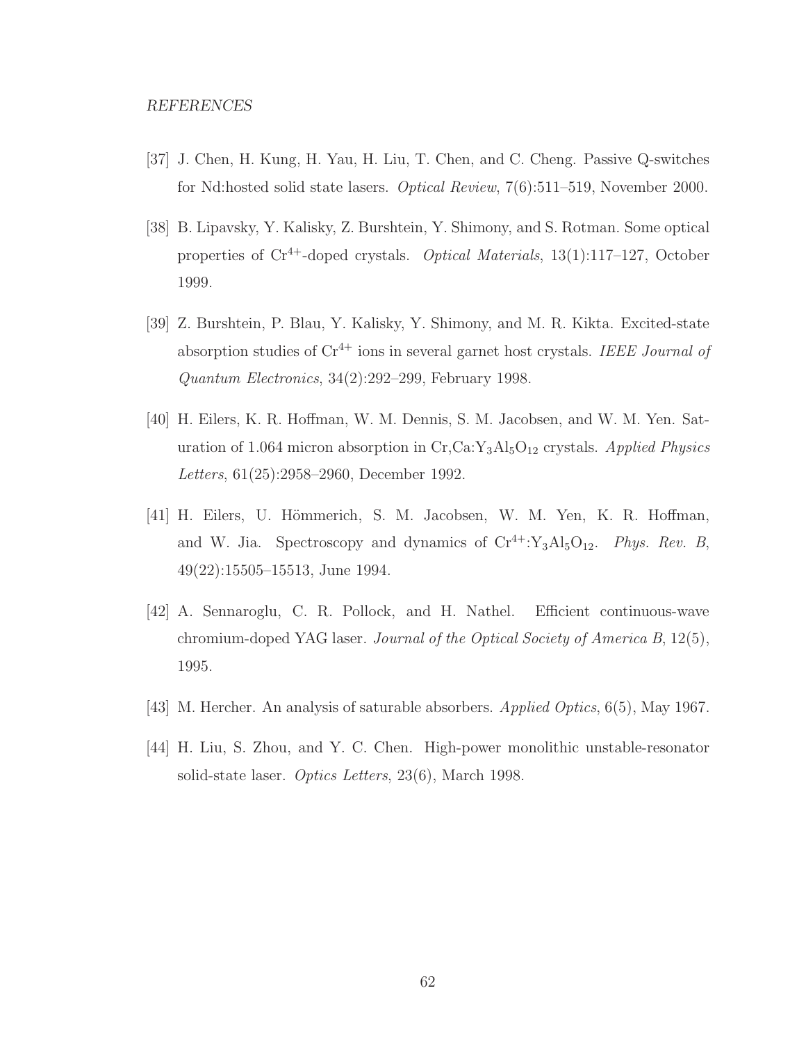[37] J. Chen, H. Kung, H. Yau, H. Liu, T. Chen, and C. Cheng. Passive Q-switches for Nd:hosted solid state lasers. *Optical Review*, 7(6):511–519, November 2000.

[38] B. Lipavsky, Y. Kalisky, Z. Burshtein, Y. Shimony, and S. Rotman. Some optical properties of $Cr^{4+}$-doped crystals. *Optical Materials*, 13(1):117–127, October 1999.

[39] Z. Burshtein, P. Blau, Y. Kalisky, Y. Shimony, and M. R. Kikta. Excited-state absorption studies of $Cr^{4+}$ ions in several garnet host crystals. *IEEE Journal of Quantum Electronics*, 34(2):292–299, February 1998.

[40] H. Eilers, K. R. Hoffman, W. M. Dennis, S. M. Jacobsen, and W. M. Yen. Saturation of 1.064 micron absorption in Cr,Ca:$Y_3Al_5O_{12}$ crystals. *Applied Physics Letters*, 61(25):2958–2960, December 1992.

[41] H. Eilers, U. Hömmerich, S. M. Jacobsen, W. M. Yen, K. R. Hoffman, and W. Jia. Spectroscopy and dynamics of $Cr^{4+}$:$Y_3Al_5O_{12}$. *Phys. Rev. B*, 49(22):15505–15513, June 1994.

[42] A. Sennaroglu, C. R. Pollock, and H. Nathel. Efficient continuous-wave chromium-doped YAG laser. *Journal of the Optical Society of America B*, 12(5), 1995.

[43] M. Hercher. An analysis of saturable absorbers. *Applied Optics*, 6(5), May 1967.

[44] H. Liu, S. Zhou, and Y. C. Chen. High-power monolithic unstable-resonator solid-state laser. *Optics Letters*, 23(6), March 1998.